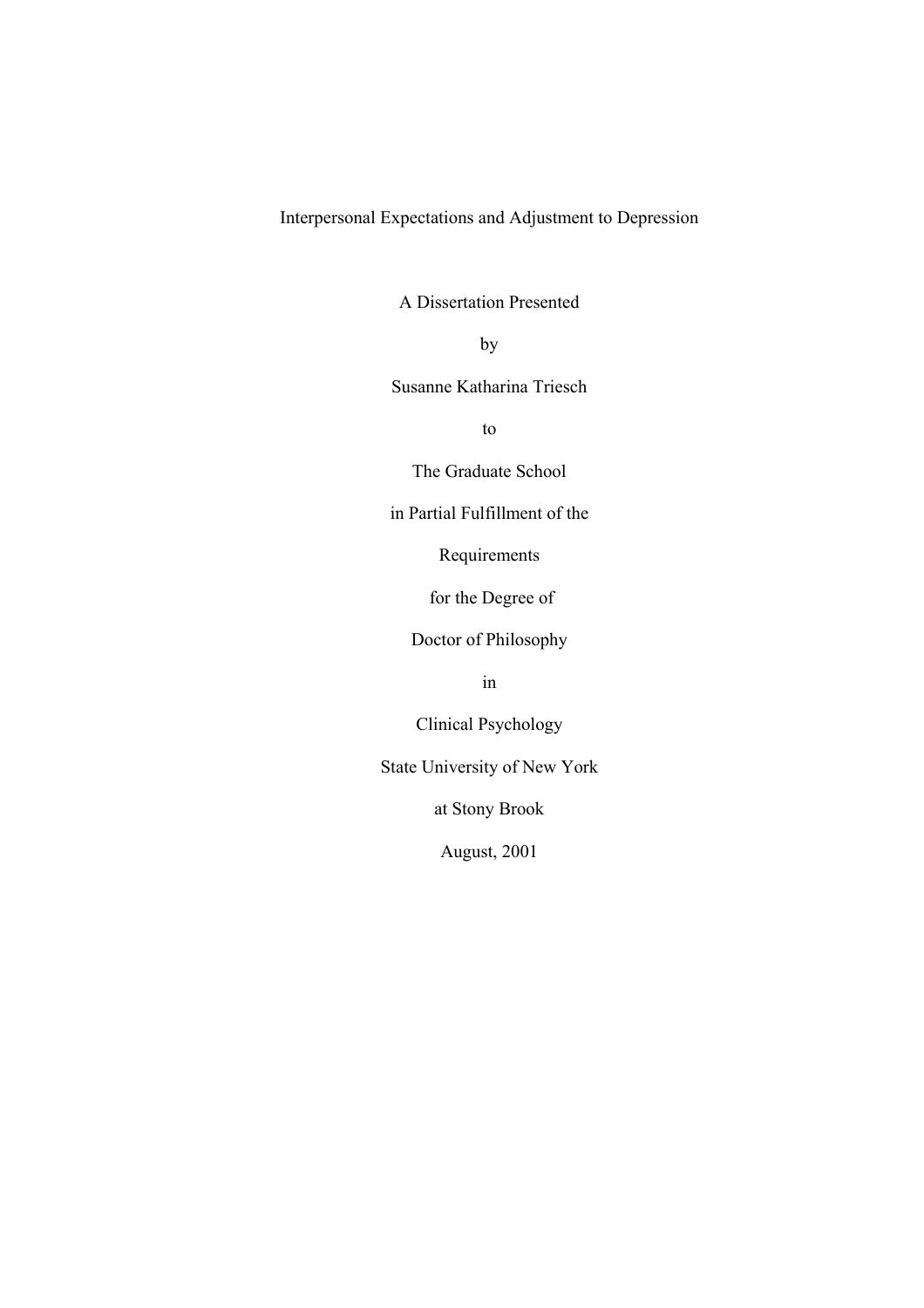# Interpersonal Expectations and Adjustment to Depression

A Dissertation Presented

by

Susanne Katharina Triesch

to

The Graduate School

in Partial Fulfillment of the

Requirements

for the Degree of

Doctor of Philosophy

in

Clinical Psychology

State University of New York

at Stony Brook

August, 2001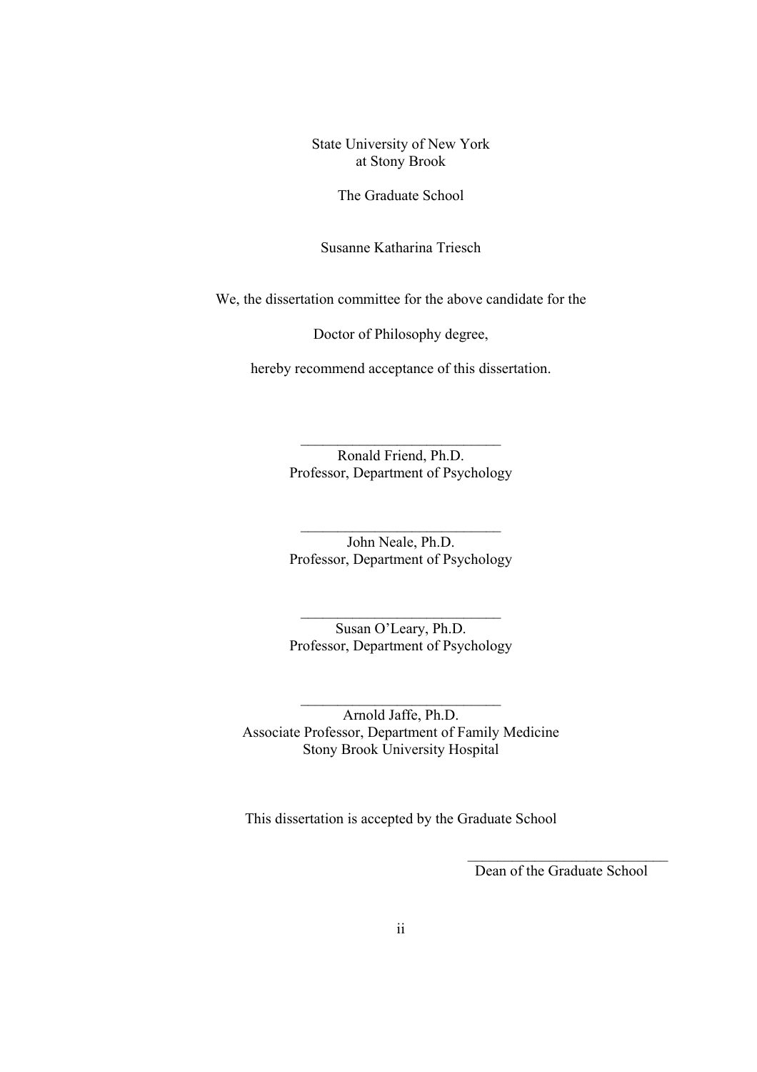State University of New York
at Stony Brook

The Graduate School

Susanne Katharina Triesch

We, the dissertation committee for the above candidate for the

Doctor of Philosophy degree,

hereby recommend acceptance of this dissertation.

\_\_\_\_\_\_\_\_\_\_\_\_\_\_\_\_\_\_\_\_\_\_\_\_\_\_\_\_
Ronald Friend, Ph.D.
Professor, Department of Psychology

\_\_\_\_\_\_\_\_\_\_\_\_\_\_\_\_\_\_\_\_\_\_\_\_\_\_\_\_
John Neale, Ph.D.
Professor, Department of Psychology

\_\_\_\_\_\_\_\_\_\_\_\_\_\_\_\_\_\_\_\_\_\_\_\_\_\_\_\_
Susan O'Leary, Ph.D.
Professor, Department of Psychology

\_\_\_\_\_\_\_\_\_\_\_\_\_\_\_\_\_\_\_\_\_\_\_\_\_\_\_\_
Arnold Jaffe, Ph.D.
Associate Professor, Department of Family Medicine
Stony Brook University Hospital

This dissertation is accepted by the Graduate School

\_\_\_\_\_\_\_\_\_\_\_\_\_\_\_\_\_\_\_\_\_\_\_\_\_\_\_\_
Dean of the Graduate School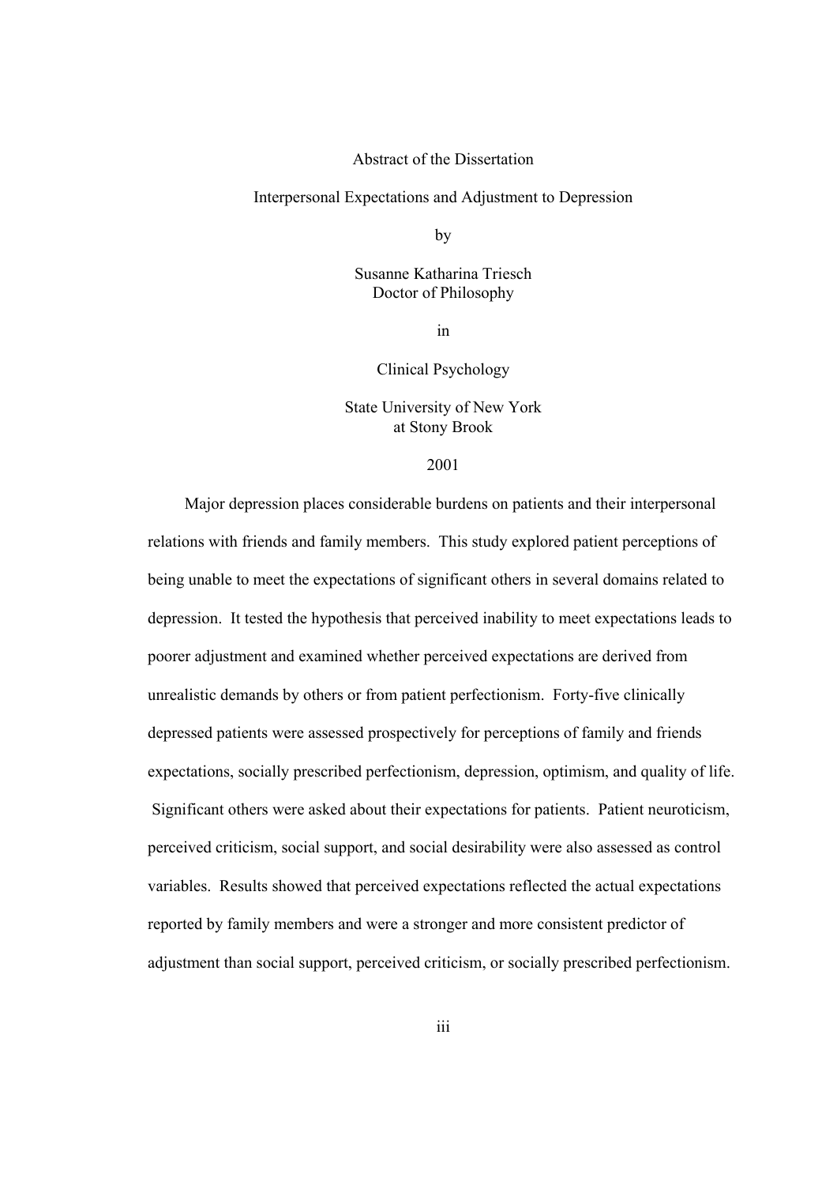Abstract of the Dissertation

Interpersonal Expectations and Adjustment to Depression

by

Susanne Katharina Triesch
Doctor of Philosophy

in

Clinical Psychology

State University of New York
at Stony Brook

2001

Major depression places considerable burdens on patients and their interpersonal relations with friends and family members. This study explored patient perceptions of being unable to meet the expectations of significant others in several domains related to depression. It tested the hypothesis that perceived inability to meet expectations leads to poorer adjustment and examined whether perceived expectations are derived from unrealistic demands by others or from patient perfectionism. Forty-five clinically depressed patients were assessed prospectively for perceptions of family and friends expectations, socially prescribed perfectionism, depression, optimism, and quality of life. Significant others were asked about their expectations for patients. Patient neuroticism, perceived criticism, social support, and social desirability were also assessed as control variables. Results showed that perceived expectations reflected the actual expectations reported by family members and were a stronger and more consistent predictor of adjustment than social support, perceived criticism, or socially prescribed perfectionism.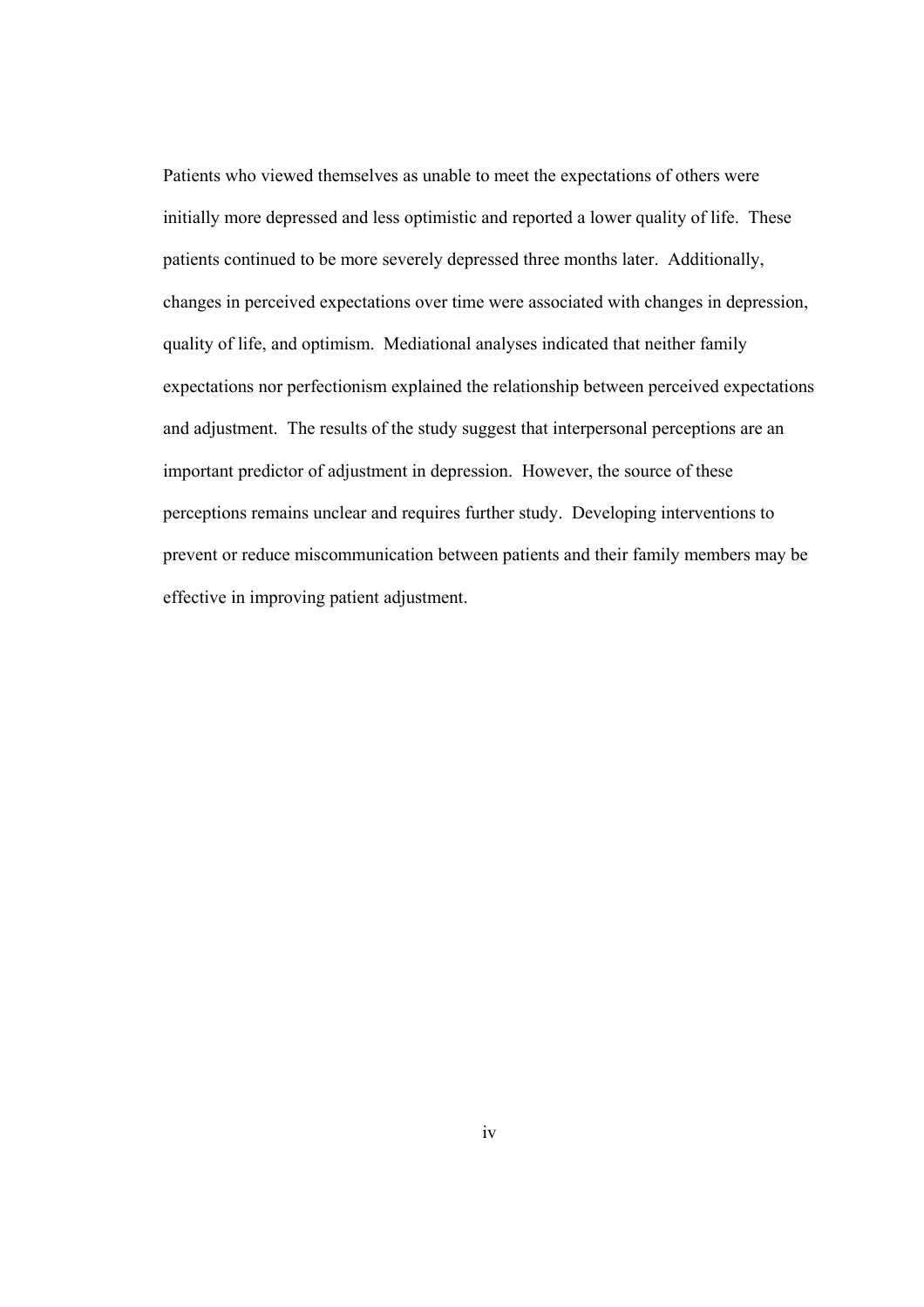Patients who viewed themselves as unable to meet the expectations of others were initially more depressed and less optimistic and reported a lower quality of life. These patients continued to be more severely depressed three months later. Additionally, changes in perceived expectations over time were associated with changes in depression, quality of life, and optimism. Mediational analyses indicated that neither family expectations nor perfectionism explained the relationship between perceived expectations and adjustment. The results of the study suggest that interpersonal perceptions are an important predictor of adjustment in depression. However, the source of these perceptions remains unclear and requires further study. Developing interventions to prevent or reduce miscommunication between patients and their family members may be effective in improving patient adjustment.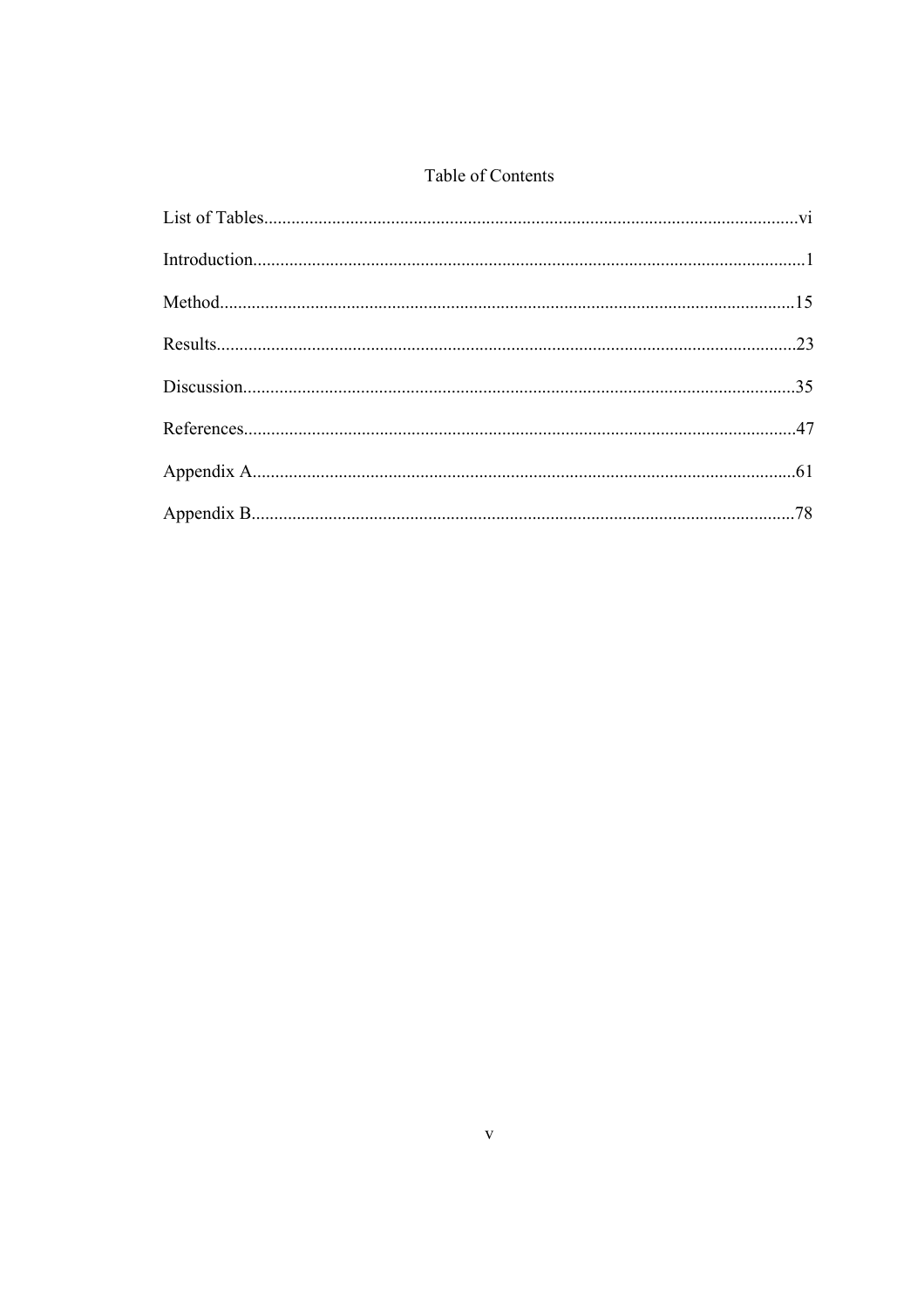# Table of Contents

List of Tables......................................................................................................................vi

Introduction..........................................................................................................................1

Method...............................................................................................................................15

Results...............................................................................................................................23

Discussion..........................................................................................................................35

References..........................................................................................................................47

Appendix A........................................................................................................................61

Appendix B........................................................................................................................78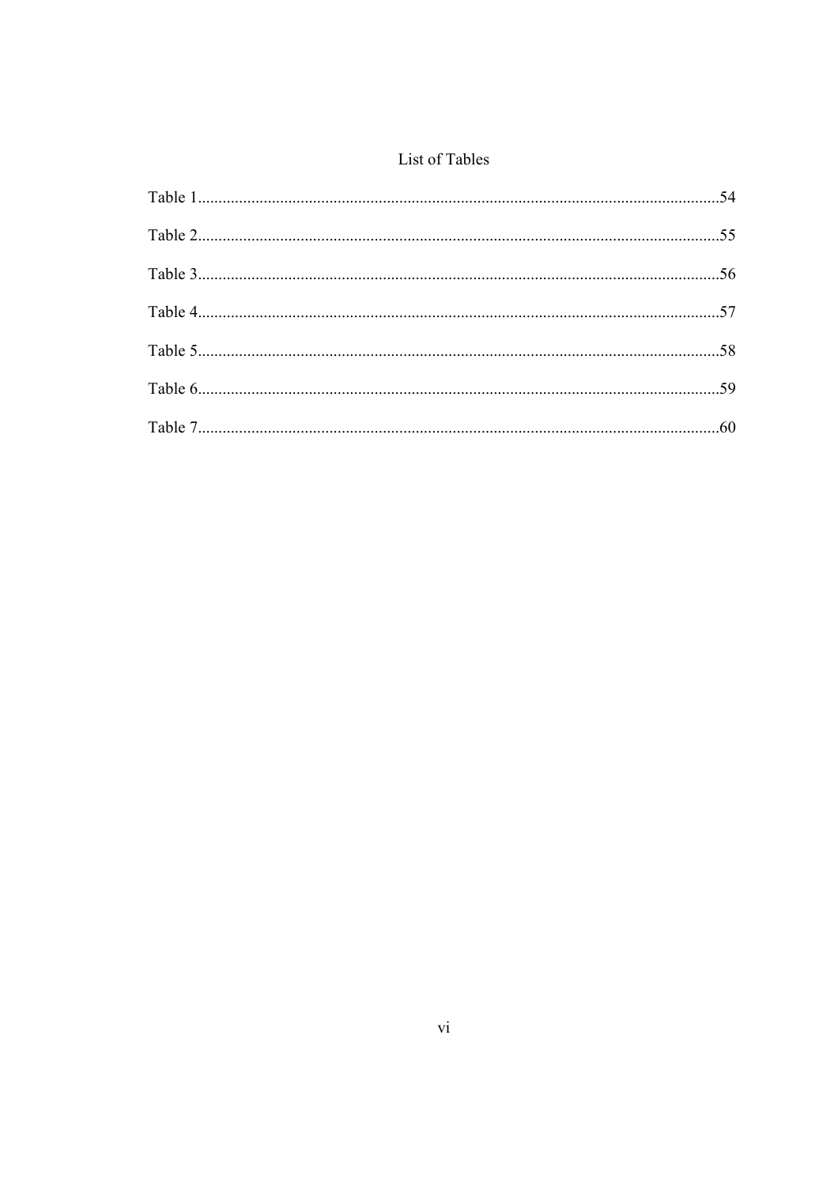# List of Tables

Table 1..............................................................................................................................54

Table 2..............................................................................................................................55

Table 3..............................................................................................................................56

Table 4..............................................................................................................................57

Table 5..............................................................................................................................58

Table 6..............................................................................................................................59

Table 7..............................................................................................................................60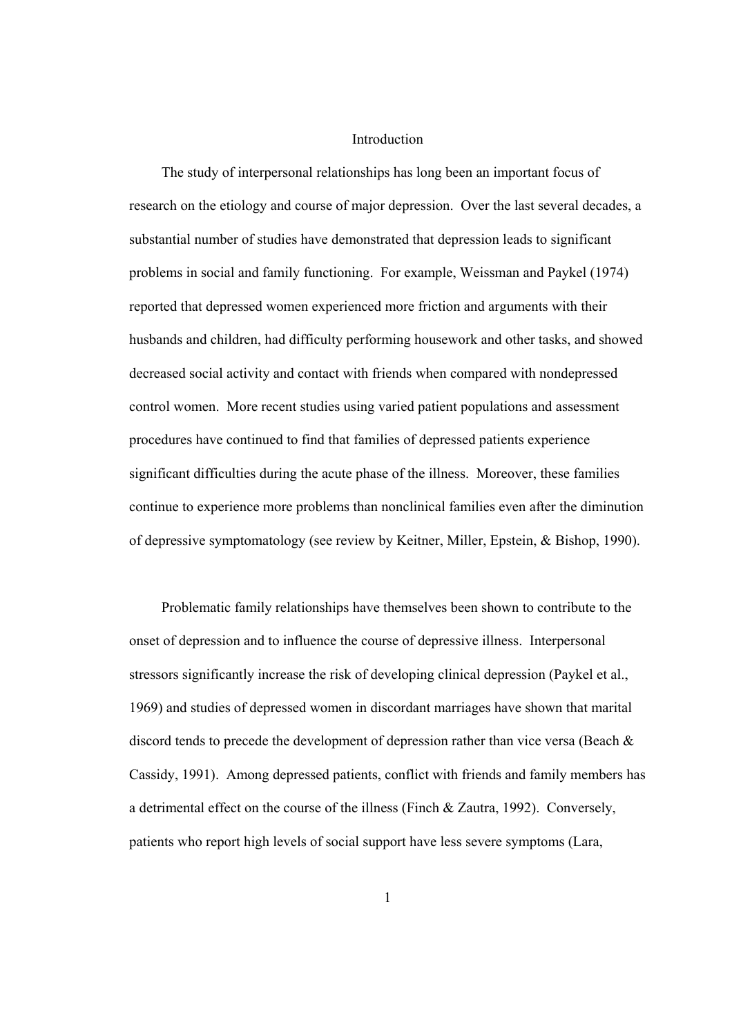# Introduction

The study of interpersonal relationships has long been an important focus of research on the etiology and course of major depression. Over the last several decades, a substantial number of studies have demonstrated that depression leads to significant problems in social and family functioning. For example, Weissman and Paykel (1974) reported that depressed women experienced more friction and arguments with their husbands and children, had difficulty performing housework and other tasks, and showed decreased social activity and contact with friends when compared with nondepressed control women. More recent studies using varied patient populations and assessment procedures have continued to find that families of depressed patients experience significant difficulties during the acute phase of the illness. Moreover, these families continue to experience more problems than nonclinical families even after the diminution of depressive symptomatology (see review by Keitner, Miller, Epstein, & Bishop, 1990).

Problematic family relationships have themselves been shown to contribute to the onset of depression and to influence the course of depressive illness. Interpersonal stressors significantly increase the risk of developing clinical depression (Paykel et al., 1969) and studies of depressed women in discordant marriages have shown that marital discord tends to precede the development of depression rather than vice versa (Beach & Cassidy, 1991). Among depressed patients, conflict with friends and family members has a detrimental effect on the course of the illness (Finch & Zautra, 1992). Conversely, patients who report high levels of social support have less severe symptoms (Lara,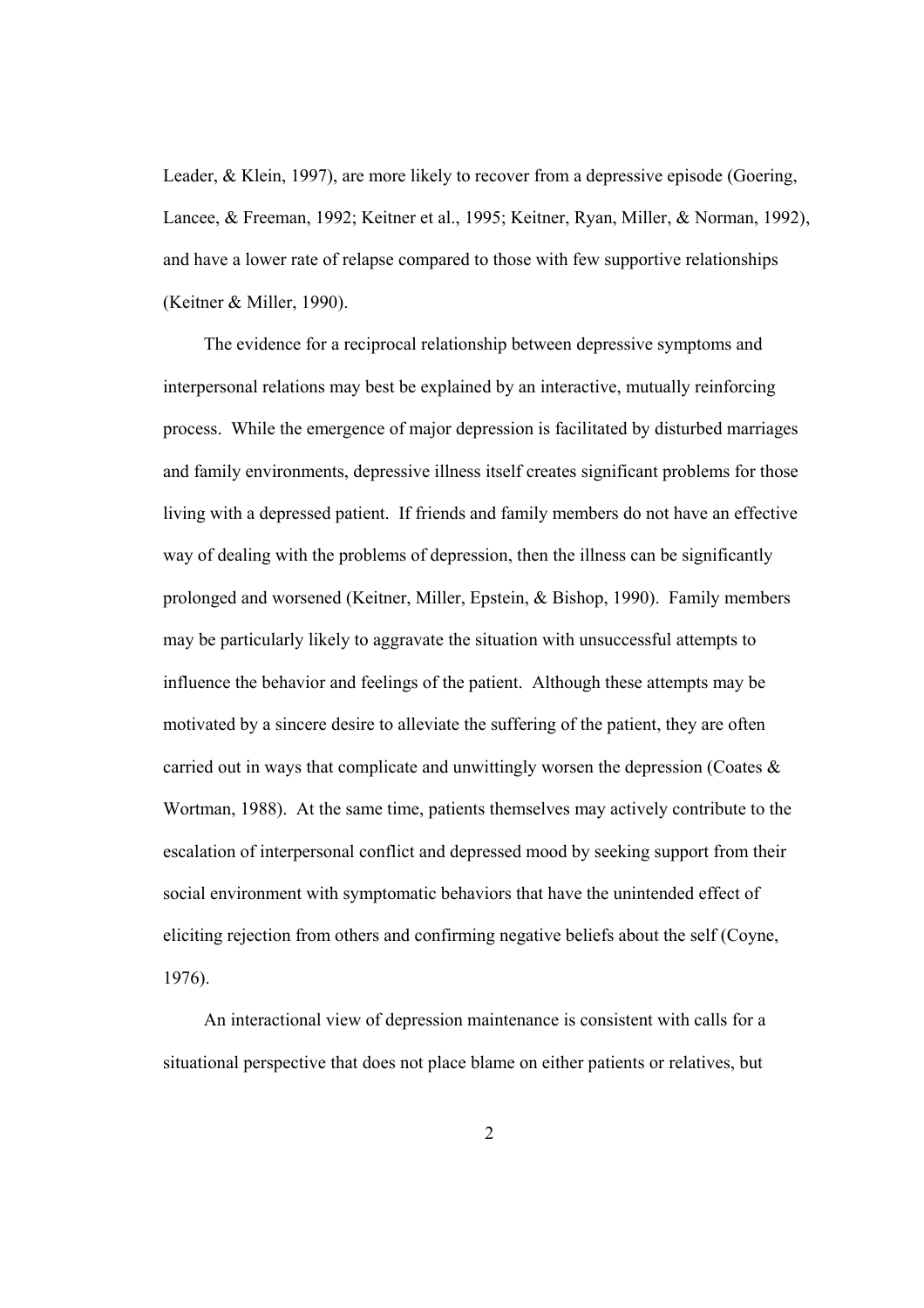Leader, & Klein, 1997), are more likely to recover from a depressive episode (Goering, Lancee, & Freeman, 1992; Keitner et al., 1995; Keitner, Ryan, Miller, & Norman, 1992), and have a lower rate of relapse compared to those with few supportive relationships (Keitner & Miller, 1990).

The evidence for a reciprocal relationship between depressive symptoms and interpersonal relations may best be explained by an interactive, mutually reinforcing process. While the emergence of major depression is facilitated by disturbed marriages and family environments, depressive illness itself creates significant problems for those living with a depressed patient. If friends and family members do not have an effective way of dealing with the problems of depression, then the illness can be significantly prolonged and worsened (Keitner, Miller, Epstein, & Bishop, 1990). Family members may be particularly likely to aggravate the situation with unsuccessful attempts to influence the behavior and feelings of the patient. Although these attempts may be motivated by a sincere desire to alleviate the suffering of the patient, they are often carried out in ways that complicate and unwittingly worsen the depression (Coates & Wortman, 1988). At the same time, patients themselves may actively contribute to the escalation of interpersonal conflict and depressed mood by seeking support from their social environment with symptomatic behaviors that have the unintended effect of eliciting rejection from others and confirming negative beliefs about the self (Coyne, 1976).

An interactional view of depression maintenance is consistent with calls for a situational perspective that does not place blame on either patients or relatives, but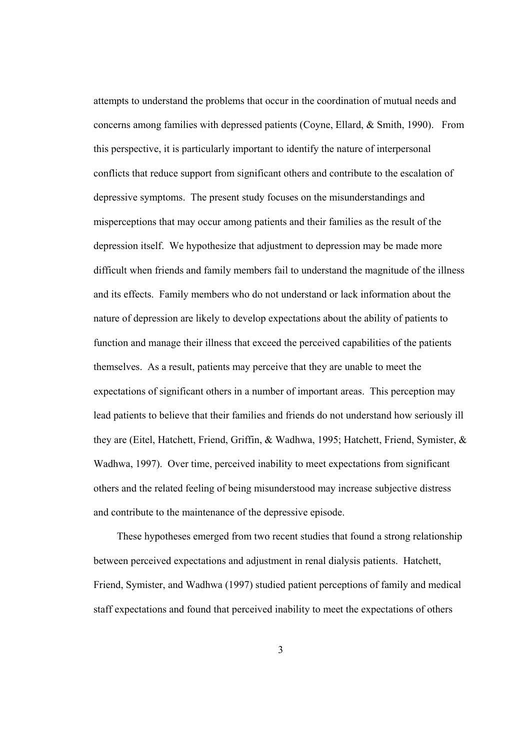attempts to understand the problems that occur in the coordination of mutual needs and concerns among families with depressed patients (Coyne, Ellard, & Smith, 1990). From this perspective, it is particularly important to identify the nature of interpersonal conflicts that reduce support from significant others and contribute to the escalation of depressive symptoms. The present study focuses on the misunderstandings and misperceptions that may occur among patients and their families as the result of the depression itself. We hypothesize that adjustment to depression may be made more difficult when friends and family members fail to understand the magnitude of the illness and its effects. Family members who do not understand or lack information about the nature of depression are likely to develop expectations about the ability of patients to function and manage their illness that exceed the perceived capabilities of the patients themselves. As a result, patients may perceive that they are unable to meet the expectations of significant others in a number of important areas. This perception may lead patients to believe that their families and friends do not understand how seriously ill they are (Eitel, Hatchett, Friend, Griffin, & Wadhwa, 1995; Hatchett, Friend, Symister, & Wadhwa, 1997). Over time, perceived inability to meet expectations from significant others and the related feeling of being misunderstood may increase subjective distress and contribute to the maintenance of the depressive episode.

These hypotheses emerged from two recent studies that found a strong relationship between perceived expectations and adjustment in renal dialysis patients. Hatchett, Friend, Symister, and Wadhwa (1997) studied patient perceptions of family and medical staff expectations and found that perceived inability to meet the expectations of others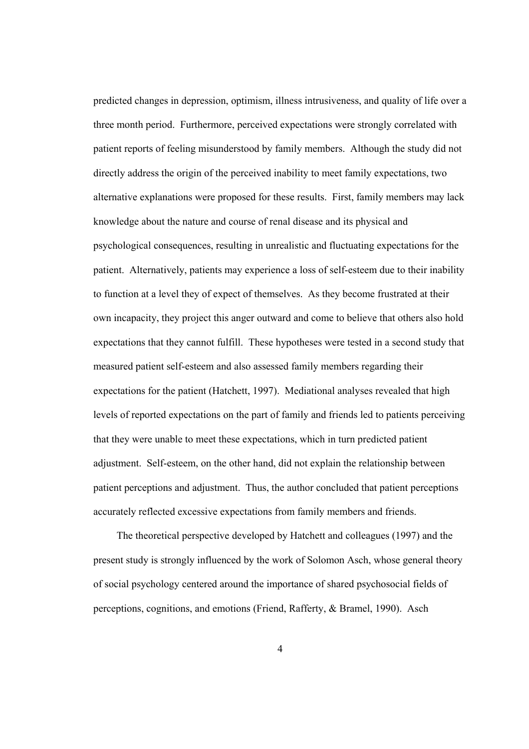predicted changes in depression, optimism, illness intrusiveness, and quality of life over a three month period. Furthermore, perceived expectations were strongly correlated with patient reports of feeling misunderstood by family members. Although the study did not directly address the origin of the perceived inability to meet family expectations, two alternative explanations were proposed for these results. First, family members may lack knowledge about the nature and course of renal disease and its physical and psychological consequences, resulting in unrealistic and fluctuating expectations for the patient. Alternatively, patients may experience a loss of self-esteem due to their inability to function at a level they of expect of themselves. As they become frustrated at their own incapacity, they project this anger outward and come to believe that others also hold expectations that they cannot fulfill. These hypotheses were tested in a second study that measured patient self-esteem and also assessed family members regarding their expectations for the patient (Hatchett, 1997). Mediational analyses revealed that high levels of reported expectations on the part of family and friends led to patients perceiving that they were unable to meet these expectations, which in turn predicted patient adjustment. Self-esteem, on the other hand, did not explain the relationship between patient perceptions and adjustment. Thus, the author concluded that patient perceptions accurately reflected excessive expectations from family members and friends.

The theoretical perspective developed by Hatchett and colleagues (1997) and the present study is strongly influenced by the work of Solomon Asch, whose general theory of social psychology centered around the importance of shared psychosocial fields of perceptions, cognitions, and emotions (Friend, Rafferty, & Bramel, 1990). Asch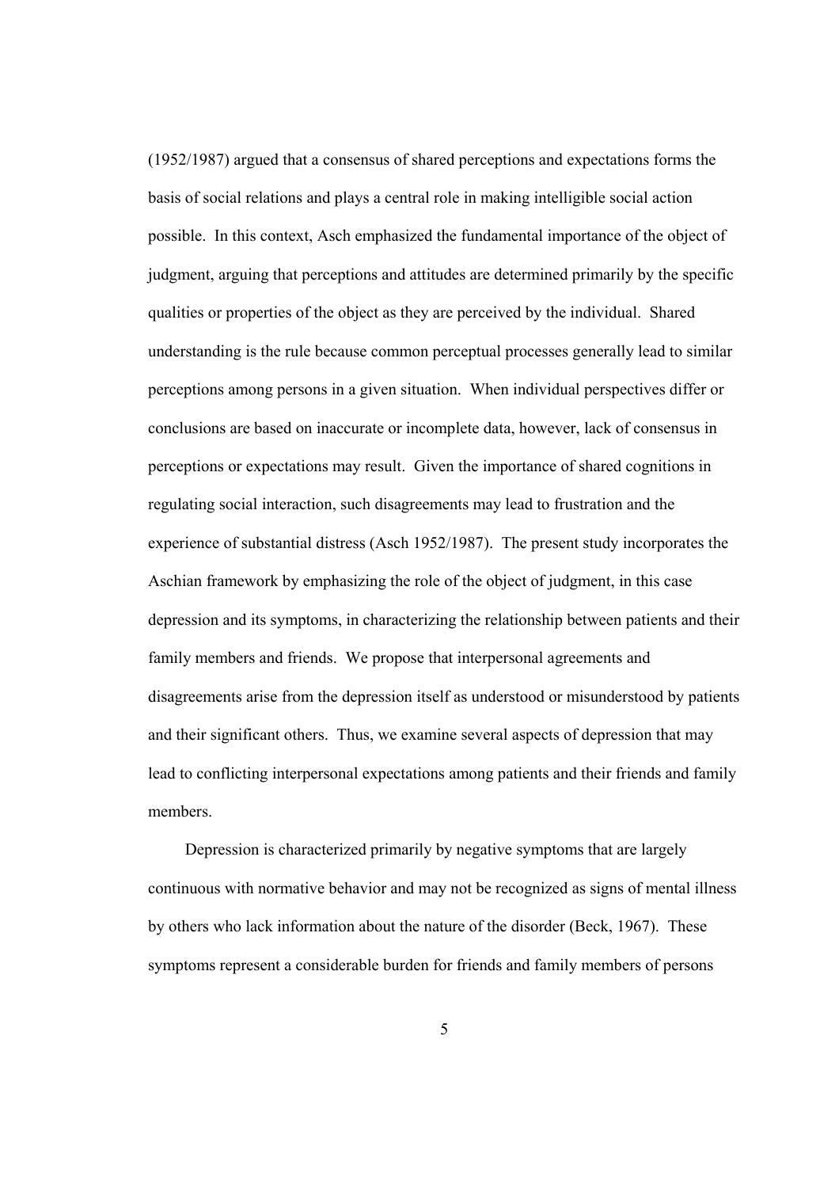(1952/1987) argued that a consensus of shared perceptions and expectations forms the basis of social relations and plays a central role in making intelligible social action possible. In this context, Asch emphasized the fundamental importance of the object of judgment, arguing that perceptions and attitudes are determined primarily by the specific qualities or properties of the object as they are perceived by the individual. Shared understanding is the rule because common perceptual processes generally lead to similar perceptions among persons in a given situation. When individual perspectives differ or conclusions are based on inaccurate or incomplete data, however, lack of consensus in perceptions or expectations may result. Given the importance of shared cognitions in regulating social interaction, such disagreements may lead to frustration and the experience of substantial distress (Asch 1952/1987). The present study incorporates the Aschian framework by emphasizing the role of the object of judgment, in this case depression and its symptoms, in characterizing the relationship between patients and their family members and friends. We propose that interpersonal agreements and disagreements arise from the depression itself as understood or misunderstood by patients and their significant others. Thus, we examine several aspects of depression that may lead to conflicting interpersonal expectations among patients and their friends and family members.

Depression is characterized primarily by negative symptoms that are largely continuous with normative behavior and may not be recognized as signs of mental illness by others who lack information about the nature of the disorder (Beck, 1967). These symptoms represent a considerable burden for friends and family members of persons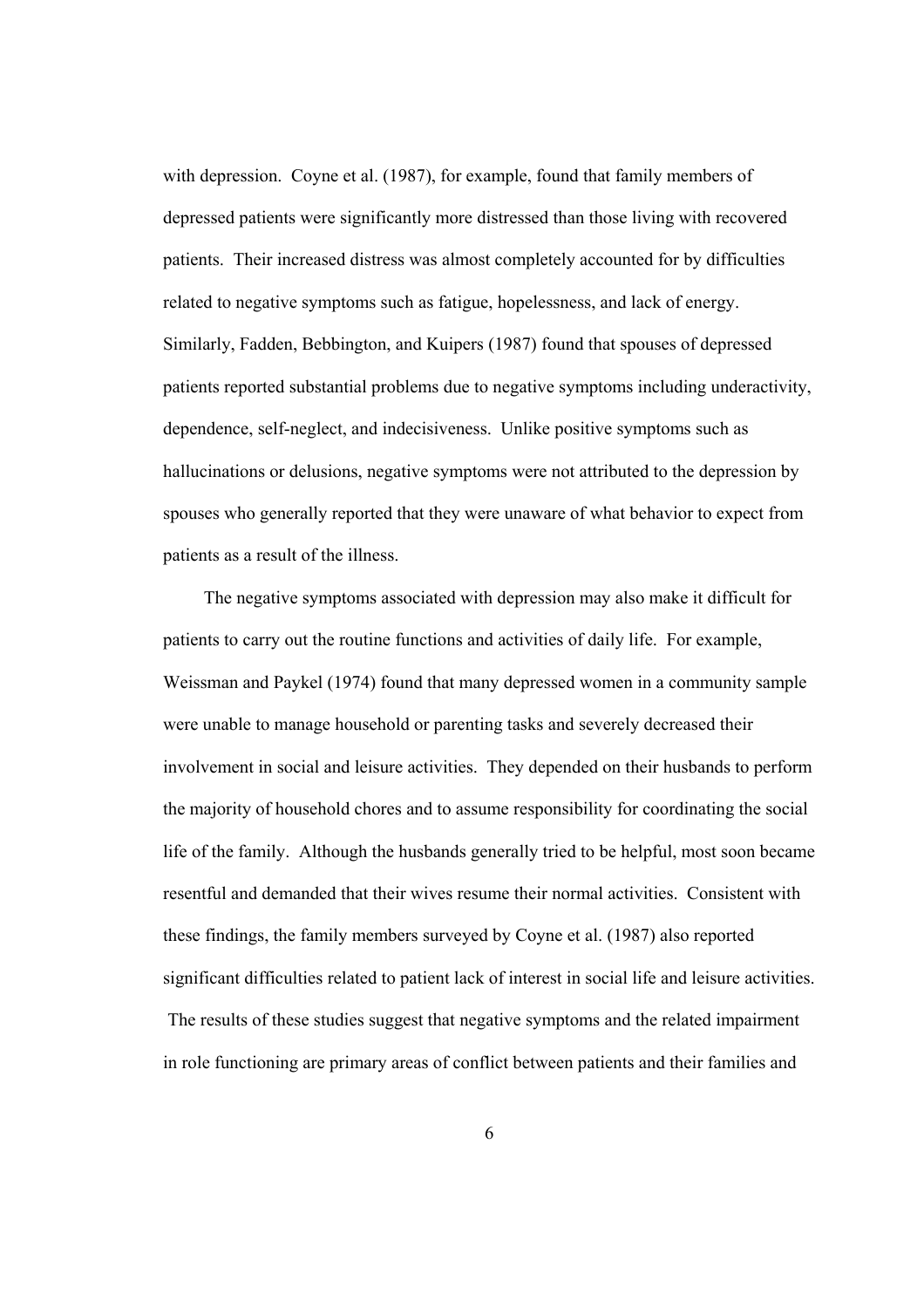with depression. Coyne et al. (1987), for example, found that family members of depressed patients were significantly more distressed than those living with recovered patients. Their increased distress was almost completely accounted for by difficulties related to negative symptoms such as fatigue, hopelessness, and lack of energy. Similarly, Fadden, Bebbington, and Kuipers (1987) found that spouses of depressed patients reported substantial problems due to negative symptoms including underactivity, dependence, self-neglect, and indecisiveness. Unlike positive symptoms such as hallucinations or delusions, negative symptoms were not attributed to the depression by spouses who generally reported that they were unaware of what behavior to expect from patients as a result of the illness.

The negative symptoms associated with depression may also make it difficult for patients to carry out the routine functions and activities of daily life. For example, Weissman and Paykel (1974) found that many depressed women in a community sample were unable to manage household or parenting tasks and severely decreased their involvement in social and leisure activities. They depended on their husbands to perform the majority of household chores and to assume responsibility for coordinating the social life of the family. Although the husbands generally tried to be helpful, most soon became resentful and demanded that their wives resume their normal activities. Consistent with these findings, the family members surveyed by Coyne et al. (1987) also reported significant difficulties related to patient lack of interest in social life and leisure activities. The results of these studies suggest that negative symptoms and the related impairment in role functioning are primary areas of conflict between patients and their families and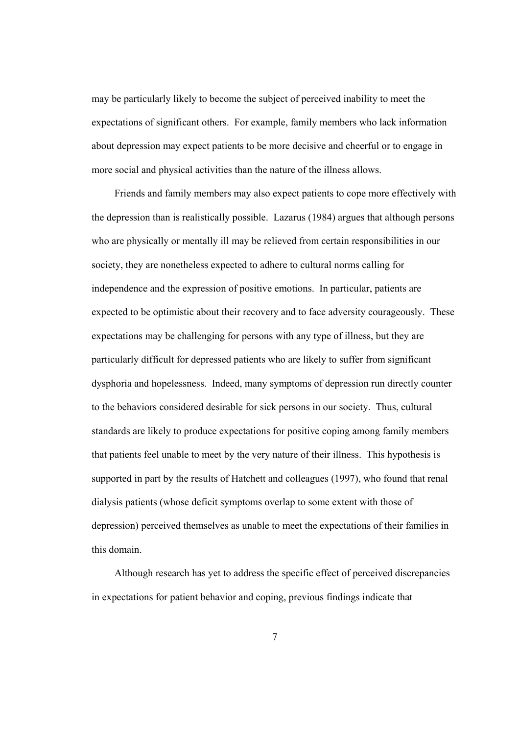may be particularly likely to become the subject of perceived inability to meet the expectations of significant others. For example, family members who lack information about depression may expect patients to be more decisive and cheerful or to engage in more social and physical activities than the nature of the illness allows.

Friends and family members may also expect patients to cope more effectively with the depression than is realistically possible. Lazarus (1984) argues that although persons who are physically or mentally ill may be relieved from certain responsibilities in our society, they are nonetheless expected to adhere to cultural norms calling for independence and the expression of positive emotions. In particular, patients are expected to be optimistic about their recovery and to face adversity courageously. These expectations may be challenging for persons with any type of illness, but they are particularly difficult for depressed patients who are likely to suffer from significant dysphoria and hopelessness. Indeed, many symptoms of depression run directly counter to the behaviors considered desirable for sick persons in our society. Thus, cultural standards are likely to produce expectations for positive coping among family members that patients feel unable to meet by the very nature of their illness. This hypothesis is supported in part by the results of Hatchett and colleagues (1997), who found that renal dialysis patients (whose deficit symptoms overlap to some extent with those of depression) perceived themselves as unable to meet the expectations of their families in this domain.

Although research has yet to address the specific effect of perceived discrepancies in expectations for patient behavior and coping, previous findings indicate that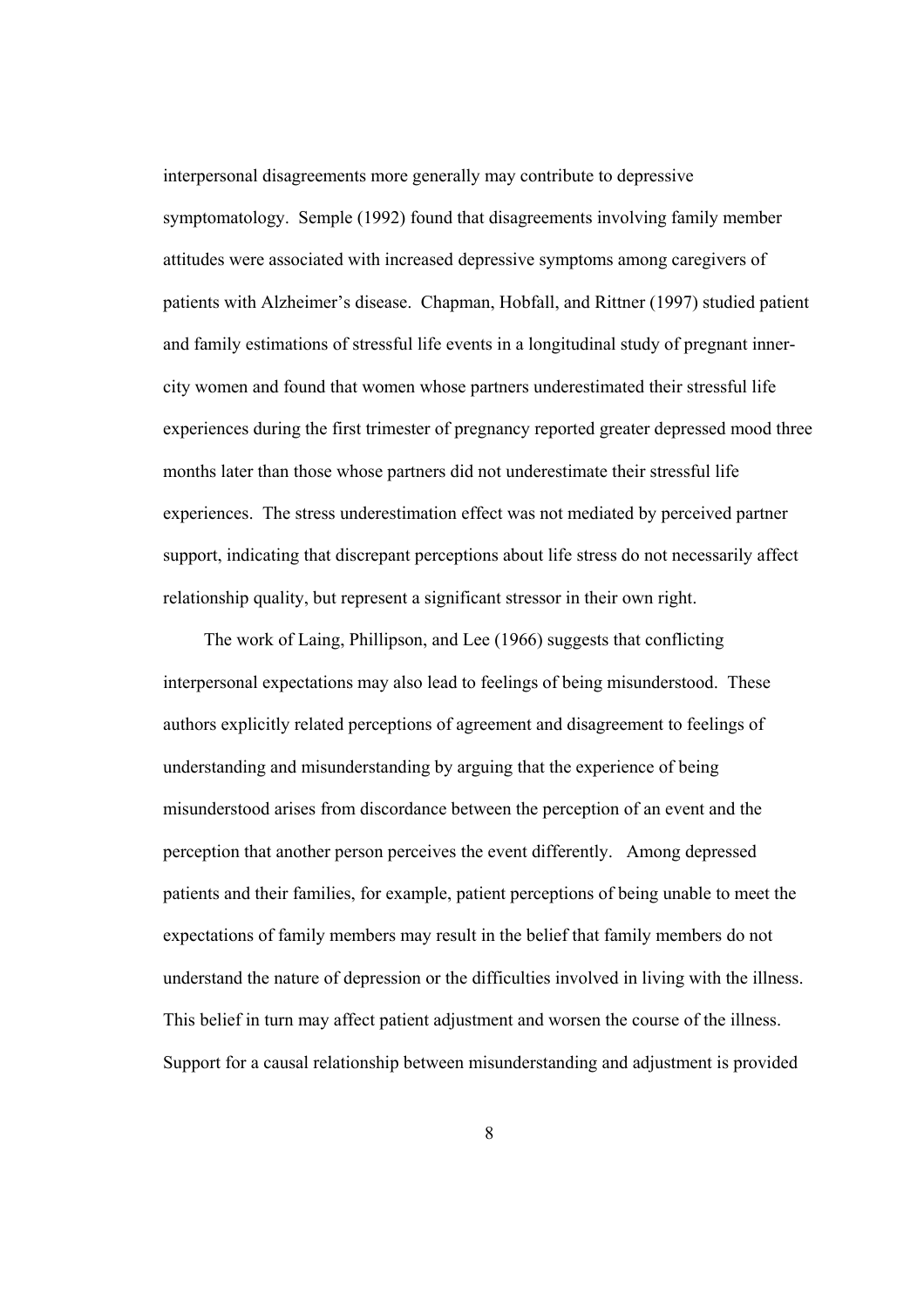interpersonal disagreements more generally may contribute to depressive symptomatology. Semple (1992) found that disagreements involving family member attitudes were associated with increased depressive symptoms among caregivers of patients with Alzheimer's disease. Chapman, Hobfall, and Rittner (1997) studied patient and family estimations of stressful life events in a longitudinal study of pregnant inner-city women and found that women whose partners underestimated their stressful life experiences during the first trimester of pregnancy reported greater depressed mood three months later than those whose partners did not underestimate their stressful life experiences. The stress underestimation effect was not mediated by perceived partner support, indicating that discrepant perceptions about life stress do not necessarily affect relationship quality, but represent a significant stressor in their own right.

The work of Laing, Phillipson, and Lee (1966) suggests that conflicting interpersonal expectations may also lead to feelings of being misunderstood. These authors explicitly related perceptions of agreement and disagreement to feelings of understanding and misunderstanding by arguing that the experience of being misunderstood arises from discordance between the perception of an event and the perception that another person perceives the event differently. Among depressed patients and their families, for example, patient perceptions of being unable to meet the expectations of family members may result in the belief that family members do not understand the nature of depression or the difficulties involved in living with the illness. This belief in turn may affect patient adjustment and worsen the course of the illness. Support for a causal relationship between misunderstanding and adjustment is provided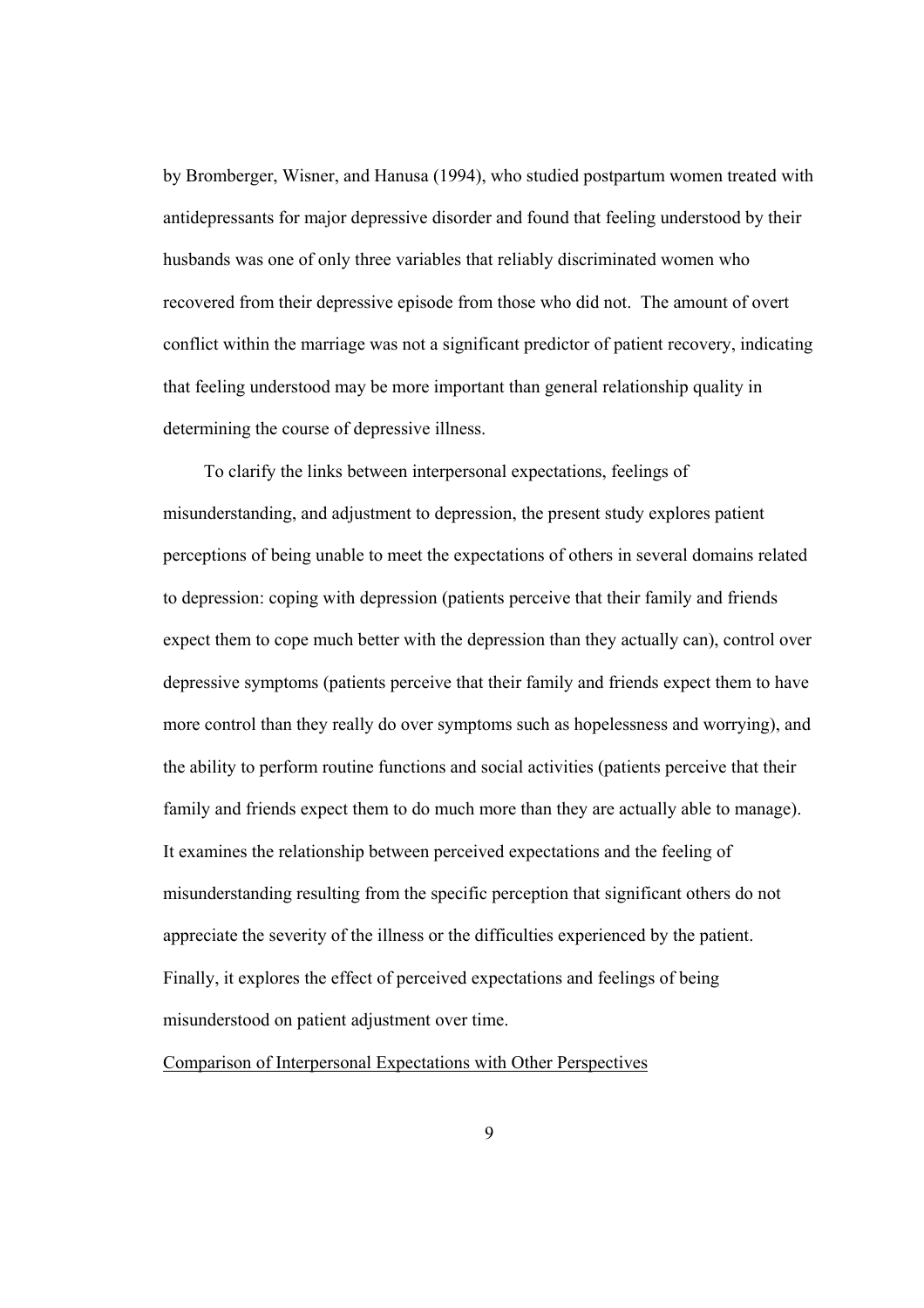by Bromberger, Wisner, and Hanusa (1994), who studied postpartum women treated with antidepressants for major depressive disorder and found that feeling understood by their husbands was one of only three variables that reliably discriminated women who recovered from their depressive episode from those who did not. The amount of overt conflict within the marriage was not a significant predictor of patient recovery, indicating that feeling understood may be more important than general relationship quality in determining the course of depressive illness.

To clarify the links between interpersonal expectations, feelings of misunderstanding, and adjustment to depression, the present study explores patient perceptions of being unable to meet the expectations of others in several domains related to depression: coping with depression (patients perceive that their family and friends expect them to cope much better with the depression than they actually can), control over depressive symptoms (patients perceive that their family and friends expect them to have more control than they really do over symptoms such as hopelessness and worrying), and the ability to perform routine functions and social activities (patients perceive that their family and friends expect them to do much more than they are actually able to manage). It examines the relationship between perceived expectations and the feeling of misunderstanding resulting from the specific perception that significant others do not appreciate the severity of the illness or the difficulties experienced by the patient. Finally, it explores the effect of perceived expectations and feelings of being misunderstood on patient adjustment over time.

Comparison of Interpersonal Expectations with Other Perspectives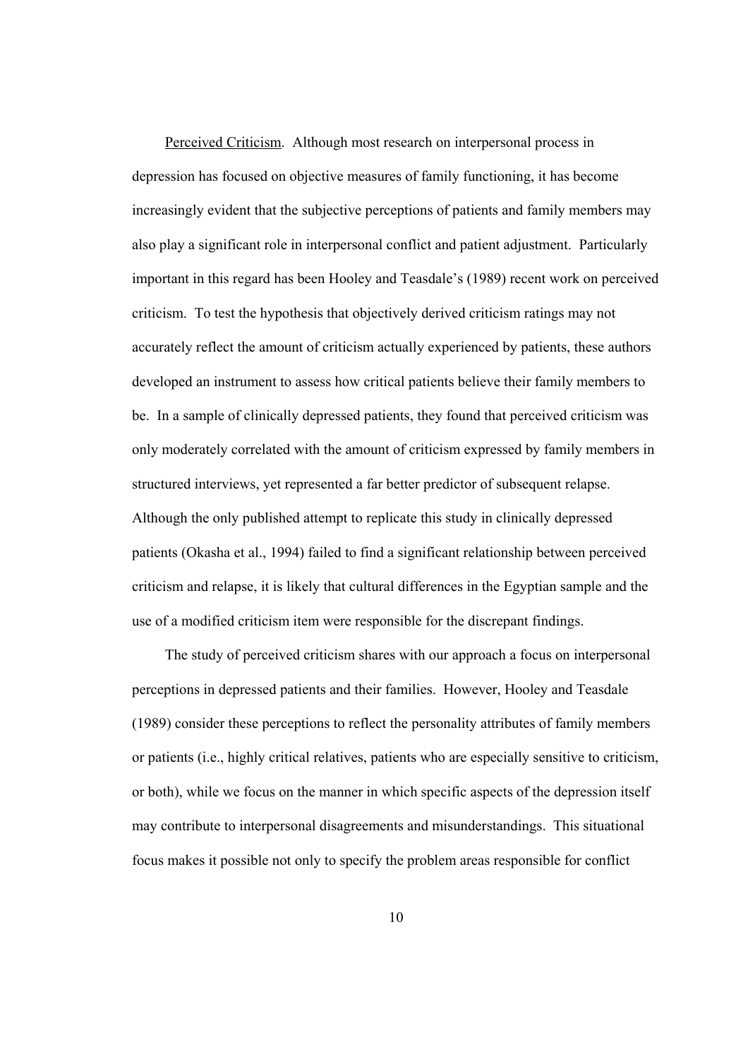<u>Perceived Criticism</u>. Although most research on interpersonal process in depression has focused on objective measures of family functioning, it has become increasingly evident that the subjective perceptions of patients and family members may also play a significant role in interpersonal conflict and patient adjustment. Particularly important in this regard has been Hooley and Teasdale's (1989) recent work on perceived criticism. To test the hypothesis that objectively derived criticism ratings may not accurately reflect the amount of criticism actually experienced by patients, these authors developed an instrument to assess how critical patients believe their family members to be. In a sample of clinically depressed patients, they found that perceived criticism was only moderately correlated with the amount of criticism expressed by family members in structured interviews, yet represented a far better predictor of subsequent relapse. Although the only published attempt to replicate this study in clinically depressed patients (Okasha et al., 1994) failed to find a significant relationship between perceived criticism and relapse, it is likely that cultural differences in the Egyptian sample and the use of a modified criticism item were responsible for the discrepant findings.

The study of perceived criticism shares with our approach a focus on interpersonal perceptions in depressed patients and their families. However, Hooley and Teasdale (1989) consider these perceptions to reflect the personality attributes of family members or patients (i.e., highly critical relatives, patients who are especially sensitive to criticism, or both), while we focus on the manner in which specific aspects of the depression itself may contribute to interpersonal disagreements and misunderstandings. This situational focus makes it possible not only to specify the problem areas responsible for conflict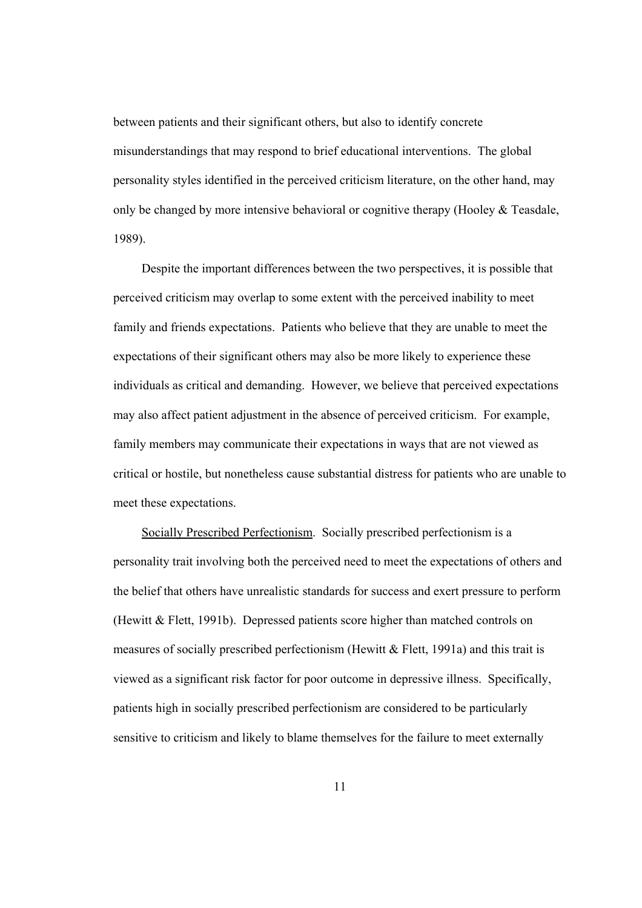between patients and their significant others, but also to identify concrete misunderstandings that may respond to brief educational interventions. The global personality styles identified in the perceived criticism literature, on the other hand, may only be changed by more intensive behavioral or cognitive therapy (Hooley & Teasdale, 1989).

Despite the important differences between the two perspectives, it is possible that perceived criticism may overlap to some extent with the perceived inability to meet family and friends expectations. Patients who believe that they are unable to meet the expectations of their significant others may also be more likely to experience these individuals as critical and demanding. However, we believe that perceived expectations may also affect patient adjustment in the absence of perceived criticism. For example, family members may communicate their expectations in ways that are not viewed as critical or hostile, but nonetheless cause substantial distress for patients who are unable to meet these expectations.

<u>Socially Prescribed Perfectionism</u>. Socially prescribed perfectionism is a personality trait involving both the perceived need to meet the expectations of others and the belief that others have unrealistic standards for success and exert pressure to perform (Hewitt & Flett, 1991b). Depressed patients score higher than matched controls on measures of socially prescribed perfectionism (Hewitt & Flett, 1991a) and this trait is viewed as a significant risk factor for poor outcome in depressive illness. Specifically, patients high in socially prescribed perfectionism are considered to be particularly sensitive to criticism and likely to blame themselves for the failure to meet externally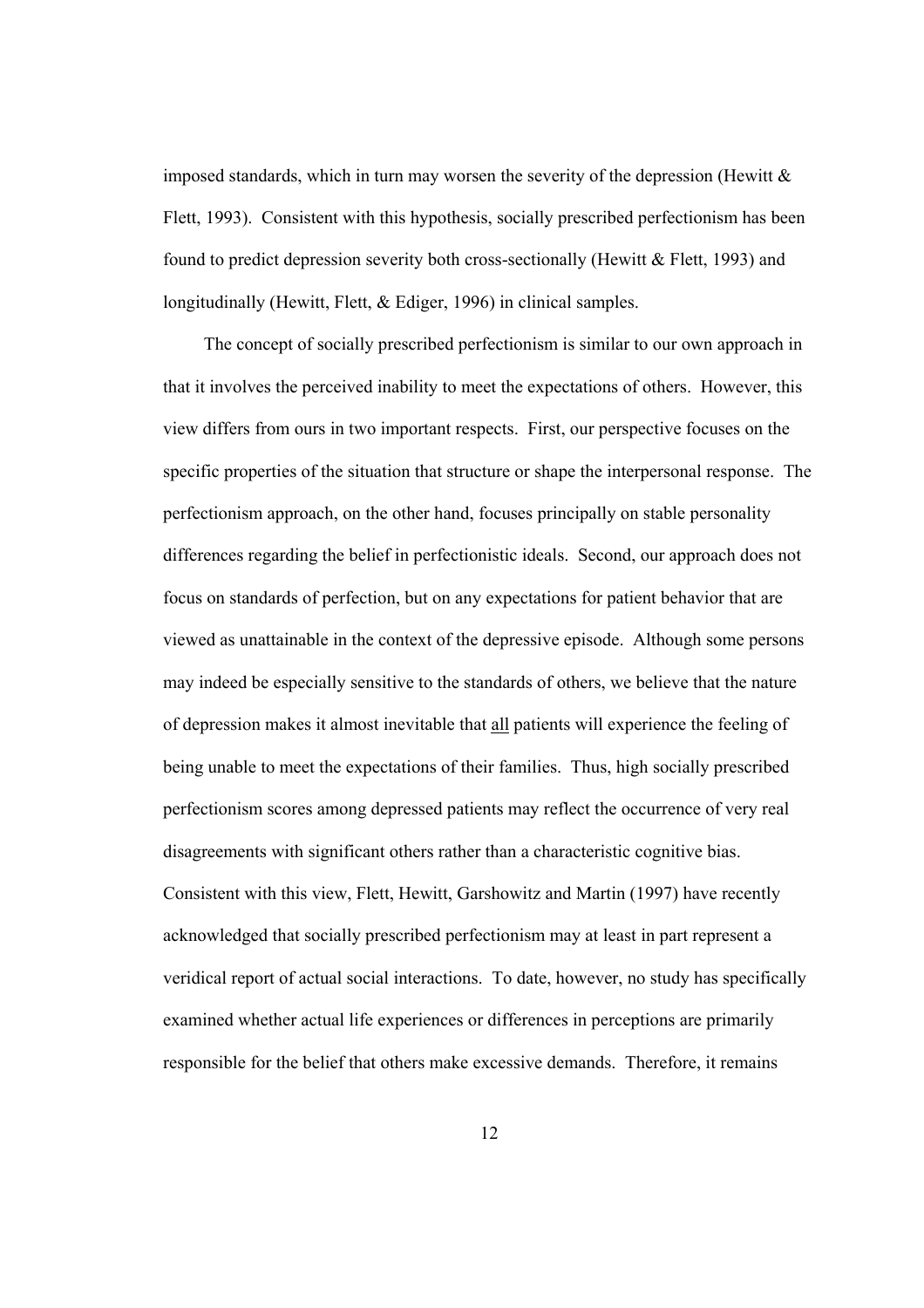imposed standards, which in turn may worsen the severity of the depression (Hewitt & Flett, 1993). Consistent with this hypothesis, socially prescribed perfectionism has been found to predict depression severity both cross-sectionally (Hewitt & Flett, 1993) and longitudinally (Hewitt, Flett, & Ediger, 1996) in clinical samples.

The concept of socially prescribed perfectionism is similar to our own approach in that it involves the perceived inability to meet the expectations of others. However, this view differs from ours in two important respects. First, our perspective focuses on the specific properties of the situation that structure or shape the interpersonal response. The perfectionism approach, on the other hand, focuses principally on stable personality differences regarding the belief in perfectionistic ideals. Second, our approach does not focus on standards of perfection, but on any expectations for patient behavior that are viewed as unattainable in the context of the depressive episode. Although some persons may indeed be especially sensitive to the standards of others, we believe that the nature of depression makes it almost inevitable that <u>all</u> patients will experience the feeling of being unable to meet the expectations of their families. Thus, high socially prescribed perfectionism scores among depressed patients may reflect the occurrence of very real disagreements with significant others rather than a characteristic cognitive bias. Consistent with this view, Flett, Hewitt, Garshowitz and Martin (1997) have recently acknowledged that socially prescribed perfectionism may at least in part represent a veridical report of actual social interactions. To date, however, no study has specifically examined whether actual life experiences or differences in perceptions are primarily responsible for the belief that others make excessive demands. Therefore, it remains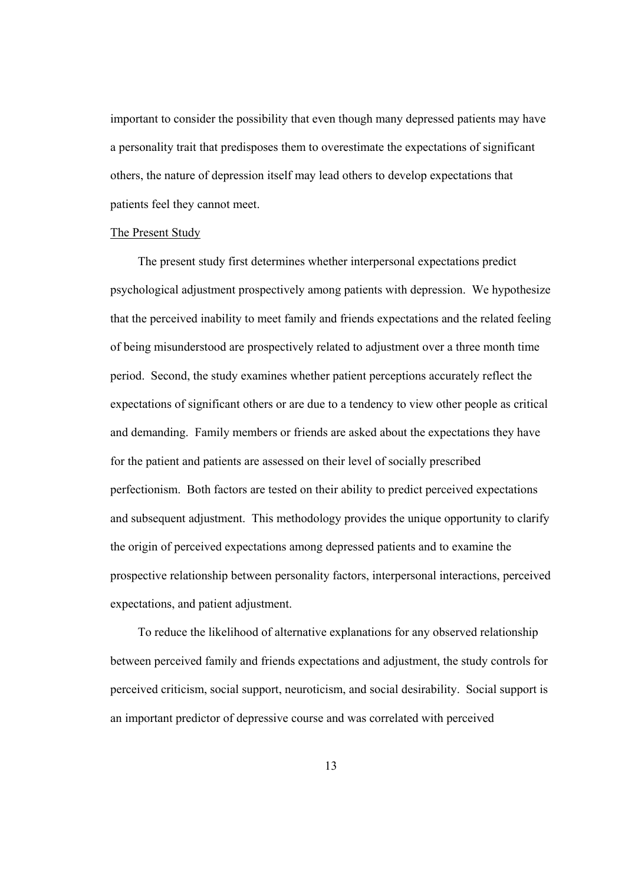important to consider the possibility that even though many depressed patients may have a personality trait that predisposes them to overestimate the expectations of significant others, the nature of depression itself may lead others to develop expectations that patients feel they cannot meet.

## The Present Study

The present study first determines whether interpersonal expectations predict psychological adjustment prospectively among patients with depression. We hypothesize that the perceived inability to meet family and friends expectations and the related feeling of being misunderstood are prospectively related to adjustment over a three month time period. Second, the study examines whether patient perceptions accurately reflect the expectations of significant others or are due to a tendency to view other people as critical and demanding. Family members or friends are asked about the expectations they have for the patient and patients are assessed on their level of socially prescribed perfectionism. Both factors are tested on their ability to predict perceived expectations and subsequent adjustment. This methodology provides the unique opportunity to clarify the origin of perceived expectations among depressed patients and to examine the prospective relationship between personality factors, interpersonal interactions, perceived expectations, and patient adjustment.

To reduce the likelihood of alternative explanations for any observed relationship between perceived family and friends expectations and adjustment, the study controls for perceived criticism, social support, neuroticism, and social desirability. Social support is an important predictor of depressive course and was correlated with perceived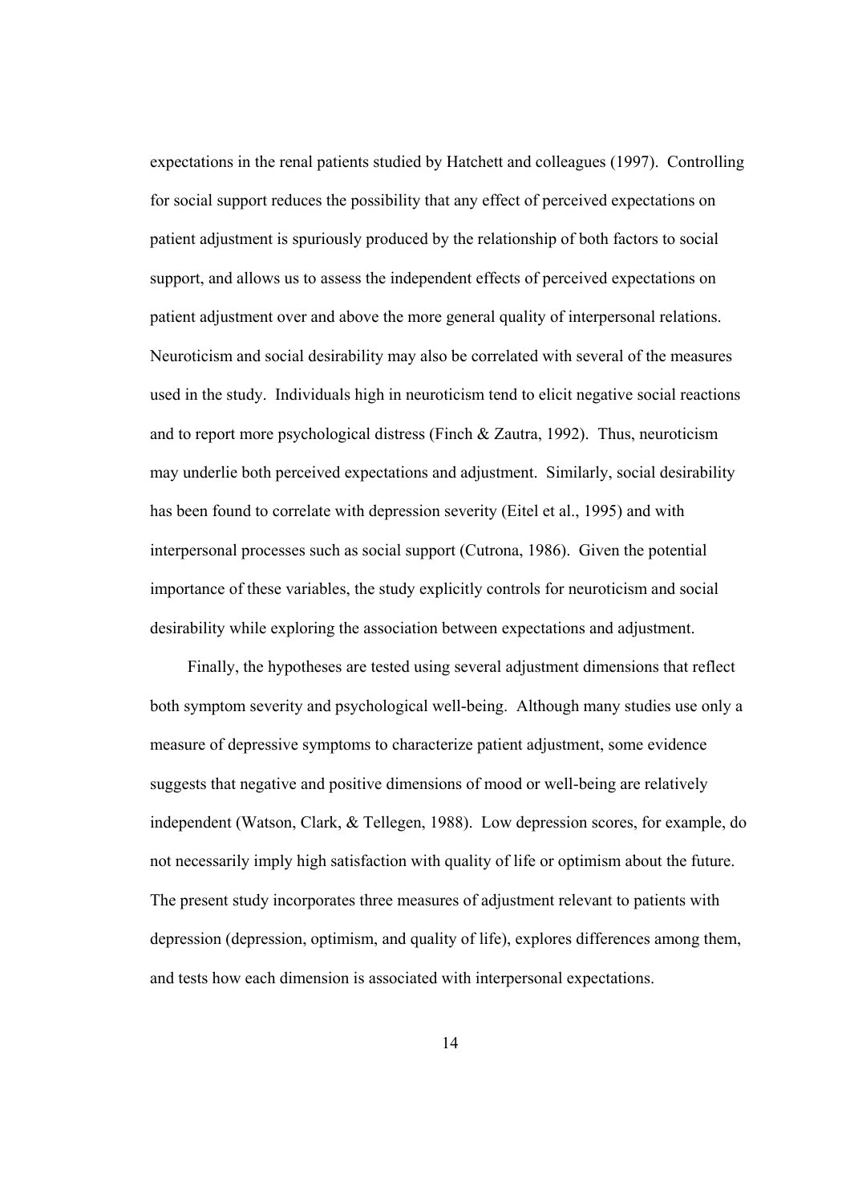expectations in the renal patients studied by Hatchett and colleagues (1997). Controlling for social support reduces the possibility that any effect of perceived expectations on patient adjustment is spuriously produced by the relationship of both factors to social support, and allows us to assess the independent effects of perceived expectations on patient adjustment over and above the more general quality of interpersonal relations. Neuroticism and social desirability may also be correlated with several of the measures used in the study. Individuals high in neuroticism tend to elicit negative social reactions and to report more psychological distress (Finch & Zautra, 1992). Thus, neuroticism may underlie both perceived expectations and adjustment. Similarly, social desirability has been found to correlate with depression severity (Eitel et al., 1995) and with interpersonal processes such as social support (Cutrona, 1986). Given the potential importance of these variables, the study explicitly controls for neuroticism and social desirability while exploring the association between expectations and adjustment.

Finally, the hypotheses are tested using several adjustment dimensions that reflect both symptom severity and psychological well-being. Although many studies use only a measure of depressive symptoms to characterize patient adjustment, some evidence suggests that negative and positive dimensions of mood or well-being are relatively independent (Watson, Clark, & Tellegen, 1988). Low depression scores, for example, do not necessarily imply high satisfaction with quality of life or optimism about the future. The present study incorporates three measures of adjustment relevant to patients with depression (depression, optimism, and quality of life), explores differences among them, and tests how each dimension is associated with interpersonal expectations.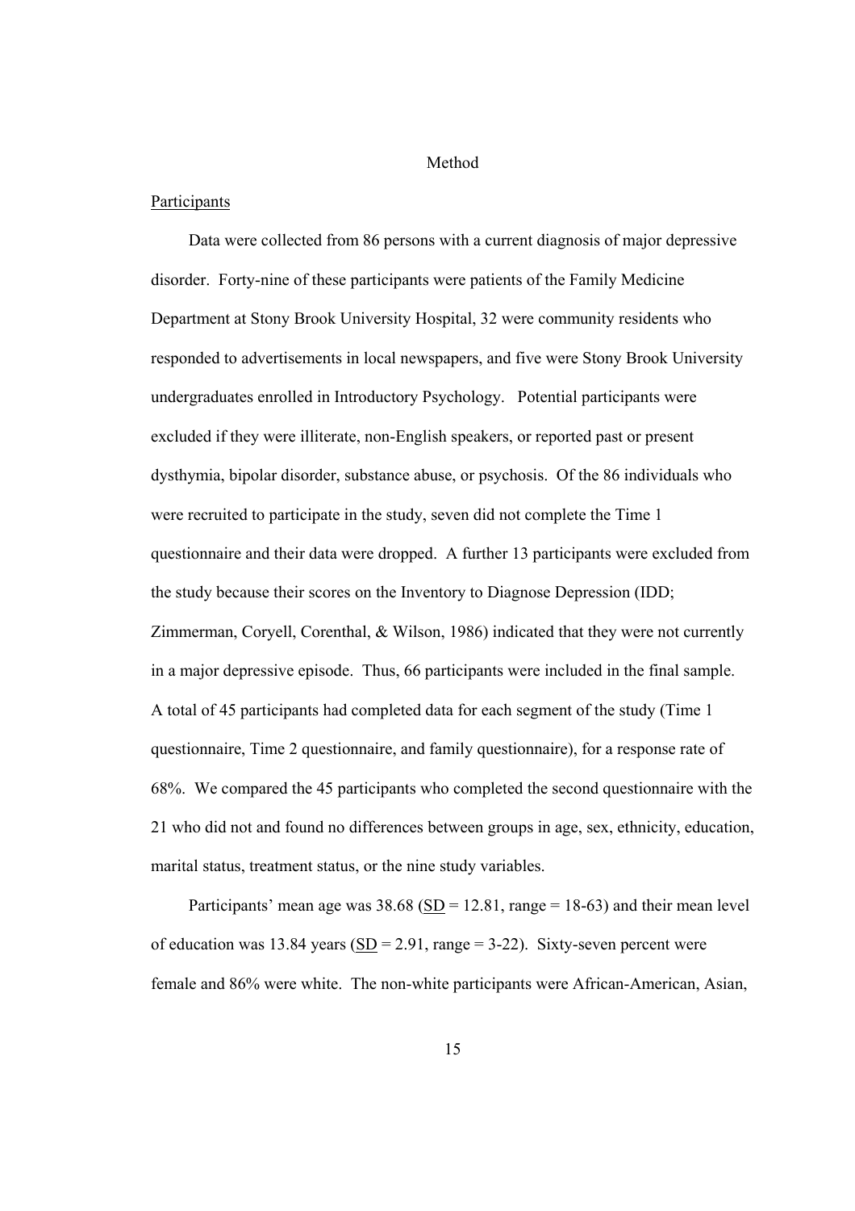# Method

## Participants

Data were collected from 86 persons with a current diagnosis of major depressive disorder. Forty-nine of these participants were patients of the Family Medicine Department at Stony Brook University Hospital, 32 were community residents who responded to advertisements in local newspapers, and five were Stony Brook University undergraduates enrolled in Introductory Psychology. Potential participants were excluded if they were illiterate, non-English speakers, or reported past or present dysthymia, bipolar disorder, substance abuse, or psychosis. Of the 86 individuals who were recruited to participate in the study, seven did not complete the Time 1 questionnaire and their data were dropped. A further 13 participants were excluded from the study because their scores on the Inventory to Diagnose Depression (IDD; Zimmerman, Coryell, Corenthal, & Wilson, 1986) indicated that they were not currently in a major depressive episode. Thus, 66 participants were included in the final sample. A total of 45 participants had completed data for each segment of the study (Time 1 questionnaire, Time 2 questionnaire, and family questionnaire), for a response rate of 68%. We compared the 45 participants who completed the second questionnaire with the 21 who did not and found no differences between groups in age, sex, ethnicity, education, marital status, treatment status, or the nine study variables.

Participants' mean age was 38.68 (SD = 12.81, range = 18-63) and their mean level of education was 13.84 years (SD = 2.91, range = 3-22). Sixty-seven percent were female and 86% were white. The non-white participants were African-American, Asian,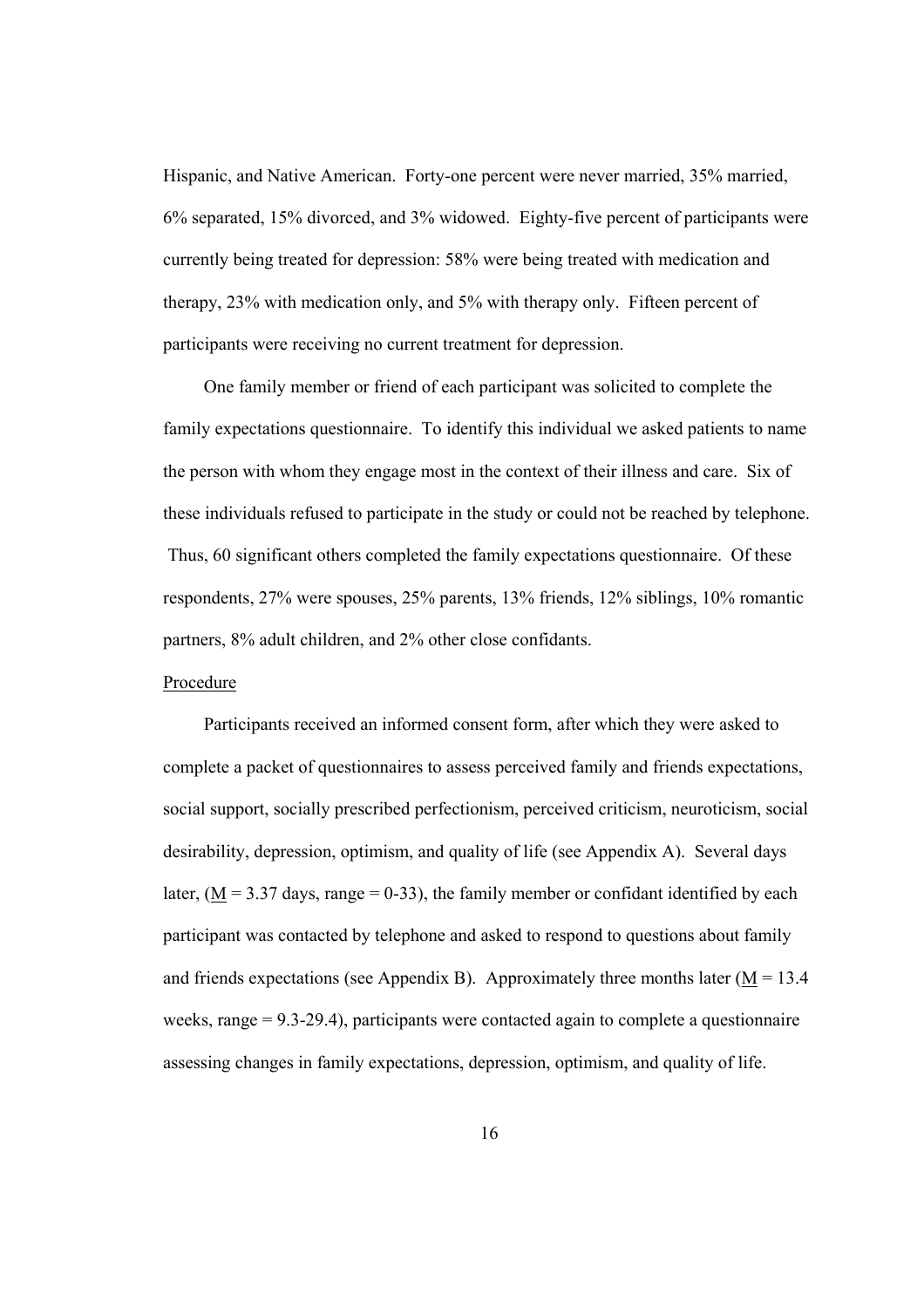Hispanic, and Native American. Forty-one percent were never married, 35% married, 6% separated, 15% divorced, and 3% widowed. Eighty-five percent of participants were currently being treated for depression: 58% were being treated with medication and therapy, 23% with medication only, and 5% with therapy only. Fifteen percent of participants were receiving no current treatment for depression.

One family member or friend of each participant was solicited to complete the family expectations questionnaire. To identify this individual we asked patients to name the person with whom they engage most in the context of their illness and care. Six of these individuals refused to participate in the study or could not be reached by telephone. Thus, 60 significant others completed the family expectations questionnaire. Of these respondents, 27% were spouses, 25% parents, 13% friends, 12% siblings, 10% romantic partners, 8% adult children, and 2% other close confidants.

### Procedure

Participants received an informed consent form, after which they were asked to complete a packet of questionnaires to assess perceived family and friends expectations, social support, socially prescribed perfectionism, perceived criticism, neuroticism, social desirability, depression, optimism, and quality of life (see Appendix A). Several days later, ($\underline{M}$ = 3.37 days, range = 0-33), the family member or confidant identified by each participant was contacted by telephone and asked to respond to questions about family and friends expectations (see Appendix B). Approximately three months later ($\underline{M}$ = 13.4 weeks, range = 9.3-29.4), participants were contacted again to complete a questionnaire assessing changes in family expectations, depression, optimism, and quality of life.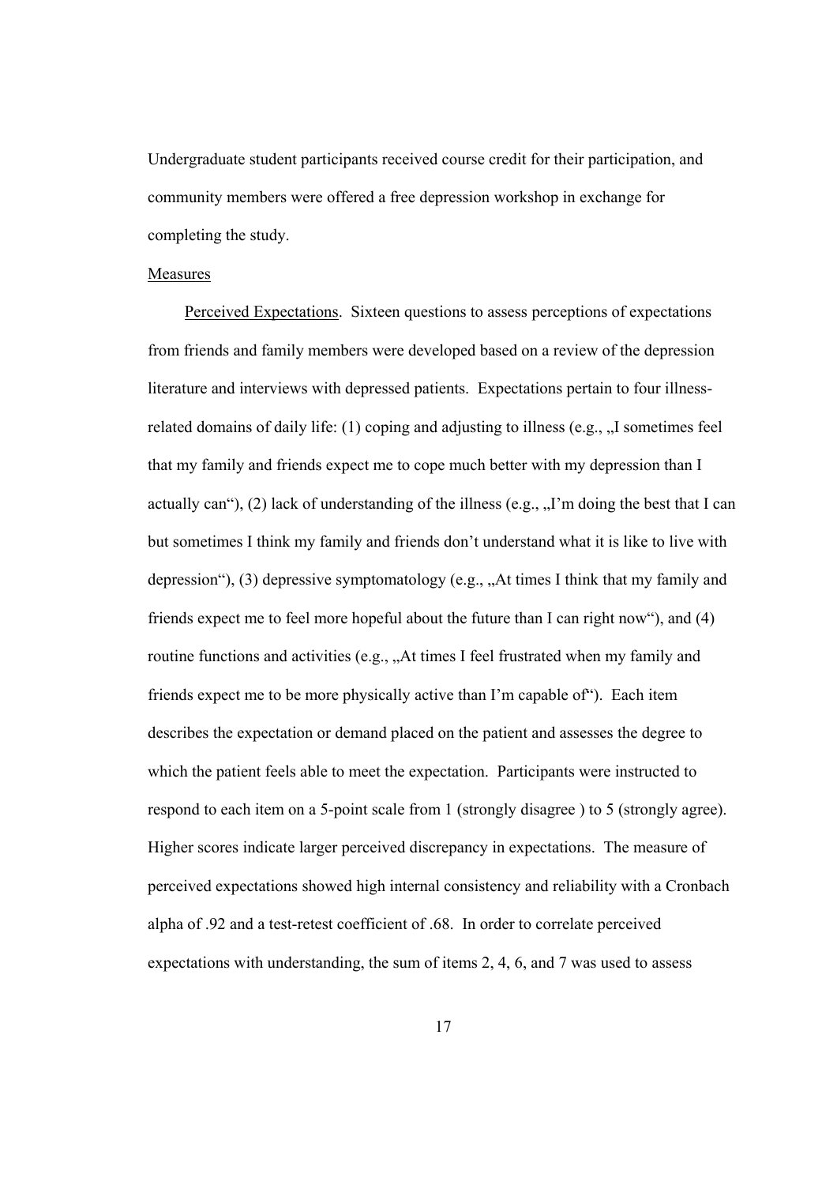Undergraduate student participants received course credit for their participation, and community members were offered a free depression workshop in exchange for completing the study.

Measures

Perceived Expectations. Sixteen questions to assess perceptions of expectations from friends and family members were developed based on a review of the depression literature and interviews with depressed patients. Expectations pertain to four illness-related domains of daily life: (1) coping and adjusting to illness (e.g., „I sometimes feel that my family and friends expect me to cope much better with my depression than I actually can"), (2) lack of understanding of the illness (e.g., „I'm doing the best that I can but sometimes I think my family and friends don't understand what it is like to live with depression"), (3) depressive symptomatology (e.g., „At times I think that my family and friends expect me to feel more hopeful about the future than I can right now"), and (4) routine functions and activities (e.g., „At times I feel frustrated when my family and friends expect me to be more physically active than I'm capable of"). Each item describes the expectation or demand placed on the patient and assesses the degree to which the patient feels able to meet the expectation. Participants were instructed to respond to each item on a 5-point scale from 1 (strongly disagree ) to 5 (strongly agree). Higher scores indicate larger perceived discrepancy in expectations. The measure of perceived expectations showed high internal consistency and reliability with a Cronbach alpha of .92 and a test-retest coefficient of .68. In order to correlate perceived expectations with understanding, the sum of items 2, 4, 6, and 7 was used to assess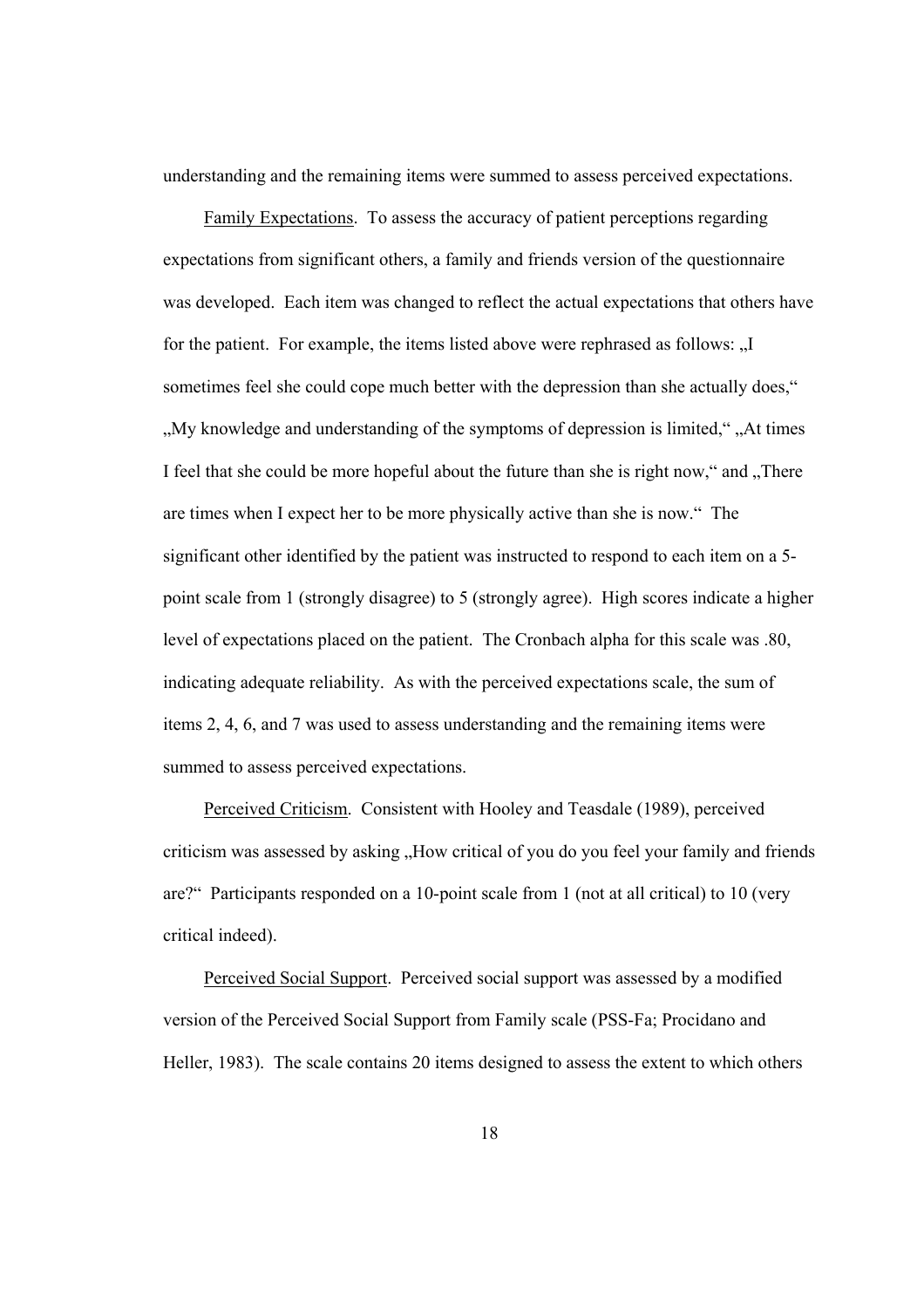understanding and the remaining items were summed to assess perceived expectations.

Family Expectations. To assess the accuracy of patient perceptions regarding expectations from significant others, a family and friends version of the questionnaire was developed. Each item was changed to reflect the actual expectations that others have for the patient. For example, the items listed above were rephrased as follows: „I sometimes feel she could cope much better with the depression than she actually does," „My knowledge and understanding of the symptoms of depression is limited," „At times I feel that she could be more hopeful about the future than she is right now," and „There are times when I expect her to be more physically active than she is now." The significant other identified by the patient was instructed to respond to each item on a 5-point scale from 1 (strongly disagree) to 5 (strongly agree). High scores indicate a higher level of expectations placed on the patient. The Cronbach alpha for this scale was .80, indicating adequate reliability. As with the perceived expectations scale, the sum of items 2, 4, 6, and 7 was used to assess understanding and the remaining items were summed to assess perceived expectations.

Perceived Criticism. Consistent with Hooley and Teasdale (1989), perceived criticism was assessed by asking „How critical of you do you feel your family and friends are?" Participants responded on a 10-point scale from 1 (not at all critical) to 10 (very critical indeed).

Perceived Social Support. Perceived social support was assessed by a modified version of the Perceived Social Support from Family scale (PSS-Fa; Procidano and Heller, 1983). The scale contains 20 items designed to assess the extent to which others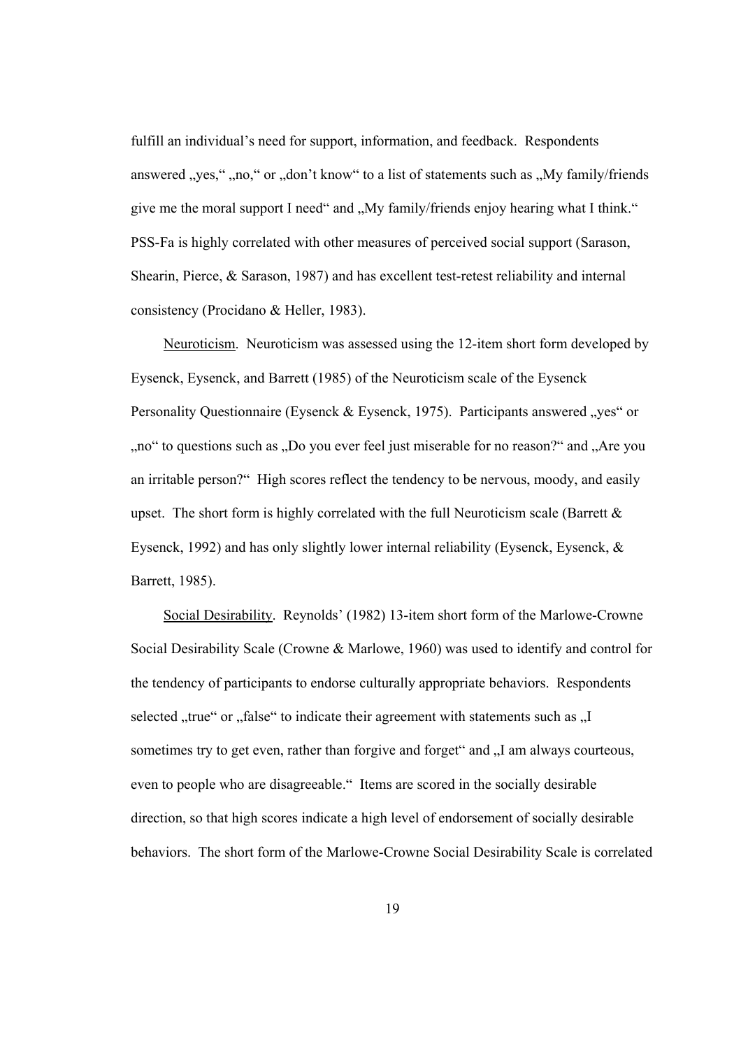fulfill an individual's need for support, information, and feedback. Respondents answered „yes," „no," or „don't know" to a list of statements such as „My family/friends give me the moral support I need" and „My family/friends enjoy hearing what I think." PSS-Fa is highly correlated with other measures of perceived social support (Sarason, Shearin, Pierce, & Sarason, 1987) and has excellent test-retest reliability and internal consistency (Procidano & Heller, 1983).

Neuroticism. Neuroticism was assessed using the 12-item short form developed by Eysenck, Eysenck, and Barrett (1985) of the Neuroticism scale of the Eysenck Personality Questionnaire (Eysenck & Eysenck, 1975). Participants answered „yes" or „no" to questions such as „Do you ever feel just miserable for no reason?" and „Are you an irritable person?" High scores reflect the tendency to be nervous, moody, and easily upset. The short form is highly correlated with the full Neuroticism scale (Barrett & Eysenck, 1992) and has only slightly lower internal reliability (Eysenck, Eysenck, & Barrett, 1985).

Social Desirability. Reynolds' (1982) 13-item short form of the Marlowe-Crowne Social Desirability Scale (Crowne & Marlowe, 1960) was used to identify and control for the tendency of participants to endorse culturally appropriate behaviors. Respondents selected „true" or „false" to indicate their agreement with statements such as „I sometimes try to get even, rather than forgive and forget" and „I am always courteous, even to people who are disagreeable." Items are scored in the socially desirable direction, so that high scores indicate a high level of endorsement of socially desirable behaviors. The short form of the Marlowe-Crowne Social Desirability Scale is correlated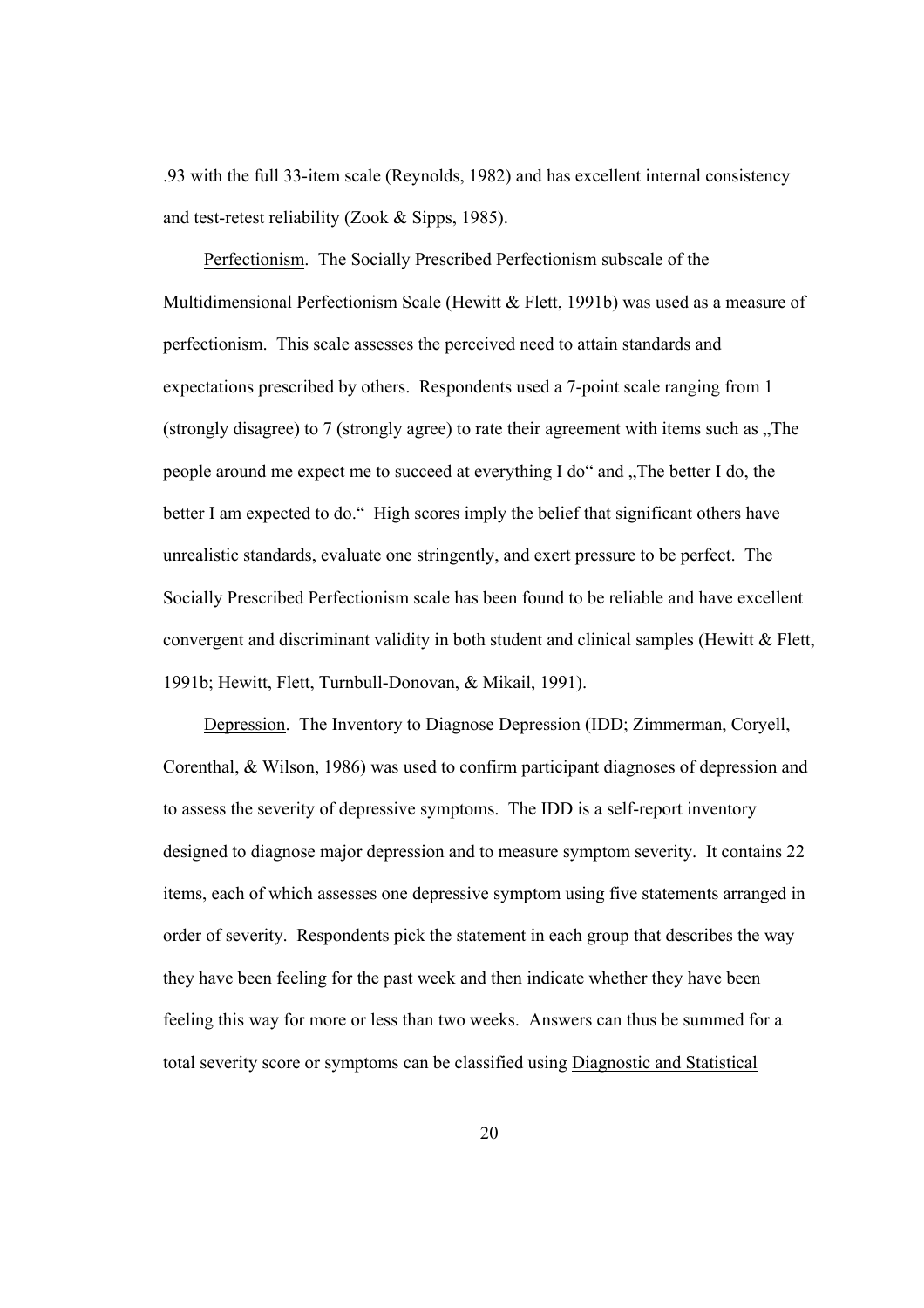.93 with the full 33-item scale (Reynolds, 1982) and has excellent internal consistency and test-retest reliability (Zook & Sipps, 1985).

Perfectionism. The Socially Prescribed Perfectionism subscale of the Multidimensional Perfectionism Scale (Hewitt & Flett, 1991b) was used as a measure of perfectionism. This scale assesses the perceived need to attain standards and expectations prescribed by others. Respondents used a 7-point scale ranging from 1 (strongly disagree) to 7 (strongly agree) to rate their agreement with items such as „The people around me expect me to succeed at everything I do" and „The better I do, the better I am expected to do." High scores imply the belief that significant others have unrealistic standards, evaluate one stringently, and exert pressure to be perfect. The Socially Prescribed Perfectionism scale has been found to be reliable and have excellent convergent and discriminant validity in both student and clinical samples (Hewitt & Flett, 1991b; Hewitt, Flett, Turnbull-Donovan, & Mikail, 1991).

Depression. The Inventory to Diagnose Depression (IDD; Zimmerman, Coryell, Corenthal, & Wilson, 1986) was used to confirm participant diagnoses of depression and to assess the severity of depressive symptoms. The IDD is a self-report inventory designed to diagnose major depression and to measure symptom severity. It contains 22 items, each of which assesses one depressive symptom using five statements arranged in order of severity. Respondents pick the statement in each group that describes the way they have been feeling for the past week and then indicate whether they have been feeling this way for more or less than two weeks. Answers can thus be summed for a total severity score or symptoms can be classified using Diagnostic and Statistical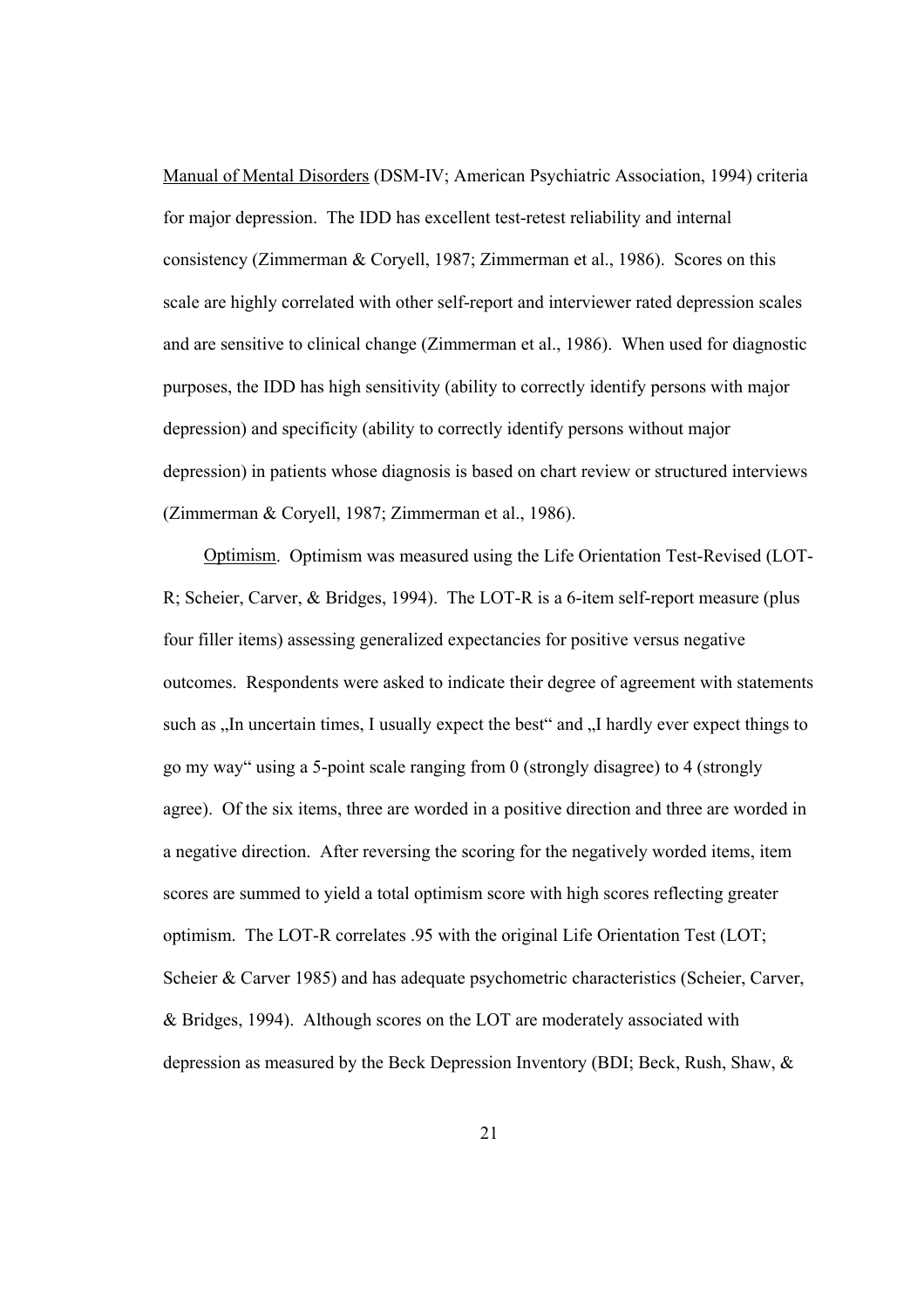Manual of Mental Disorders (DSM-IV; American Psychiatric Association, 1994) criteria for major depression. The IDD has excellent test-retest reliability and internal consistency (Zimmerman & Coryell, 1987; Zimmerman et al., 1986). Scores on this scale are highly correlated with other self-report and interviewer rated depression scales and are sensitive to clinical change (Zimmerman et al., 1986). When used for diagnostic purposes, the IDD has high sensitivity (ability to correctly identify persons with major depression) and specificity (ability to correctly identify persons without major depression) in patients whose diagnosis is based on chart review or structured interviews (Zimmerman & Coryell, 1987; Zimmerman et al., 1986).

Optimism. Optimism was measured using the Life Orientation Test-Revised (LOT-R; Scheier, Carver, & Bridges, 1994). The LOT-R is a 6-item self-report measure (plus four filler items) assessing generalized expectancies for positive versus negative outcomes. Respondents were asked to indicate their degree of agreement with statements such as „In uncertain times, I usually expect the best“ and „I hardly ever expect things to go my way“ using a 5-point scale ranging from 0 (strongly disagree) to 4 (strongly agree). Of the six items, three are worded in a positive direction and three are worded in a negative direction. After reversing the scoring for the negatively worded items, item scores are summed to yield a total optimism score with high scores reflecting greater optimism. The LOT-R correlates .95 with the original Life Orientation Test (LOT; Scheier & Carver 1985) and has adequate psychometric characteristics (Scheier, Carver, & Bridges, 1994). Although scores on the LOT are moderately associated with depression as measured by the Beck Depression Inventory (BDI; Beck, Rush, Shaw, &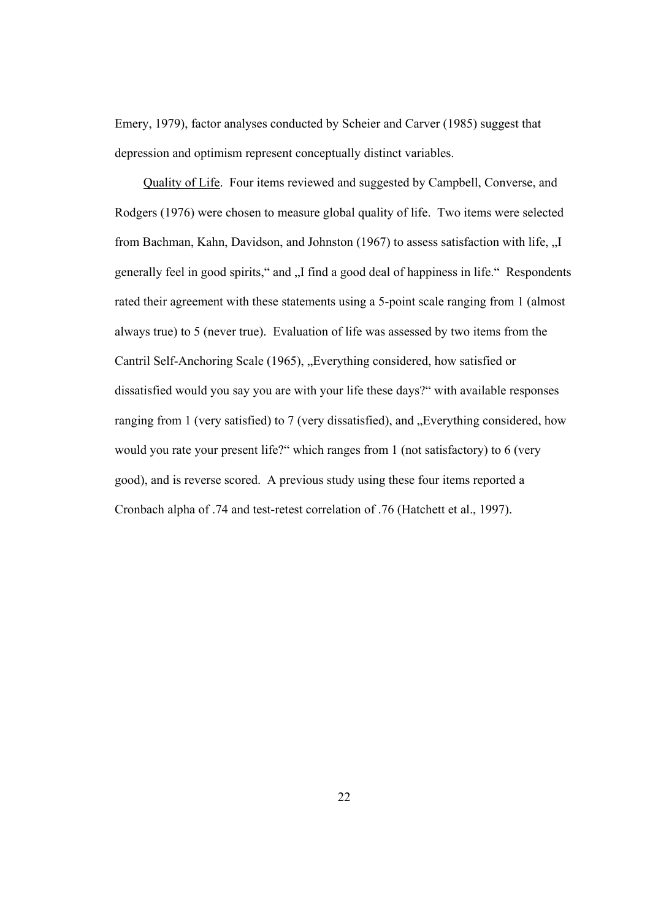Emery, 1979), factor analyses conducted by Scheier and Carver (1985) suggest that depression and optimism represent conceptually distinct variables.

Quality of Life. Four items reviewed and suggested by Campbell, Converse, and Rodgers (1976) were chosen to measure global quality of life. Two items were selected from Bachman, Kahn, Davidson, and Johnston (1967) to assess satisfaction with life, „I generally feel in good spirits," and „I find a good deal of happiness in life." Respondents rated their agreement with these statements using a 5-point scale ranging from 1 (almost always true) to 5 (never true). Evaluation of life was assessed by two items from the Cantril Self-Anchoring Scale (1965), „Everything considered, how satisfied or dissatisfied would you say you are with your life these days?" with available responses ranging from 1 (very satisfied) to 7 (very dissatisfied), and „Everything considered, how would you rate your present life?" which ranges from 1 (not satisfactory) to 6 (very good), and is reverse scored. A previous study using these four items reported a Cronbach alpha of .74 and test-retest correlation of .76 (Hatchett et al., 1997).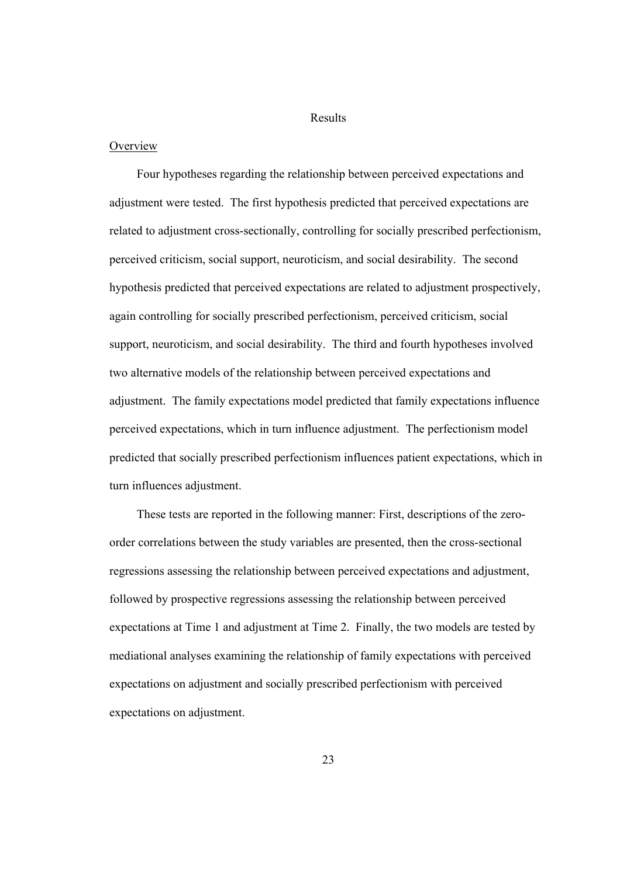# Results

## Overview

Four hypotheses regarding the relationship between perceived expectations and adjustment were tested. The first hypothesis predicted that perceived expectations are related to adjustment cross-sectionally, controlling for socially prescribed perfectionism, perceived criticism, social support, neuroticism, and social desirability. The second hypothesis predicted that perceived expectations are related to adjustment prospectively, again controlling for socially prescribed perfectionism, perceived criticism, social support, neuroticism, and social desirability. The third and fourth hypotheses involved two alternative models of the relationship between perceived expectations and adjustment. The family expectations model predicted that family expectations influence perceived expectations, which in turn influence adjustment. The perfectionism model predicted that socially prescribed perfectionism influences patient expectations, which in turn influences adjustment.

These tests are reported in the following manner: First, descriptions of the zero-order correlations between the study variables are presented, then the cross-sectional regressions assessing the relationship between perceived expectations and adjustment, followed by prospective regressions assessing the relationship between perceived expectations at Time 1 and adjustment at Time 2. Finally, the two models are tested by mediational analyses examining the relationship of family expectations with perceived expectations on adjustment and socially prescribed perfectionism with perceived expectations on adjustment.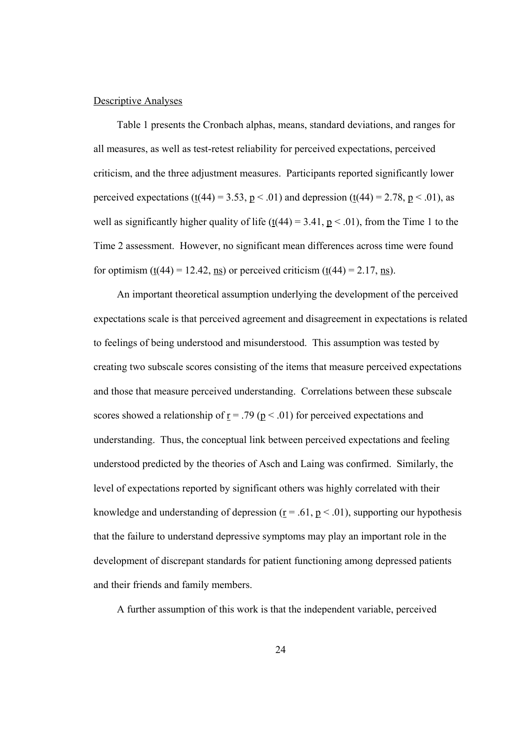## Descriptive Analyses

Table 1 presents the Cronbach alphas, means, standard deviations, and ranges for all measures, as well as test-retest reliability for perceived expectations, perceived criticism, and the three adjustment measures. Participants reported significantly lower perceived expectations ($t(44) = 3.53$, $p < .01$) and depression ($t(44) = 2.78$, $p < .01$), as well as significantly higher quality of life ($t(44) = 3.41$, $p < .01$), from the Time 1 to the Time 2 assessment. However, no significant mean differences across time were found for optimism ($t(44) = 12.42$, ns) or perceived criticism ($t(44) = 2.17$, ns).

An important theoretical assumption underlying the development of the perceived expectations scale is that perceived agreement and disagreement in expectations is related to feelings of being understood and misunderstood. This assumption was tested by creating two subscale scores consisting of the items that measure perceived expectations and those that measure perceived understanding. Correlations between these subscale scores showed a relationship of $r = .79$ ($p < .01$) for perceived expectations and understanding. Thus, the conceptual link between perceived expectations and feeling understood predicted by the theories of Asch and Laing was confirmed. Similarly, the level of expectations reported by significant others was highly correlated with their knowledge and understanding of depression ($r = .61$, $p < .01$), supporting our hypothesis that the failure to understand depressive symptoms may play an important role in the development of discrepant standards for patient functioning among depressed patients and their friends and family members.

A further assumption of this work is that the independent variable, perceived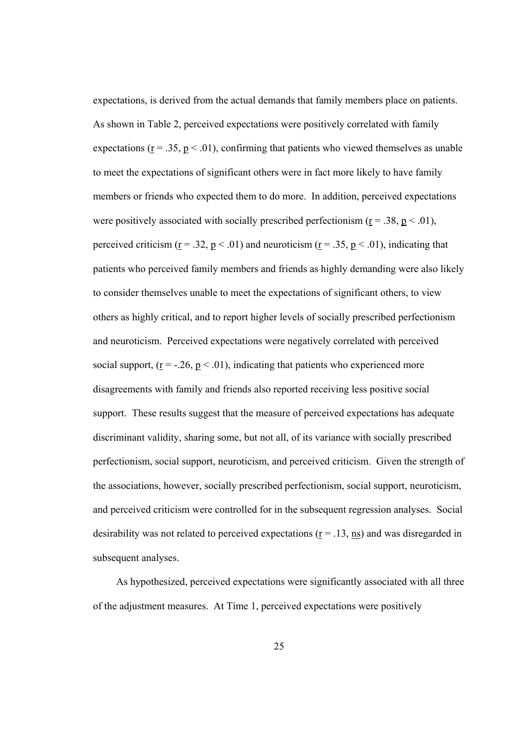expectations, is derived from the actual demands that family members place on patients. As shown in Table 2, perceived expectations were positively correlated with family expectations ($r = .35$, $p < .01$), confirming that patients who viewed themselves as unable to meet the expectations of significant others were in fact more likely to have family members or friends who expected them to do more. In addition, perceived expectations were positively associated with socially prescribed perfectionism ($r = .38$, $p < .01$), perceived criticism ($r = .32$, $p < .01$) and neuroticism ($r = .35$, $p < .01$), indicating that patients who perceived family members and friends as highly demanding were also likely to consider themselves unable to meet the expectations of significant others, to view others as highly critical, and to report higher levels of socially prescribed perfectionism and neuroticism. Perceived expectations were negatively correlated with perceived social support, ($r = -.26$, $p < .01$), indicating that patients who experienced more disagreements with family and friends also reported receiving less positive social support. These results suggest that the measure of perceived expectations has adequate discriminant validity, sharing some, but not all, of its variance with socially prescribed perfectionism, social support, neuroticism, and perceived criticism. Given the strength of the associations, however, socially prescribed perfectionism, social support, neuroticism, and perceived criticism were controlled for in the subsequent regression analyses. Social desirability was not related to perceived expectations ($r = .13$, ns) and was disregarded in subsequent analyses.

As hypothesized, perceived expectations were significantly associated with all three of the adjustment measures. At Time 1, perceived expectations were positively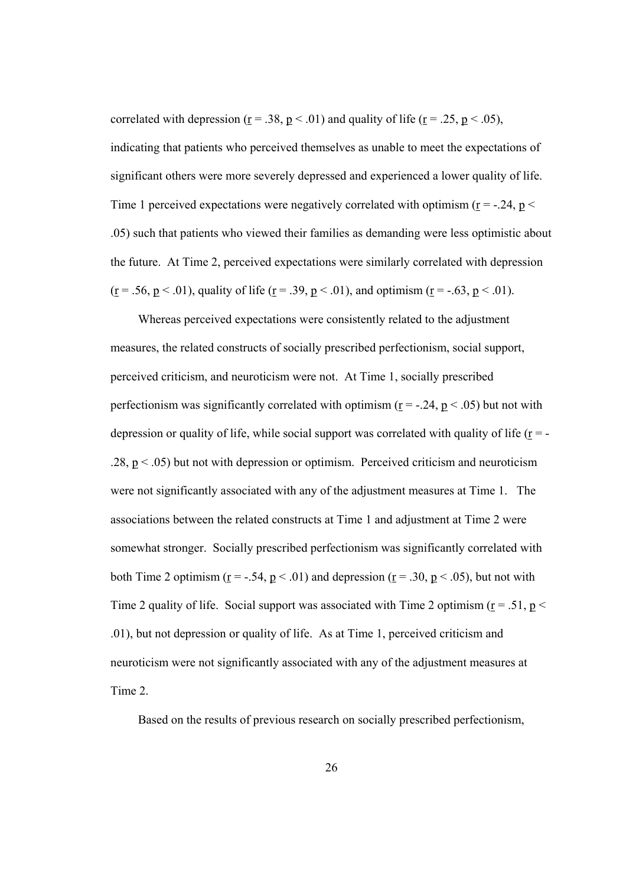correlated with depression ($r = .38$, $p < .01$) and quality of life ($r = .25$, $p < .05$), indicating that patients who perceived themselves as unable to meet the expectations of significant others were more severely depressed and experienced a lower quality of life. Time 1 perceived expectations were negatively correlated with optimism ($r = -.24$, $p < .05$) such that patients who viewed their families as demanding were less optimistic about the future. At Time 2, perceived expectations were similarly correlated with depression ($r = .56$, $p < .01$), quality of life ($r = .39$, $p < .01$), and optimism ($r = -.63$, $p < .01$).

Whereas perceived expectations were consistently related to the adjustment measures, the related constructs of socially prescribed perfectionism, social support, perceived criticism, and neuroticism were not. At Time 1, socially prescribed perfectionism was significantly correlated with optimism ($r = -.24$, $p < .05$) but not with depression or quality of life, while social support was correlated with quality of life ($r = -.28$, $p < .05$) but not with depression or optimism. Perceived criticism and neuroticism were not significantly associated with any of the adjustment measures at Time 1. The associations between the related constructs at Time 1 and adjustment at Time 2 were somewhat stronger. Socially prescribed perfectionism was significantly correlated with both Time 2 optimism ($r = -.54$, $p < .01$) and depression ($r = .30$, $p < .05$), but not with Time 2 quality of life. Social support was associated with Time 2 optimism ($r = .51$, $p < .01$), but not depression or quality of life. As at Time 1, perceived criticism and neuroticism were not significantly associated with any of the adjustment measures at Time 2.

Based on the results of previous research on socially prescribed perfectionism,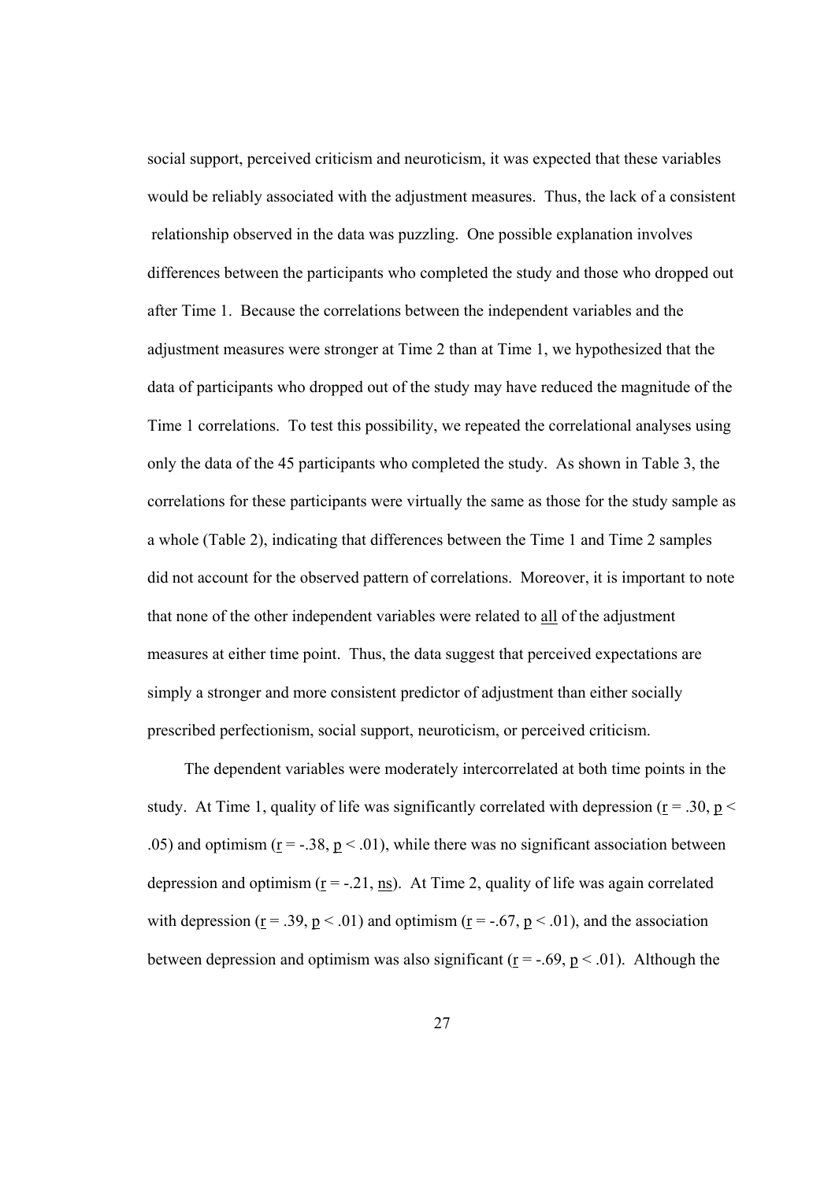social support, perceived criticism and neuroticism, it was expected that these variables would be reliably associated with the adjustment measures. Thus, the lack of a consistent relationship observed in the data was puzzling. One possible explanation involves differences between the participants who completed the study and those who dropped out after Time 1. Because the correlations between the independent variables and the adjustment measures were stronger at Time 2 than at Time 1, we hypothesized that the data of participants who dropped out of the study may have reduced the magnitude of the Time 1 correlations. To test this possibility, we repeated the correlational analyses using only the data of the 45 participants who completed the study. As shown in Table 3, the correlations for these participants were virtually the same as those for the study sample as a whole (Table 2), indicating that differences between the Time 1 and Time 2 samples did not account for the observed pattern of correlations. Moreover, it is important to note that none of the other independent variables were related to all of the adjustment measures at either time point. Thus, the data suggest that perceived expectations are simply a stronger and more consistent predictor of adjustment than either socially prescribed perfectionism, social support, neuroticism, or perceived criticism.

The dependent variables were moderately intercorrelated at both time points in the study. At Time 1, quality of life was significantly correlated with depression ($r = .30$, $p < .05$) and optimism ($r = -.38$, $p < .01$), while there was no significant association between depression and optimism ($r = -.21$, ns). At Time 2, quality of life was again correlated with depression ($r = .39$, $p < .01$) and optimism ($r = -.67$, $p < .01$), and the association between depression and optimism was also significant ($r = -.69$, $p < .01$). Although the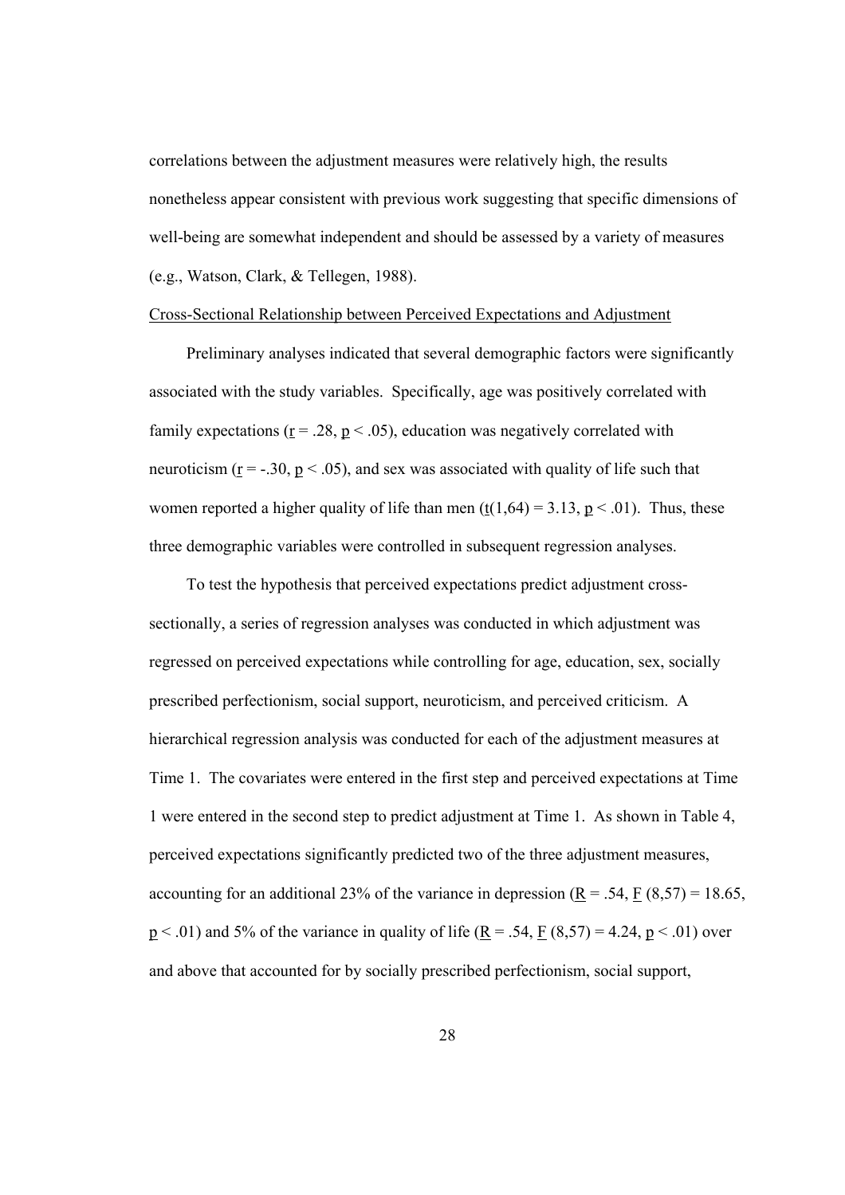correlations between the adjustment measures were relatively high, the results nonetheless appear consistent with previous work suggesting that specific dimensions of well-being are somewhat independent and should be assessed by a variety of measures (e.g., Watson, Clark, & Tellegen, 1988).

## Cross-Sectional Relationship between Perceived Expectations and Adjustment

Preliminary analyses indicated that several demographic factors were significantly associated with the study variables. Specifically, age was positively correlated with family expectations ($r = .28$, $p < .05$), education was negatively correlated with neuroticism ($r = -.30$, $p < .05$), and sex was associated with quality of life such that women reported a higher quality of life than men ($t(1,64) = 3.13$, $p < .01$). Thus, these three demographic variables were controlled in subsequent regression analyses.

To test the hypothesis that perceived expectations predict adjustment cross-sectionally, a series of regression analyses was conducted in which adjustment was regressed on perceived expectations while controlling for age, education, sex, socially prescribed perfectionism, social support, neuroticism, and perceived criticism. A hierarchical regression analysis was conducted for each of the adjustment measures at Time 1. The covariates were entered in the first step and perceived expectations at Time 1 were entered in the second step to predict adjustment at Time 1. As shown in Table 4, perceived expectations significantly predicted two of the three adjustment measures, accounting for an additional 23% of the variance in depression ($R = .54$, $F\ (8,57) = 18.65$, $p < .01$) and 5% of the variance in quality of life ($R = .54$, $F\ (8,57) = 4.24$, $p < .01$) over and above that accounted for by socially prescribed perfectionism, social support,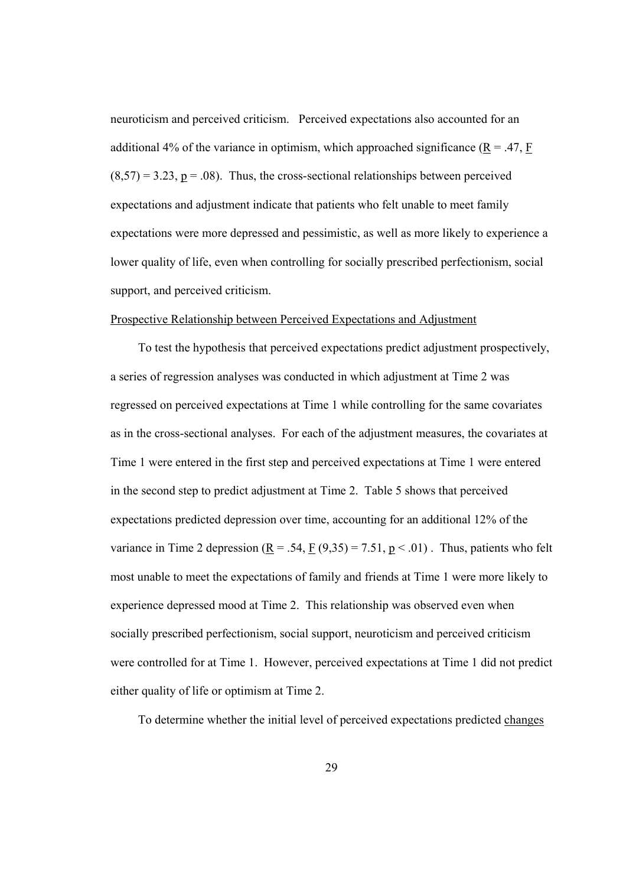neuroticism and perceived criticism. Perceived expectations also accounted for an additional 4% of the variance in optimism, which approached significance ($R = .47$, $F(8,57) = 3.23$, $p = .08$). Thus, the cross-sectional relationships between perceived expectations and adjustment indicate that patients who felt unable to meet family expectations were more depressed and pessimistic, as well as more likely to experience a lower quality of life, even when controlling for socially prescribed perfectionism, social support, and perceived criticism.

Prospective Relationship between Perceived Expectations and Adjustment

To test the hypothesis that perceived expectations predict adjustment prospectively, a series of regression analyses was conducted in which adjustment at Time 2 was regressed on perceived expectations at Time 1 while controlling for the same covariates as in the cross-sectional analyses. For each of the adjustment measures, the covariates at Time 1 were entered in the first step and perceived expectations at Time 1 were entered in the second step to predict adjustment at Time 2. Table 5 shows that perceived expectations predicted depression over time, accounting for an additional 12% of the variance in Time 2 depression ($R = .54$, $F(9,35) = 7.51$, $p < .01$). Thus, patients who felt most unable to meet the expectations of family and friends at Time 1 were more likely to experience depressed mood at Time 2. This relationship was observed even when socially prescribed perfectionism, social support, neuroticism and perceived criticism were controlled for at Time 1. However, perceived expectations at Time 1 did not predict either quality of life or optimism at Time 2.

To determine whether the initial level of perceived expectations predicted changes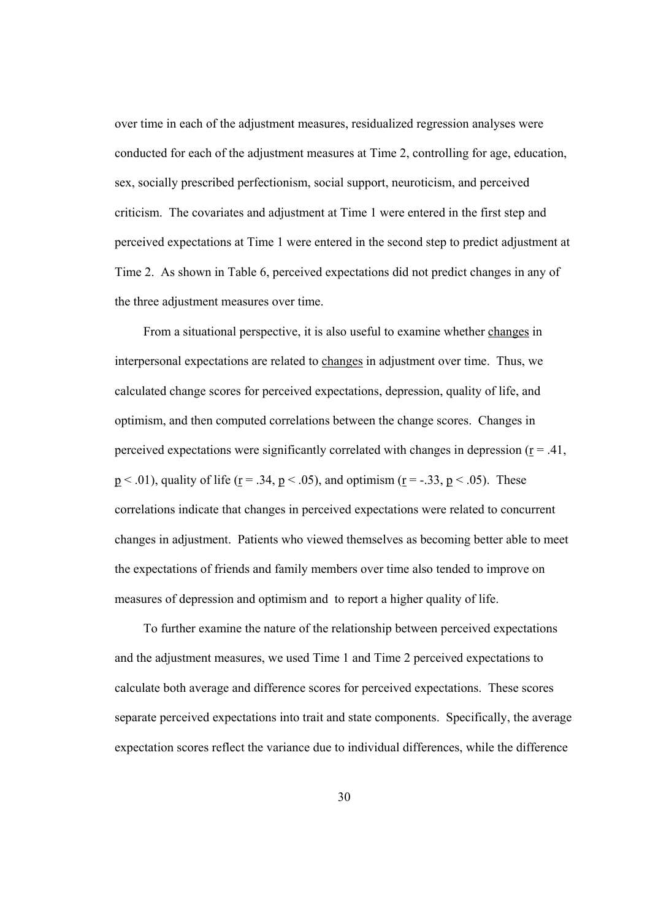over time in each of the adjustment measures, residualized regression analyses were conducted for each of the adjustment measures at Time 2, controlling for age, education, sex, socially prescribed perfectionism, social support, neuroticism, and perceived criticism. The covariates and adjustment at Time 1 were entered in the first step and perceived expectations at Time 1 were entered in the second step to predict adjustment at Time 2. As shown in Table 6, perceived expectations did not predict changes in any of the three adjustment measures over time.

From a situational perspective, it is also useful to examine whether changes in interpersonal expectations are related to changes in adjustment over time. Thus, we calculated change scores for perceived expectations, depression, quality of life, and optimism, and then computed correlations between the change scores. Changes in perceived expectations were significantly correlated with changes in depression ($r = .41$, $p < .01$), quality of life ($r = .34$, $p < .05$), and optimism ($r = -.33$, $p < .05$). These correlations indicate that changes in perceived expectations were related to concurrent changes in adjustment. Patients who viewed themselves as becoming better able to meet the expectations of friends and family members over time also tended to improve on measures of depression and optimism and to report a higher quality of life.

To further examine the nature of the relationship between perceived expectations and the adjustment measures, we used Time 1 and Time 2 perceived expectations to calculate both average and difference scores for perceived expectations. These scores separate perceived expectations into trait and state components. Specifically, the average expectation scores reflect the variance due to individual differences, while the difference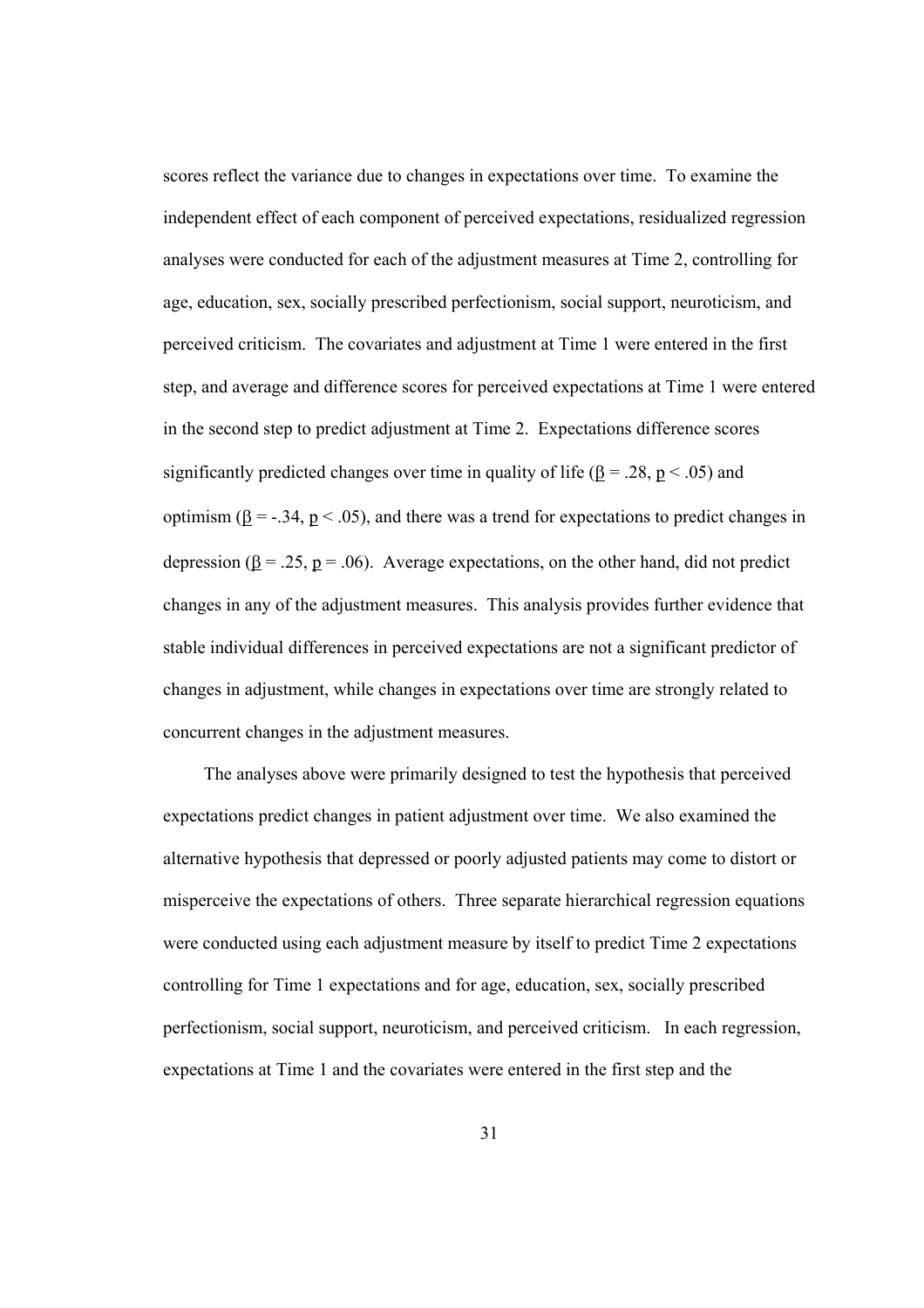scores reflect the variance due to changes in expectations over time. To examine the independent effect of each component of perceived expectations, residualized regression analyses were conducted for each of the adjustment measures at Time 2, controlling for age, education, sex, socially prescribed perfectionism, social support, neuroticism, and perceived criticism. The covariates and adjustment at Time 1 were entered in the first step, and average and difference scores for perceived expectations at Time 1 were entered in the second step to predict adjustment at Time 2. Expectations difference scores significantly predicted changes over time in quality of life ($\beta = .28$, $p < .05$) and optimism ($\beta = -.34$, $p < .05$), and there was a trend for expectations to predict changes in depression ($\beta = .25$, $p = .06$). Average expectations, on the other hand, did not predict changes in any of the adjustment measures. This analysis provides further evidence that stable individual differences in perceived expectations are not a significant predictor of changes in adjustment, while changes in expectations over time are strongly related to concurrent changes in the adjustment measures.

The analyses above were primarily designed to test the hypothesis that perceived expectations predict changes in patient adjustment over time. We also examined the alternative hypothesis that depressed or poorly adjusted patients may come to distort or misperceive the expectations of others. Three separate hierarchical regression equations were conducted using each adjustment measure by itself to predict Time 2 expectations controlling for Time 1 expectations and for age, education, sex, socially prescribed perfectionism, social support, neuroticism, and perceived criticism. In each regression, expectations at Time 1 and the covariates were entered in the first step and the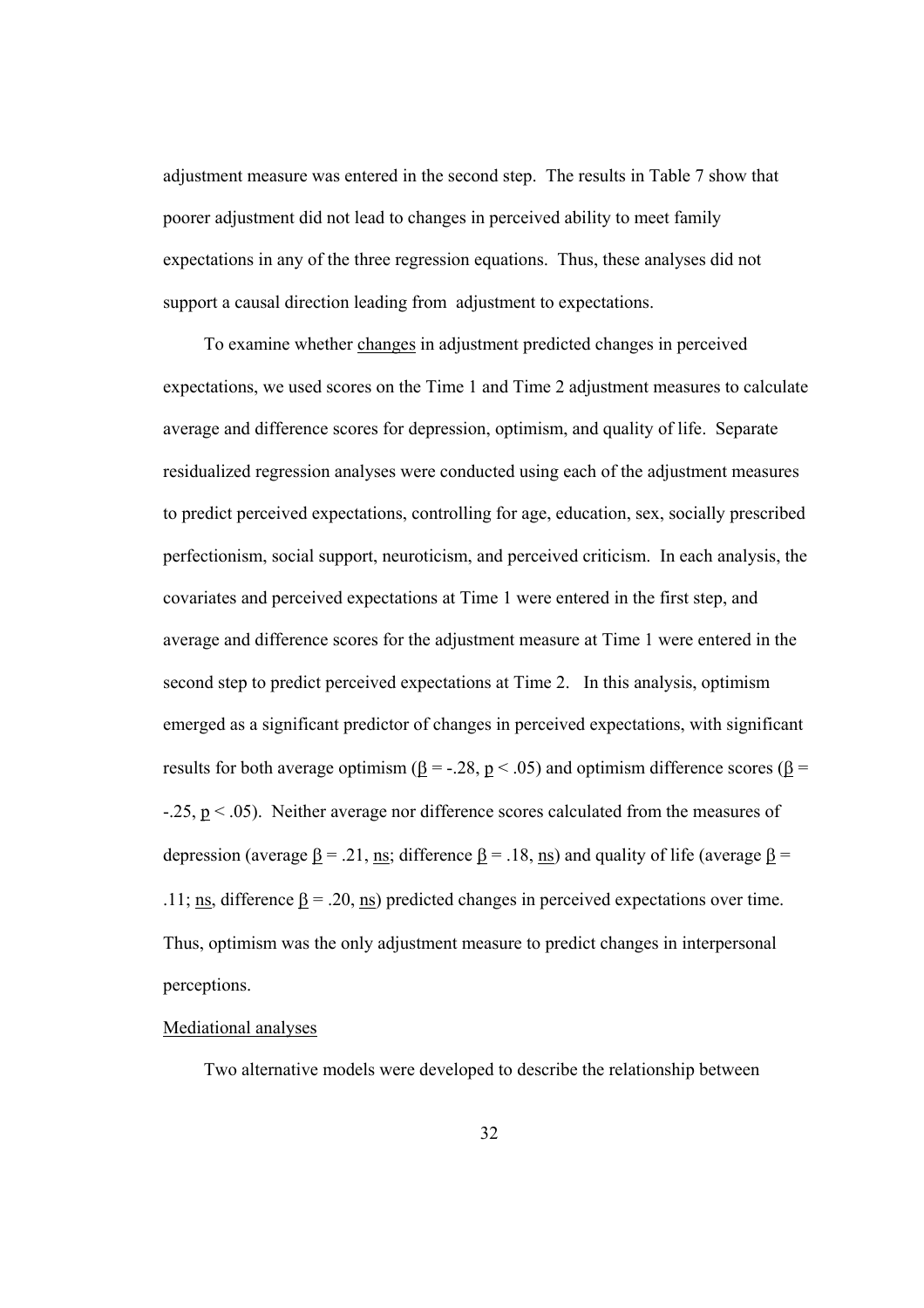adjustment measure was entered in the second step. The results in Table 7 show that poorer adjustment did not lead to changes in perceived ability to meet family expectations in any of the three regression equations. Thus, these analyses did not support a causal direction leading from adjustment to expectations.

To examine whether changes in adjustment predicted changes in perceived expectations, we used scores on the Time 1 and Time 2 adjustment measures to calculate average and difference scores for depression, optimism, and quality of life. Separate residualized regression analyses were conducted using each of the adjustment measures to predict perceived expectations, controlling for age, education, sex, socially prescribed perfectionism, social support, neuroticism, and perceived criticism. In each analysis, the covariates and perceived expectations at Time 1 were entered in the first step, and average and difference scores for the adjustment measure at Time 1 were entered in the second step to predict perceived expectations at Time 2. In this analysis, optimism emerged as a significant predictor of changes in perceived expectations, with significant results for both average optimism ($\beta = -.28$, $p < .05$) and optimism difference scores ($\beta = -.25$, $p < .05$). Neither average nor difference scores calculated from the measures of depression (average $\beta = .21$, ns; difference $\beta = .18$, ns) and quality of life (average $\beta = .11$; ns, difference $\beta = .20$, ns) predicted changes in perceived expectations over time. Thus, optimism was the only adjustment measure to predict changes in interpersonal perceptions.

### Mediational analyses

Two alternative models were developed to describe the relationship between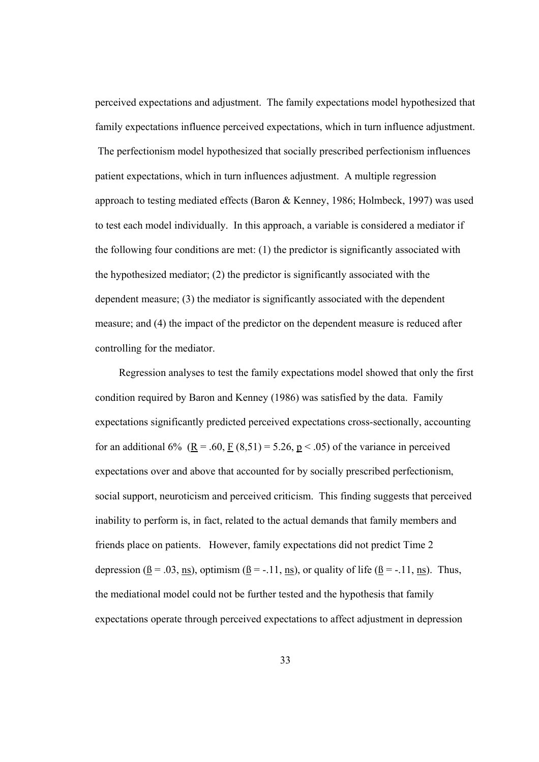perceived expectations and adjustment. The family expectations model hypothesized that family expectations influence perceived expectations, which in turn influence adjustment. The perfectionism model hypothesized that socially prescribed perfectionism influences patient expectations, which in turn influences adjustment. A multiple regression approach to testing mediated effects (Baron & Kenney, 1986; Holmbeck, 1997) was used to test each model individually. In this approach, a variable is considered a mediator if the following four conditions are met: (1) the predictor is significantly associated with the hypothesized mediator; (2) the predictor is significantly associated with the dependent measure; (3) the mediator is significantly associated with the dependent measure; and (4) the impact of the predictor on the dependent measure is reduced after controlling for the mediator.

Regression analyses to test the family expectations model showed that only the first condition required by Baron and Kenney (1986) was satisfied by the data. Family expectations significantly predicted perceived expectations cross-sectionally, accounting for an additional 6% ($R = .60$, $F\ (8,51) = 5.26$, $p < .05$) of the variance in perceived expectations over and above that accounted for by socially prescribed perfectionism, social support, neuroticism and perceived criticism. This finding suggests that perceived inability to perform is, in fact, related to the actual demands that family members and friends place on patients. However, family expectations did not predict Time 2 depression ($\beta = .03$, ns), optimism ($\beta = -.11$, ns), or quality of life ($\beta = -.11$, ns). Thus, the mediational model could not be further tested and the hypothesis that family expectations operate through perceived expectations to affect adjustment in depression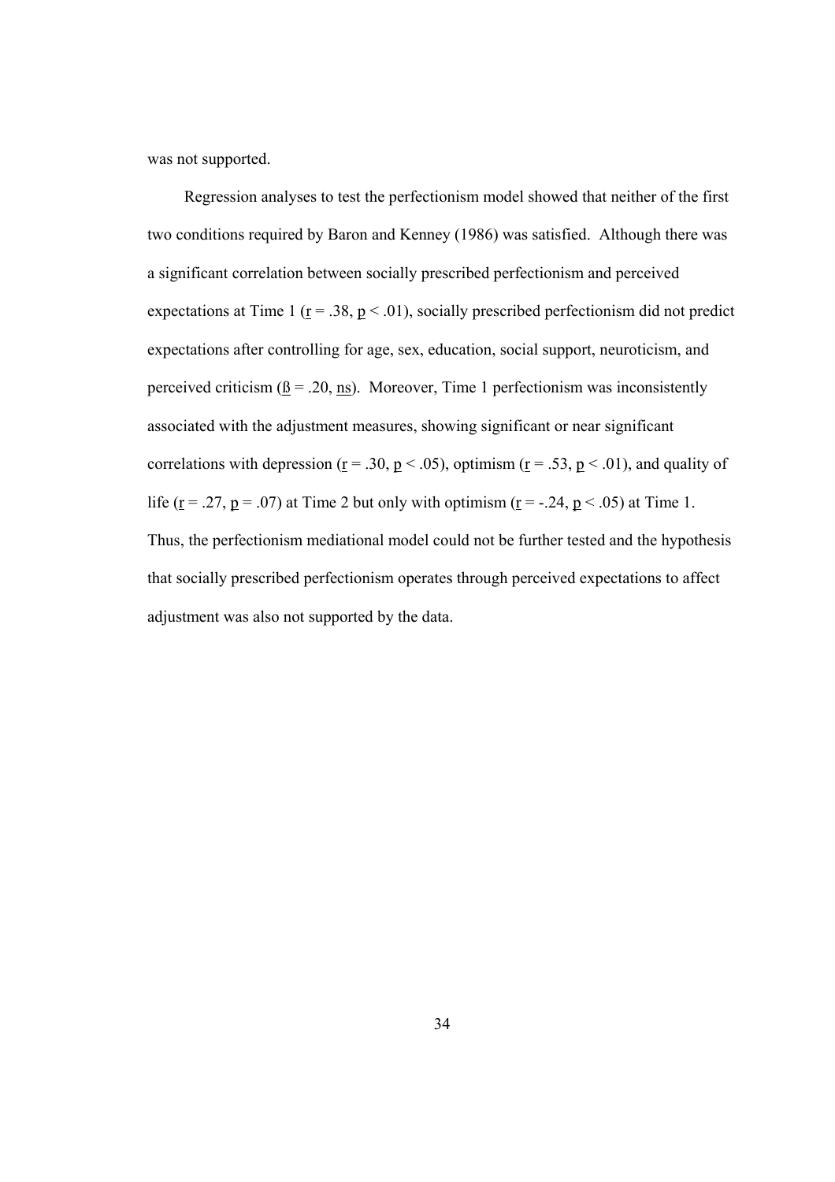was not supported.

Regression analyses to test the perfectionism model showed that neither of the first two conditions required by Baron and Kenney (1986) was satisfied. Although there was a significant correlation between socially prescribed perfectionism and perceived expectations at Time 1 ($r = .38$, $p < .01$), socially prescribed perfectionism did not predict expectations after controlling for age, sex, education, social support, neuroticism, and perceived criticism ($\beta = .20$, ns). Moreover, Time 1 perfectionism was inconsistently associated with the adjustment measures, showing significant or near significant correlations with depression ($r = .30$, $p < .05$), optimism ($r = .53$, $p < .01$), and quality of life ($r = .27$, $p = .07$) at Time 2 but only with optimism ($r = -.24$, $p < .05$) at Time 1. Thus, the perfectionism mediational model could not be further tested and the hypothesis that socially prescribed perfectionism operates through perceived expectations to affect adjustment was also not supported by the data.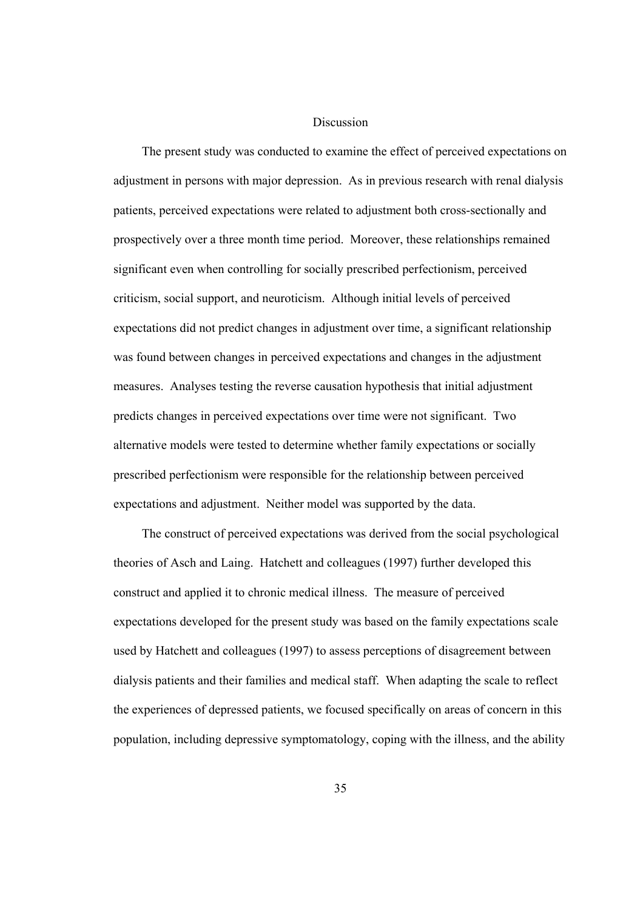# Discussion

The present study was conducted to examine the effect of perceived expectations on adjustment in persons with major depression. As in previous research with renal dialysis patients, perceived expectations were related to adjustment both cross-sectionally and prospectively over a three month time period. Moreover, these relationships remained significant even when controlling for socially prescribed perfectionism, perceived criticism, social support, and neuroticism. Although initial levels of perceived expectations did not predict changes in adjustment over time, a significant relationship was found between changes in perceived expectations and changes in the adjustment measures. Analyses testing the reverse causation hypothesis that initial adjustment predicts changes in perceived expectations over time were not significant. Two alternative models were tested to determine whether family expectations or socially prescribed perfectionism were responsible for the relationship between perceived expectations and adjustment. Neither model was supported by the data.

The construct of perceived expectations was derived from the social psychological theories of Asch and Laing. Hatchett and colleagues (1997) further developed this construct and applied it to chronic medical illness. The measure of perceived expectations developed for the present study was based on the family expectations scale used by Hatchett and colleagues (1997) to assess perceptions of disagreement between dialysis patients and their families and medical staff. When adapting the scale to reflect the experiences of depressed patients, we focused specifically on areas of concern in this population, including depressive symptomatology, coping with the illness, and the ability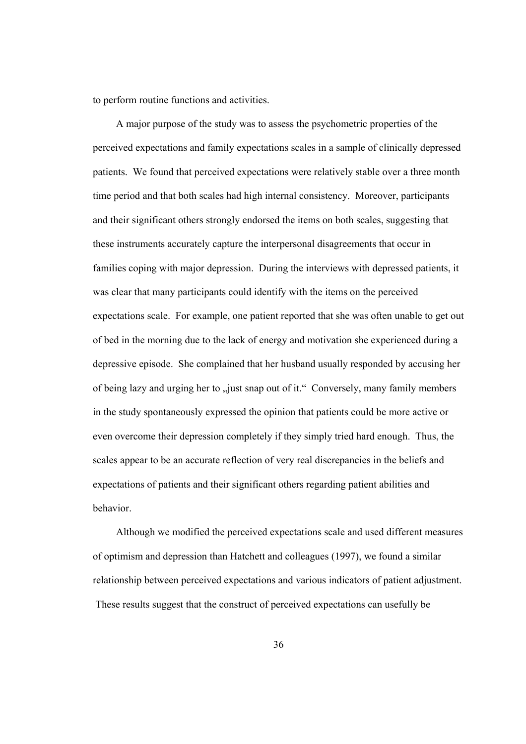to perform routine functions and activities.

A major purpose of the study was to assess the psychometric properties of the perceived expectations and family expectations scales in a sample of clinically depressed patients. We found that perceived expectations were relatively stable over a three month time period and that both scales had high internal consistency. Moreover, participants and their significant others strongly endorsed the items on both scales, suggesting that these instruments accurately capture the interpersonal disagreements that occur in families coping with major depression. During the interviews with depressed patients, it was clear that many participants could identify with the items on the perceived expectations scale. For example, one patient reported that she was often unable to get out of bed in the morning due to the lack of energy and motivation she experienced during a depressive episode. She complained that her husband usually responded by accusing her of being lazy and urging her to „just snap out of it." Conversely, many family members in the study spontaneously expressed the opinion that patients could be more active or even overcome their depression completely if they simply tried hard enough. Thus, the scales appear to be an accurate reflection of very real discrepancies in the beliefs and expectations of patients and their significant others regarding patient abilities and behavior.

Although we modified the perceived expectations scale and used different measures of optimism and depression than Hatchett and colleagues (1997), we found a similar relationship between perceived expectations and various indicators of patient adjustment. These results suggest that the construct of perceived expectations can usefully be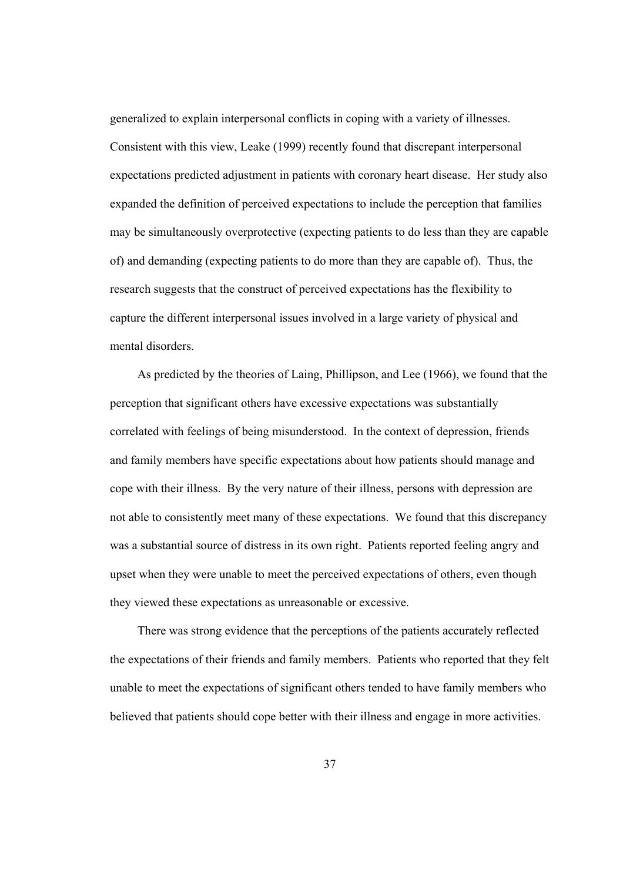generalized to explain interpersonal conflicts in coping with a variety of illnesses. Consistent with this view, Leake (1999) recently found that discrepant interpersonal expectations predicted adjustment in patients with coronary heart disease. Her study also expanded the definition of perceived expectations to include the perception that families may be simultaneously overprotective (expecting patients to do less than they are capable of) and demanding (expecting patients to do more than they are capable of). Thus, the research suggests that the construct of perceived expectations has the flexibility to capture the different interpersonal issues involved in a large variety of physical and mental disorders.

As predicted by the theories of Laing, Phillipson, and Lee (1966), we found that the perception that significant others have excessive expectations was substantially correlated with feelings of being misunderstood. In the context of depression, friends and family members have specific expectations about how patients should manage and cope with their illness. By the very nature of their illness, persons with depression are not able to consistently meet many of these expectations. We found that this discrepancy was a substantial source of distress in its own right. Patients reported feeling angry and upset when they were unable to meet the perceived expectations of others, even though they viewed these expectations as unreasonable or excessive.

There was strong evidence that the perceptions of the patients accurately reflected the expectations of their friends and family members. Patients who reported that they felt unable to meet the expectations of significant others tended to have family members who believed that patients should cope better with their illness and engage in more activities.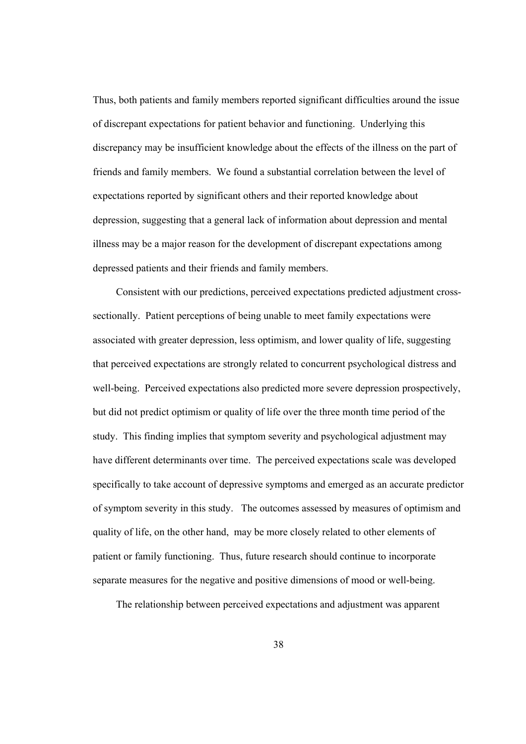Thus, both patients and family members reported significant difficulties around the issue of discrepant expectations for patient behavior and functioning. Underlying this discrepancy may be insufficient knowledge about the effects of the illness on the part of friends and family members. We found a substantial correlation between the level of expectations reported by significant others and their reported knowledge about depression, suggesting that a general lack of information about depression and mental illness may be a major reason for the development of discrepant expectations among depressed patients and their friends and family members.

Consistent with our predictions, perceived expectations predicted adjustment cross-sectionally. Patient perceptions of being unable to meet family expectations were associated with greater depression, less optimism, and lower quality of life, suggesting that perceived expectations are strongly related to concurrent psychological distress and well-being. Perceived expectations also predicted more severe depression prospectively, but did not predict optimism or quality of life over the three month time period of the study. This finding implies that symptom severity and psychological adjustment may have different determinants over time. The perceived expectations scale was developed specifically to take account of depressive symptoms and emerged as an accurate predictor of symptom severity in this study. The outcomes assessed by measures of optimism and quality of life, on the other hand, may be more closely related to other elements of patient or family functioning. Thus, future research should continue to incorporate separate measures for the negative and positive dimensions of mood or well-being.

The relationship between perceived expectations and adjustment was apparent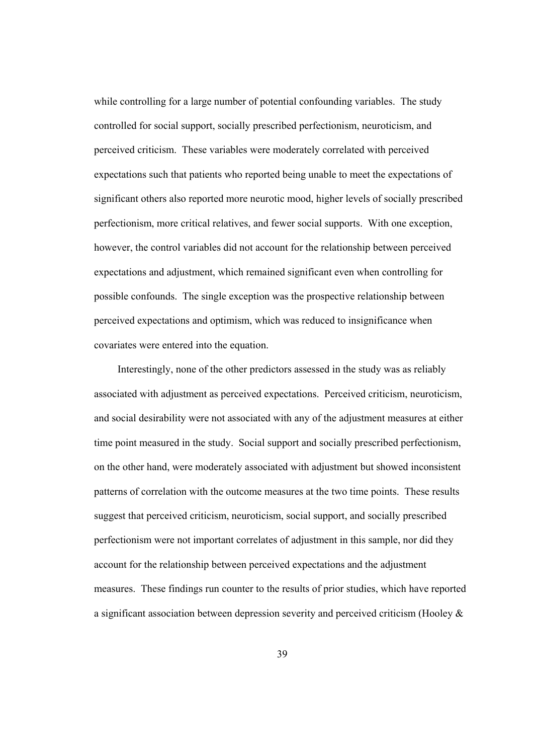while controlling for a large number of potential confounding variables. The study controlled for social support, socially prescribed perfectionism, neuroticism, and perceived criticism. These variables were moderately correlated with perceived expectations such that patients who reported being unable to meet the expectations of significant others also reported more neurotic mood, higher levels of socially prescribed perfectionism, more critical relatives, and fewer social supports. With one exception, however, the control variables did not account for the relationship between perceived expectations and adjustment, which remained significant even when controlling for possible confounds. The single exception was the prospective relationship between perceived expectations and optimism, which was reduced to insignificance when covariates were entered into the equation.

Interestingly, none of the other predictors assessed in the study was as reliably associated with adjustment as perceived expectations. Perceived criticism, neuroticism, and social desirability were not associated with any of the adjustment measures at either time point measured in the study. Social support and socially prescribed perfectionism, on the other hand, were moderately associated with adjustment but showed inconsistent patterns of correlation with the outcome measures at the two time points. These results suggest that perceived criticism, neuroticism, social support, and socially prescribed perfectionism were not important correlates of adjustment in this sample, nor did they account for the relationship between perceived expectations and the adjustment measures. These findings run counter to the results of prior studies, which have reported a significant association between depression severity and perceived criticism (Hooley &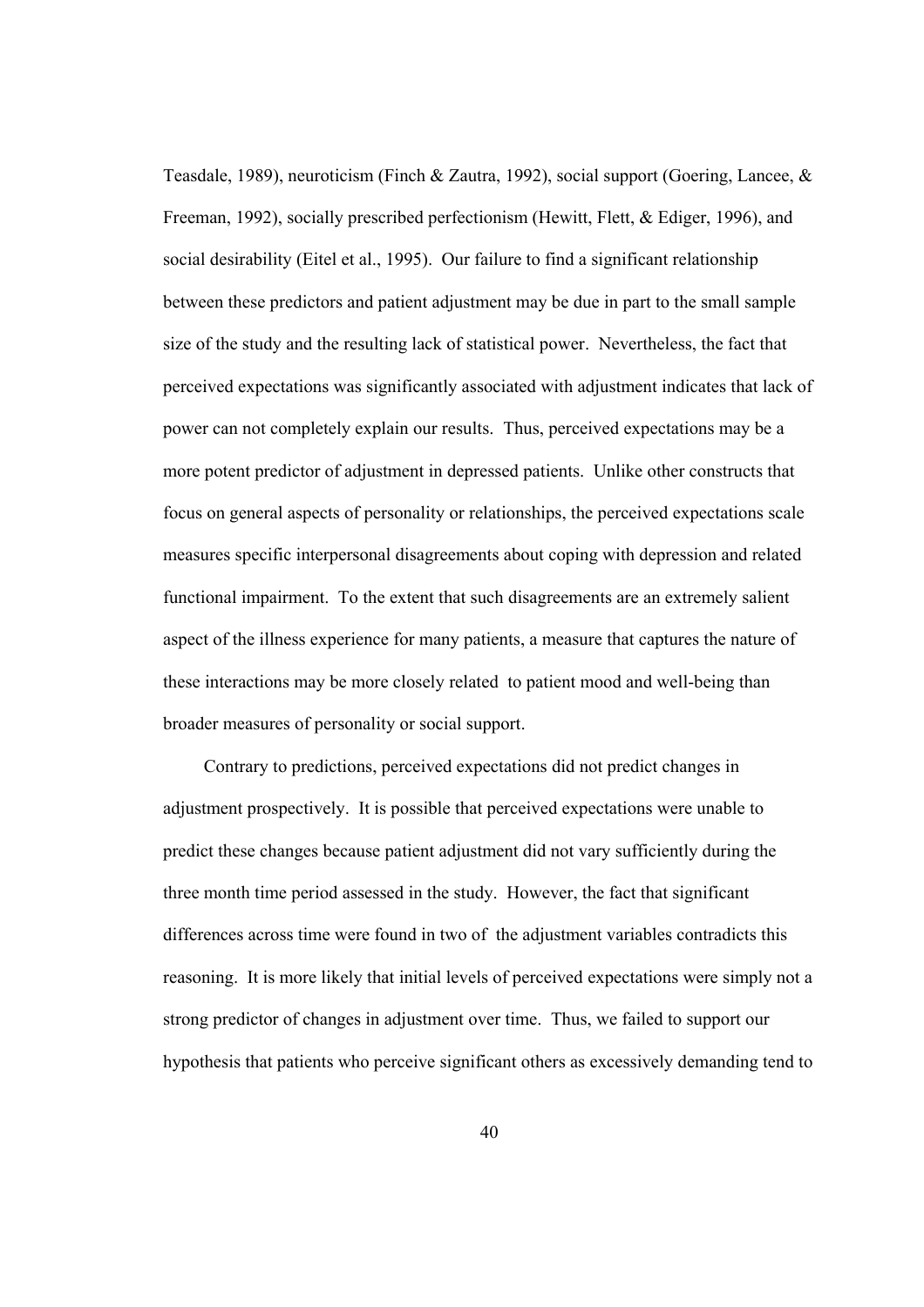Teasdale, 1989), neuroticism (Finch & Zautra, 1992), social support (Goering, Lancee, & Freeman, 1992), socially prescribed perfectionism (Hewitt, Flett, & Ediger, 1996), and social desirability (Eitel et al., 1995). Our failure to find a significant relationship between these predictors and patient adjustment may be due in part to the small sample size of the study and the resulting lack of statistical power. Nevertheless, the fact that perceived expectations was significantly associated with adjustment indicates that lack of power can not completely explain our results. Thus, perceived expectations may be a more potent predictor of adjustment in depressed patients. Unlike other constructs that focus on general aspects of personality or relationships, the perceived expectations scale measures specific interpersonal disagreements about coping with depression and related functional impairment. To the extent that such disagreements are an extremely salient aspect of the illness experience for many patients, a measure that captures the nature of these interactions may be more closely related to patient mood and well-being than broader measures of personality or social support.

Contrary to predictions, perceived expectations did not predict changes in adjustment prospectively. It is possible that perceived expectations were unable to predict these changes because patient adjustment did not vary sufficiently during the three month time period assessed in the study. However, the fact that significant differences across time were found in two of the adjustment variables contradicts this reasoning. It is more likely that initial levels of perceived expectations were simply not a strong predictor of changes in adjustment over time. Thus, we failed to support our hypothesis that patients who perceive significant others as excessively demanding tend to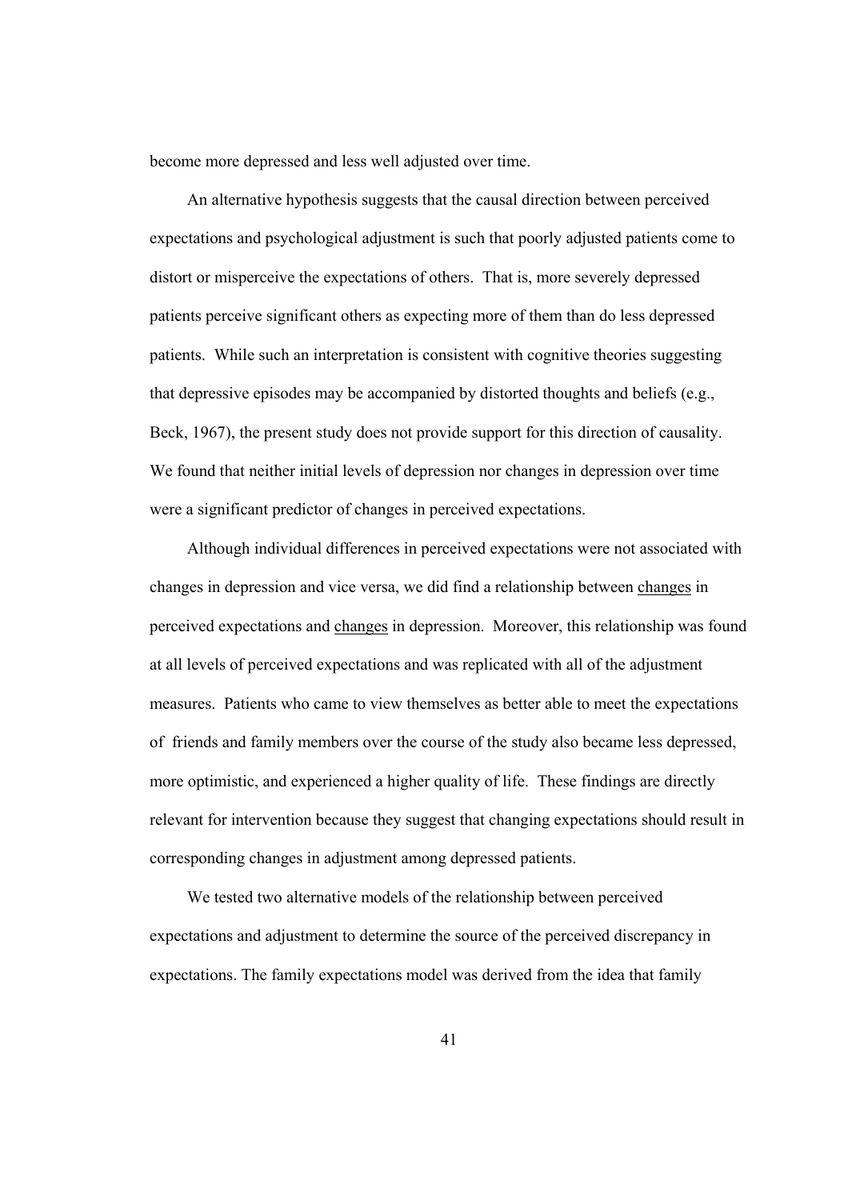become more depressed and less well adjusted over time.

An alternative hypothesis suggests that the causal direction between perceived expectations and psychological adjustment is such that poorly adjusted patients come to distort or misperceive the expectations of others. That is, more severely depressed patients perceive significant others as expecting more of them than do less depressed patients. While such an interpretation is consistent with cognitive theories suggesting that depressive episodes may be accompanied by distorted thoughts and beliefs (e.g., Beck, 1967), the present study does not provide support for this direction of causality. We found that neither initial levels of depression nor changes in depression over time were a significant predictor of changes in perceived expectations.

Although individual differences in perceived expectations were not associated with changes in depression and vice versa, we did find a relationship between <u>changes</u> in perceived expectations and <u>changes</u> in depression. Moreover, this relationship was found at all levels of perceived expectations and was replicated with all of the adjustment measures. Patients who came to view themselves as better able to meet the expectations of friends and family members over the course of the study also became less depressed, more optimistic, and experienced a higher quality of life. These findings are directly relevant for intervention because they suggest that changing expectations should result in corresponding changes in adjustment among depressed patients.

We tested two alternative models of the relationship between perceived expectations and adjustment to determine the source of the perceived discrepancy in expectations. The family expectations model was derived from the idea that family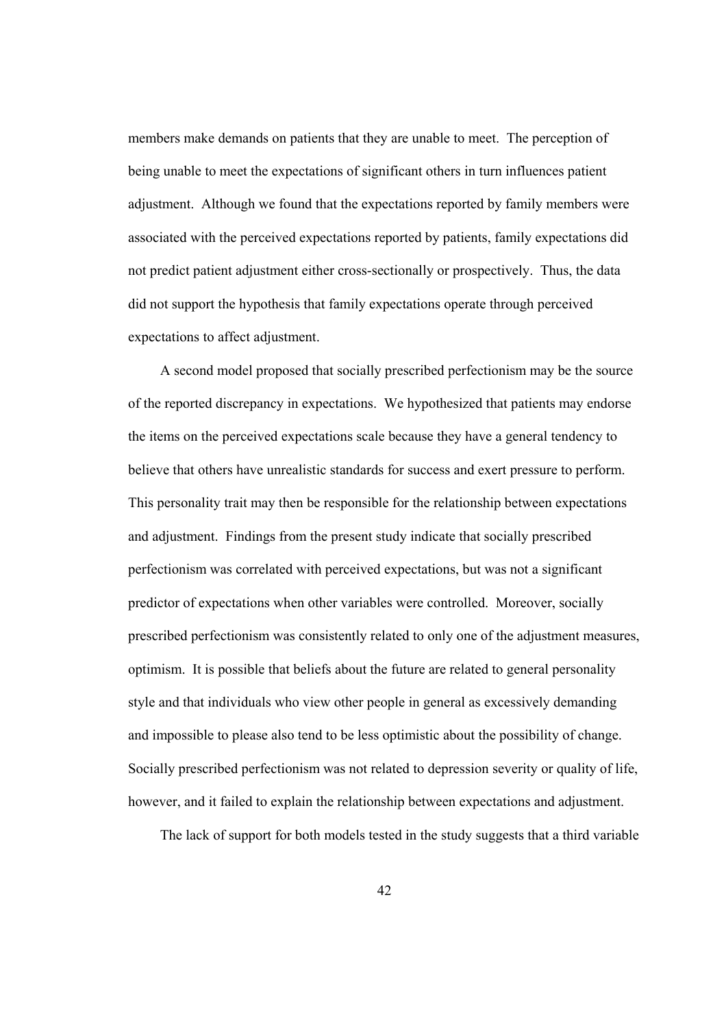members make demands on patients that they are unable to meet. The perception of being unable to meet the expectations of significant others in turn influences patient adjustment. Although we found that the expectations reported by family members were associated with the perceived expectations reported by patients, family expectations did not predict patient adjustment either cross-sectionally or prospectively. Thus, the data did not support the hypothesis that family expectations operate through perceived expectations to affect adjustment.

A second model proposed that socially prescribed perfectionism may be the source of the reported discrepancy in expectations. We hypothesized that patients may endorse the items on the perceived expectations scale because they have a general tendency to believe that others have unrealistic standards for success and exert pressure to perform. This personality trait may then be responsible for the relationship between expectations and adjustment. Findings from the present study indicate that socially prescribed perfectionism was correlated with perceived expectations, but was not a significant predictor of expectations when other variables were controlled. Moreover, socially prescribed perfectionism was consistently related to only one of the adjustment measures, optimism. It is possible that beliefs about the future are related to general personality style and that individuals who view other people in general as excessively demanding and impossible to please also tend to be less optimistic about the possibility of change. Socially prescribed perfectionism was not related to depression severity or quality of life, however, and it failed to explain the relationship between expectations and adjustment.

The lack of support for both models tested in the study suggests that a third variable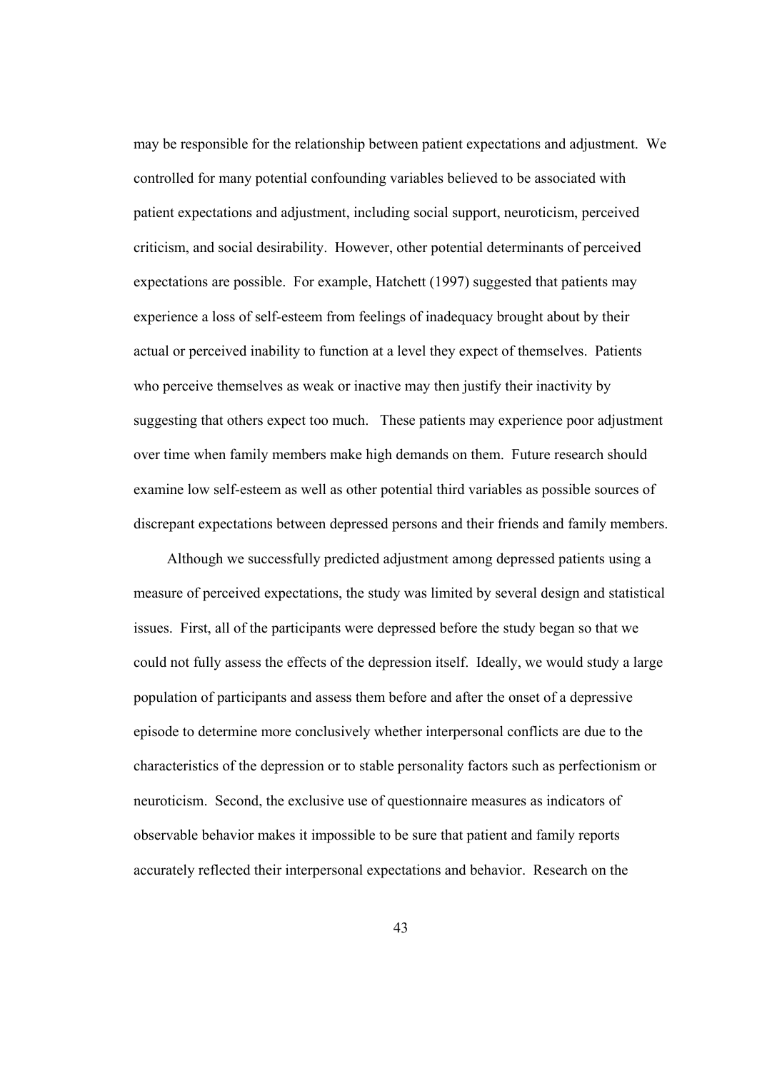may be responsible for the relationship between patient expectations and adjustment. We controlled for many potential confounding variables believed to be associated with patient expectations and adjustment, including social support, neuroticism, perceived criticism, and social desirability. However, other potential determinants of perceived expectations are possible. For example, Hatchett (1997) suggested that patients may experience a loss of self-esteem from feelings of inadequacy brought about by their actual or perceived inability to function at a level they expect of themselves. Patients who perceive themselves as weak or inactive may then justify their inactivity by suggesting that others expect too much. These patients may experience poor adjustment over time when family members make high demands on them. Future research should examine low self-esteem as well as other potential third variables as possible sources of discrepant expectations between depressed persons and their friends and family members.

Although we successfully predicted adjustment among depressed patients using a measure of perceived expectations, the study was limited by several design and statistical issues. First, all of the participants were depressed before the study began so that we could not fully assess the effects of the depression itself. Ideally, we would study a large population of participants and assess them before and after the onset of a depressive episode to determine more conclusively whether interpersonal conflicts are due to the characteristics of the depression or to stable personality factors such as perfectionism or neuroticism. Second, the exclusive use of questionnaire measures as indicators of observable behavior makes it impossible to be sure that patient and family reports accurately reflected their interpersonal expectations and behavior. Research on the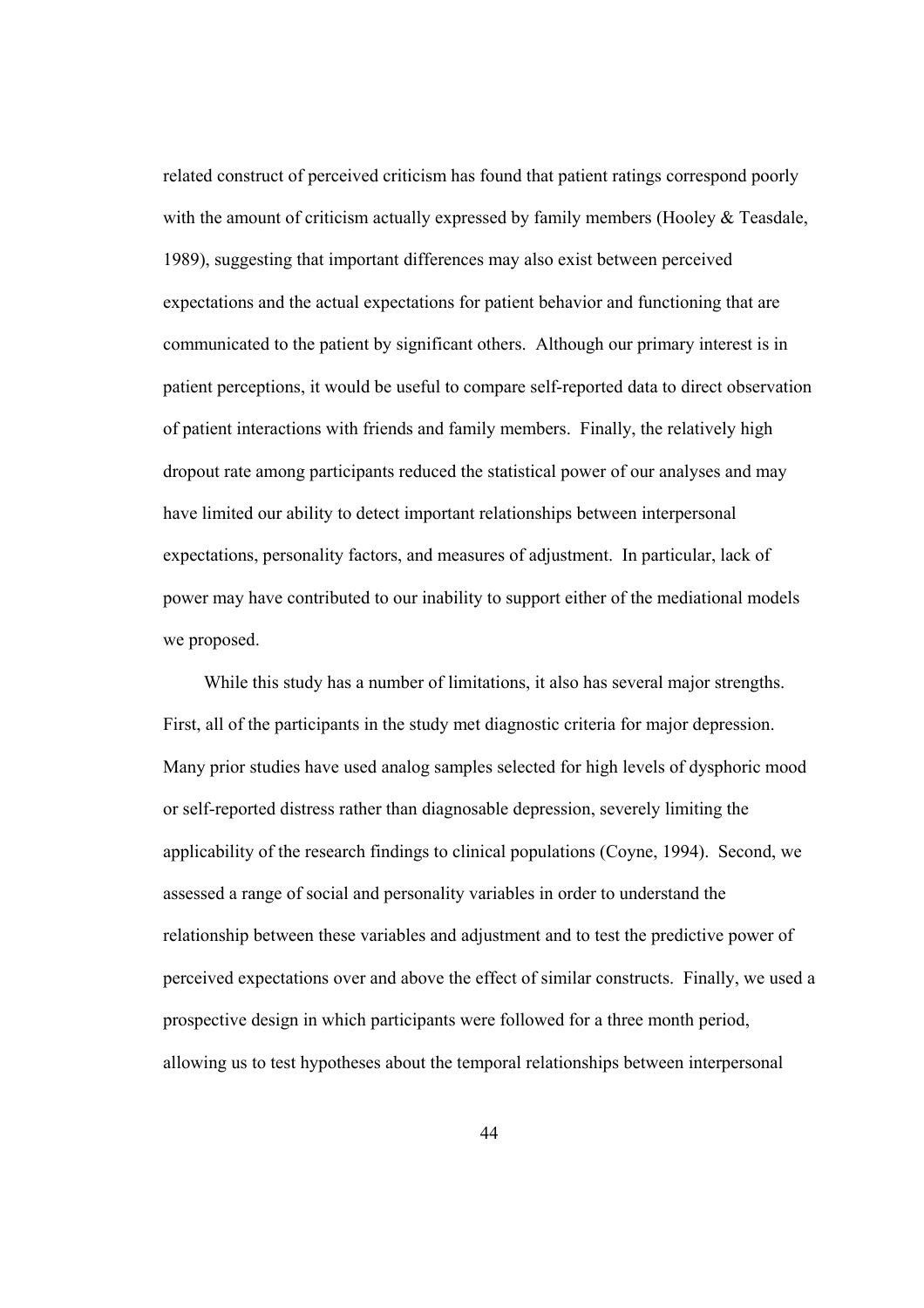related construct of perceived criticism has found that patient ratings correspond poorly with the amount of criticism actually expressed by family members (Hooley & Teasdale, 1989), suggesting that important differences may also exist between perceived expectations and the actual expectations for patient behavior and functioning that are communicated to the patient by significant others. Although our primary interest is in patient perceptions, it would be useful to compare self-reported data to direct observation of patient interactions with friends and family members. Finally, the relatively high dropout rate among participants reduced the statistical power of our analyses and may have limited our ability to detect important relationships between interpersonal expectations, personality factors, and measures of adjustment. In particular, lack of power may have contributed to our inability to support either of the mediational models we proposed.

While this study has a number of limitations, it also has several major strengths. First, all of the participants in the study met diagnostic criteria for major depression. Many prior studies have used analog samples selected for high levels of dysphoric mood or self-reported distress rather than diagnosable depression, severely limiting the applicability of the research findings to clinical populations (Coyne, 1994). Second, we assessed a range of social and personality variables in order to understand the relationship between these variables and adjustment and to test the predictive power of perceived expectations over and above the effect of similar constructs. Finally, we used a prospective design in which participants were followed for a three month period, allowing us to test hypotheses about the temporal relationships between interpersonal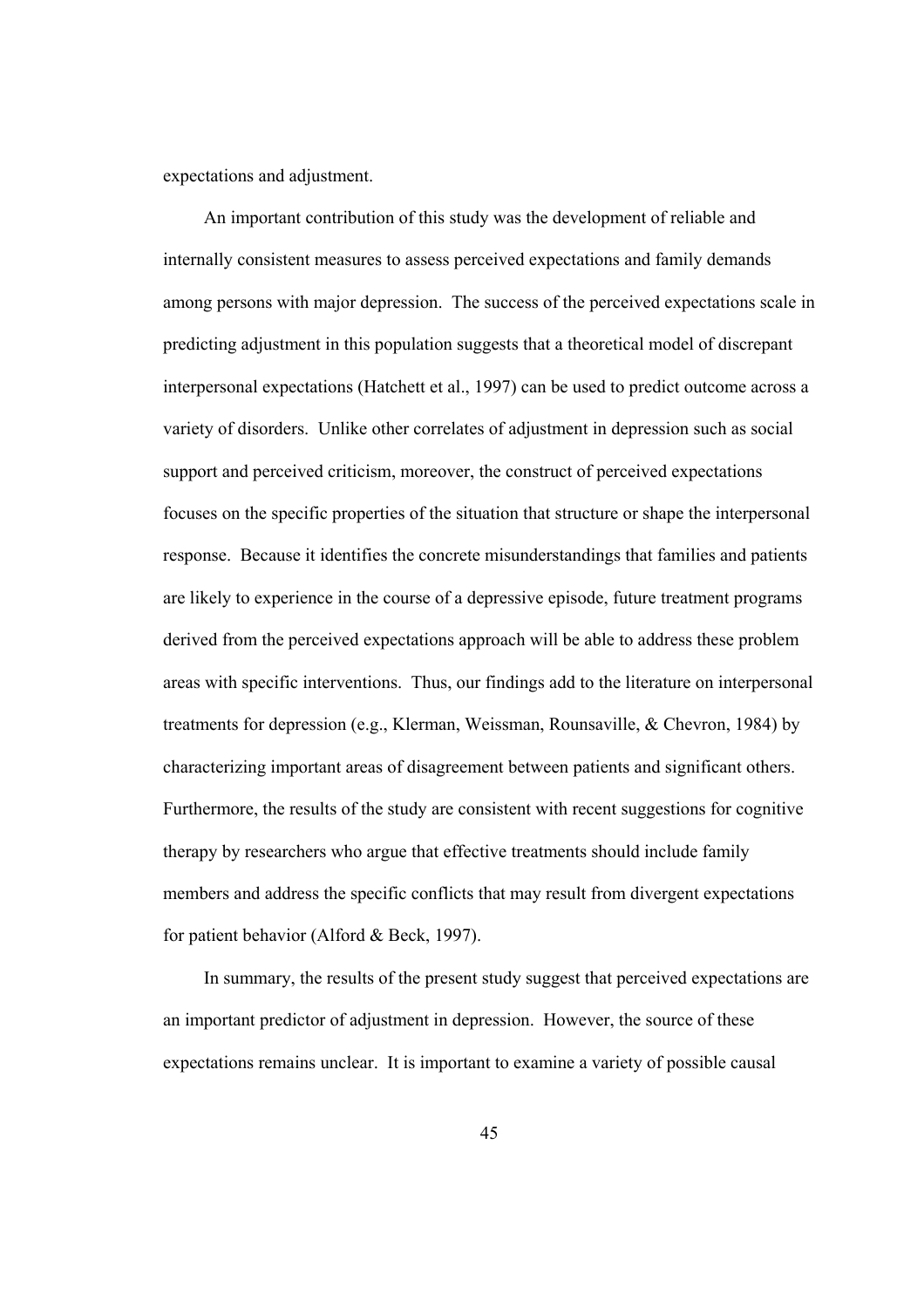expectations and adjustment.

An important contribution of this study was the development of reliable and internally consistent measures to assess perceived expectations and family demands among persons with major depression. The success of the perceived expectations scale in predicting adjustment in this population suggests that a theoretical model of discrepant interpersonal expectations (Hatchett et al., 1997) can be used to predict outcome across a variety of disorders. Unlike other correlates of adjustment in depression such as social support and perceived criticism, moreover, the construct of perceived expectations focuses on the specific properties of the situation that structure or shape the interpersonal response. Because it identifies the concrete misunderstandings that families and patients are likely to experience in the course of a depressive episode, future treatment programs derived from the perceived expectations approach will be able to address these problem areas with specific interventions. Thus, our findings add to the literature on interpersonal treatments for depression (e.g., Klerman, Weissman, Rounsaville, & Chevron, 1984) by characterizing important areas of disagreement between patients and significant others. Furthermore, the results of the study are consistent with recent suggestions for cognitive therapy by researchers who argue that effective treatments should include family members and address the specific conflicts that may result from divergent expectations for patient behavior (Alford & Beck, 1997).

In summary, the results of the present study suggest that perceived expectations are an important predictor of adjustment in depression. However, the source of these expectations remains unclear. It is important to examine a variety of possible causal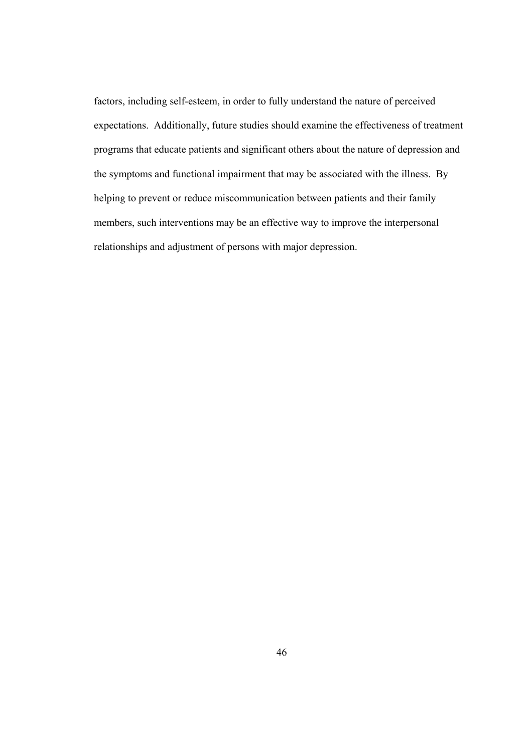factors, including self-esteem, in order to fully understand the nature of perceived expectations. Additionally, future studies should examine the effectiveness of treatment programs that educate patients and significant others about the nature of depression and the symptoms and functional impairment that may be associated with the illness. By helping to prevent or reduce miscommunication between patients and their family members, such interventions may be an effective way to improve the interpersonal relationships and adjustment of persons with major depression.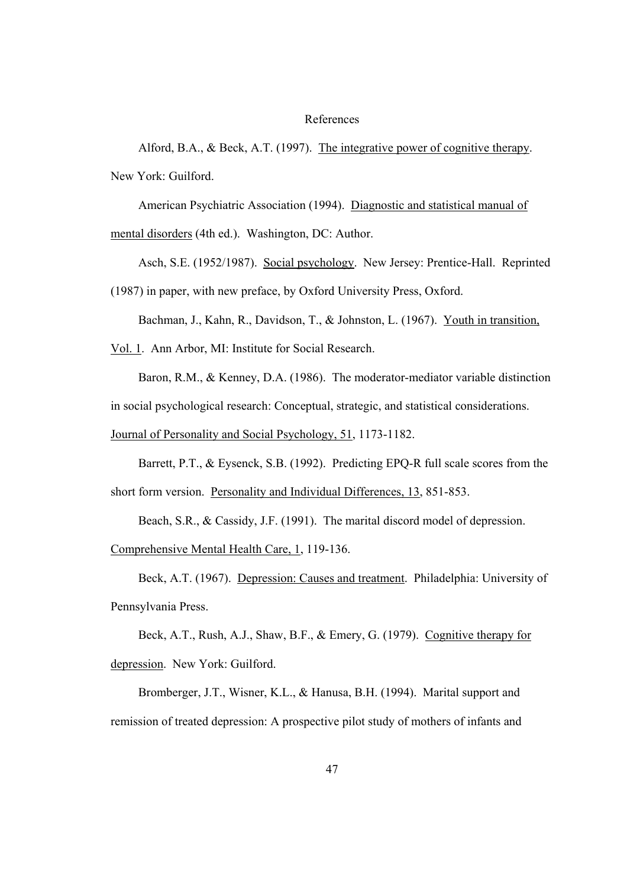# References

Alford, B.A., & Beck, A.T. (1997). The integrative power of cognitive therapy. New York: Guilford.

American Psychiatric Association (1994). Diagnostic and statistical manual of mental disorders (4th ed.). Washington, DC: Author.

Asch, S.E. (1952/1987). Social psychology. New Jersey: Prentice-Hall. Reprinted (1987) in paper, with new preface, by Oxford University Press, Oxford.

Bachman, J., Kahn, R., Davidson, T., & Johnston, L. (1967). Youth in transition, Vol. 1. Ann Arbor, MI: Institute for Social Research.

Baron, R.M., & Kenney, D.A. (1986). The moderator-mediator variable distinction in social psychological research: Conceptual, strategic, and statistical considerations. Journal of Personality and Social Psychology, 51, 1173-1182.

Barrett, P.T., & Eysenck, S.B. (1992). Predicting EPQ-R full scale scores from the short form version. Personality and Individual Differences, 13, 851-853.

Beach, S.R., & Cassidy, J.F. (1991). The marital discord model of depression. Comprehensive Mental Health Care, 1, 119-136.

Beck, A.T. (1967). Depression: Causes and treatment. Philadelphia: University of Pennsylvania Press.

Beck, A.T., Rush, A.J., Shaw, B.F., & Emery, G. (1979). Cognitive therapy for depression. New York: Guilford.

Bromberger, J.T., Wisner, K.L., & Hanusa, B.H. (1994). Marital support and remission of treated depression: A prospective pilot study of mothers of infants and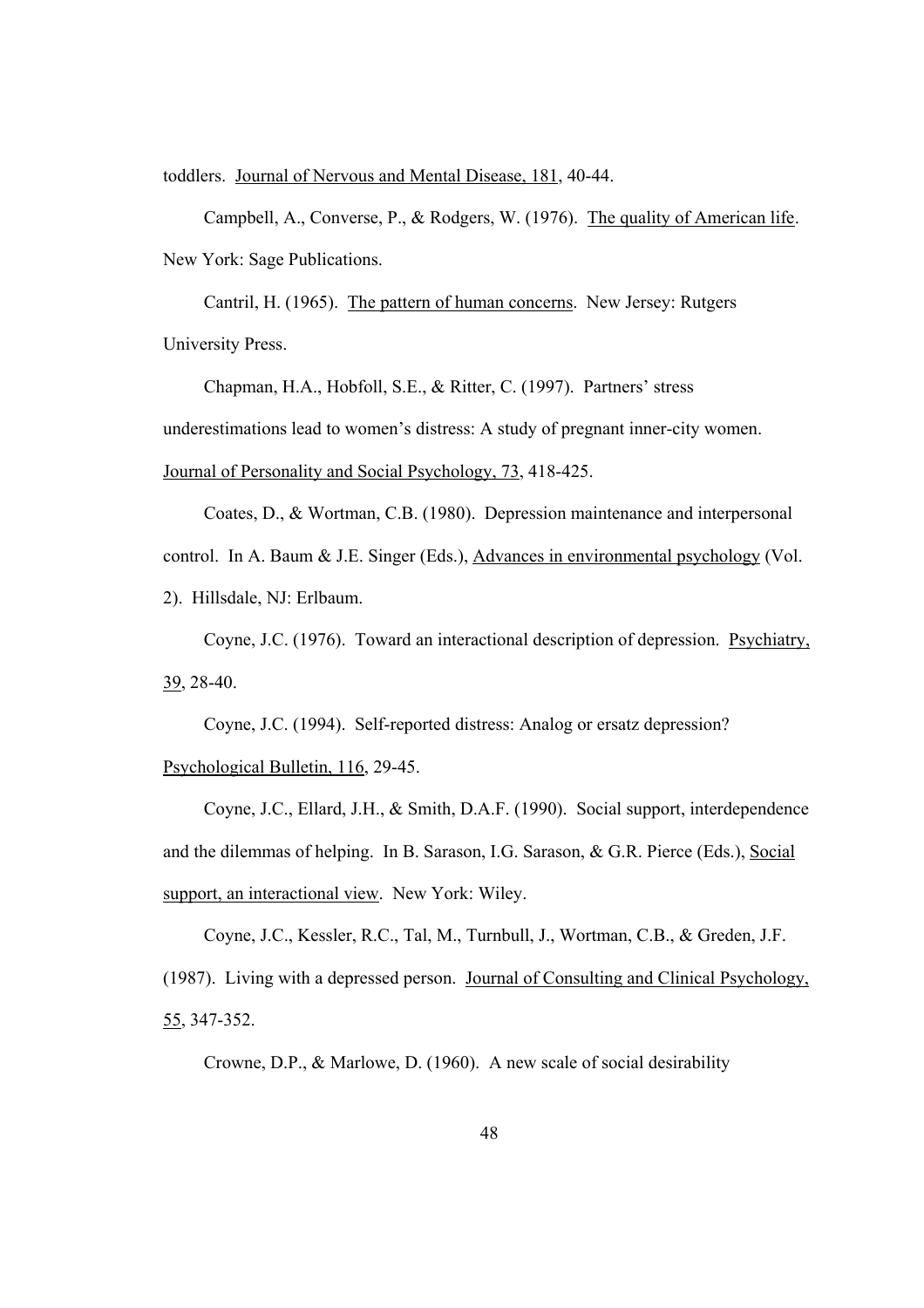toddlers. Journal of Nervous and Mental Disease, 181, 40-44.

Campbell, A., Converse, P., & Rodgers, W. (1976). The quality of American life. New York: Sage Publications.

Cantril, H. (1965). The pattern of human concerns. New Jersey: Rutgers University Press.

Chapman, H.A., Hobfoll, S.E., & Ritter, C. (1997). Partners' stress underestimations lead to women's distress: A study of pregnant inner-city women. Journal of Personality and Social Psychology, 73, 418-425.

Coates, D., & Wortman, C.B. (1980). Depression maintenance and interpersonal control. In A. Baum & J.E. Singer (Eds.), Advances in environmental psychology (Vol. 2). Hillsdale, NJ: Erlbaum.

Coyne, J.C. (1976). Toward an interactional description of depression. Psychiatry, 39, 28-40.

Coyne, J.C. (1994). Self-reported distress: Analog or ersatz depression? Psychological Bulletin, 116, 29-45.

Coyne, J.C., Ellard, J.H., & Smith, D.A.F. (1990). Social support, interdependence and the dilemmas of helping. In B. Sarason, I.G. Sarason, & G.R. Pierce (Eds.), Social support, an interactional view. New York: Wiley.

Coyne, J.C., Kessler, R.C., Tal, M., Turnbull, J., Wortman, C.B., & Greden, J.F. (1987). Living with a depressed person. Journal of Consulting and Clinical Psychology, 55, 347-352.

Crowne, D.P., & Marlowe, D. (1960). A new scale of social desirability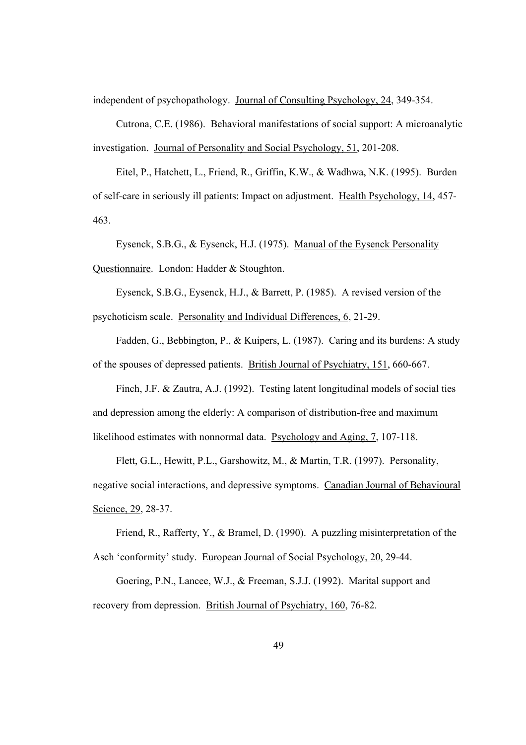independent of psychopathology. Journal of Consulting Psychology, 24, 349-354.

Cutrona, C.E. (1986). Behavioral manifestations of social support: A microanalytic investigation. Journal of Personality and Social Psychology, 51, 201-208.

Eitel, P., Hatchett, L., Friend, R., Griffin, K.W., & Wadhwa, N.K. (1995). Burden of self-care in seriously ill patients: Impact on adjustment. Health Psychology, 14, 457-463.

Eysenck, S.B.G., & Eysenck, H.J. (1975). Manual of the Eysenck Personality Questionnaire. London: Hadder & Stoughton.

Eysenck, S.B.G., Eysenck, H.J., & Barrett, P. (1985). A revised version of the psychoticism scale. Personality and Individual Differences, 6, 21-29.

Fadden, G., Bebbington, P., & Kuipers, L. (1987). Caring and its burdens: A study of the spouses of depressed patients. British Journal of Psychiatry, 151, 660-667.

Finch, J.F. & Zautra, A.J. (1992). Testing latent longitudinal models of social ties and depression among the elderly: A comparison of distribution-free and maximum likelihood estimates with nonnormal data. Psychology and Aging, 7, 107-118.

Flett, G.L., Hewitt, P.L., Garshowitz, M., & Martin, T.R. (1997). Personality, negative social interactions, and depressive symptoms. Canadian Journal of Behavioural Science, 29, 28-37.

Friend, R., Rafferty, Y., & Bramel, D. (1990). A puzzling misinterpretation of the Asch 'conformity' study. European Journal of Social Psychology, 20, 29-44.

Goering, P.N., Lancee, W.J., & Freeman, S.J.J. (1992). Marital support and recovery from depression. British Journal of Psychiatry, 160, 76-82.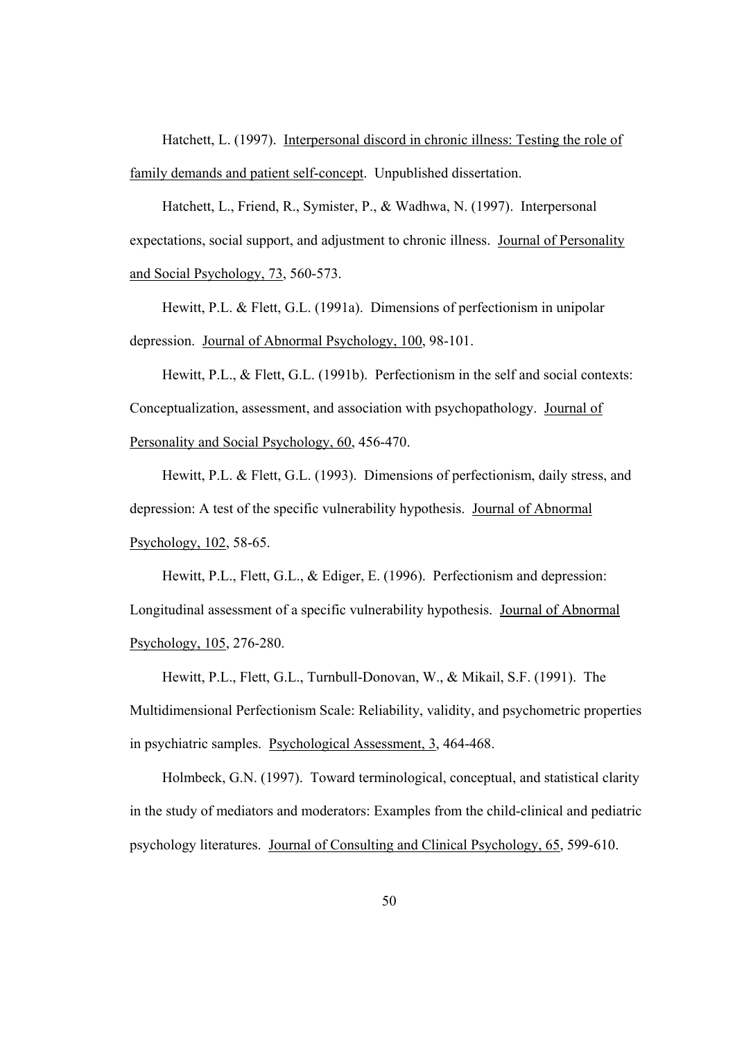Hatchett, L. (1997). Interpersonal discord in chronic illness: Testing the role of family demands and patient self-concept. Unpublished dissertation.

Hatchett, L., Friend, R., Symister, P., & Wadhwa, N. (1997). Interpersonal expectations, social support, and adjustment to chronic illness. Journal of Personality and Social Psychology, 73, 560-573.

Hewitt, P.L. & Flett, G.L. (1991a). Dimensions of perfectionism in unipolar depression. Journal of Abnormal Psychology, 100, 98-101.

Hewitt, P.L., & Flett, G.L. (1991b). Perfectionism in the self and social contexts: Conceptualization, assessment, and association with psychopathology. Journal of Personality and Social Psychology, 60, 456-470.

Hewitt, P.L. & Flett, G.L. (1993). Dimensions of perfectionism, daily stress, and depression: A test of the specific vulnerability hypothesis. Journal of Abnormal Psychology, 102, 58-65.

Hewitt, P.L., Flett, G.L., & Ediger, E. (1996). Perfectionism and depression: Longitudinal assessment of a specific vulnerability hypothesis. Journal of Abnormal Psychology, 105, 276-280.

Hewitt, P.L., Flett, G.L., Turnbull-Donovan, W., & Mikail, S.F. (1991). The Multidimensional Perfectionism Scale: Reliability, validity, and psychometric properties in psychiatric samples. Psychological Assessment, 3, 464-468.

Holmbeck, G.N. (1997). Toward terminological, conceptual, and statistical clarity in the study of mediators and moderators: Examples from the child-clinical and pediatric psychology literatures. Journal of Consulting and Clinical Psychology, 65, 599-610.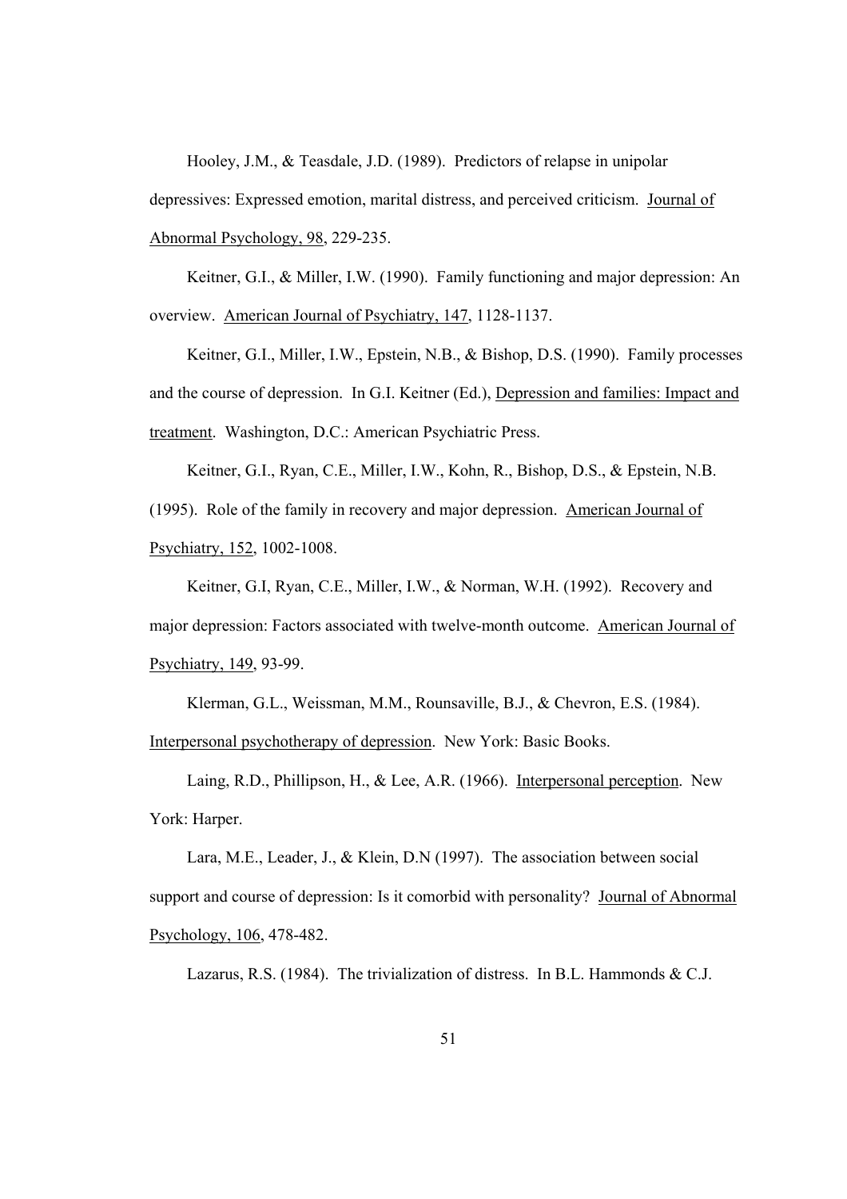Hooley, J.M., & Teasdale, J.D. (1989). Predictors of relapse in unipolar depressives: Expressed emotion, marital distress, and perceived criticism. Journal of Abnormal Psychology, 98, 229-235.

Keitner, G.I., & Miller, I.W. (1990). Family functioning and major depression: An overview. American Journal of Psychiatry, 147, 1128-1137.

Keitner, G.I., Miller, I.W., Epstein, N.B., & Bishop, D.S. (1990). Family processes and the course of depression. In G.I. Keitner (Ed.), Depression and families: Impact and treatment. Washington, D.C.: American Psychiatric Press.

Keitner, G.I., Ryan, C.E., Miller, I.W., Kohn, R., Bishop, D.S., & Epstein, N.B. (1995). Role of the family in recovery and major depression. American Journal of Psychiatry, 152, 1002-1008.

Keitner, G.I, Ryan, C.E., Miller, I.W., & Norman, W.H. (1992). Recovery and major depression: Factors associated with twelve-month outcome. American Journal of Psychiatry, 149, 93-99.

Klerman, G.L., Weissman, M.M., Rounsaville, B.J., & Chevron, E.S. (1984). Interpersonal psychotherapy of depression. New York: Basic Books.

Laing, R.D., Phillipson, H., & Lee, A.R. (1966). Interpersonal perception. New York: Harper.

Lara, M.E., Leader, J., & Klein, D.N (1997). The association between social support and course of depression: Is it comorbid with personality? Journal of Abnormal Psychology, 106, 478-482.

Lazarus, R.S. (1984). The trivialization of distress. In B.L. Hammonds & C.J.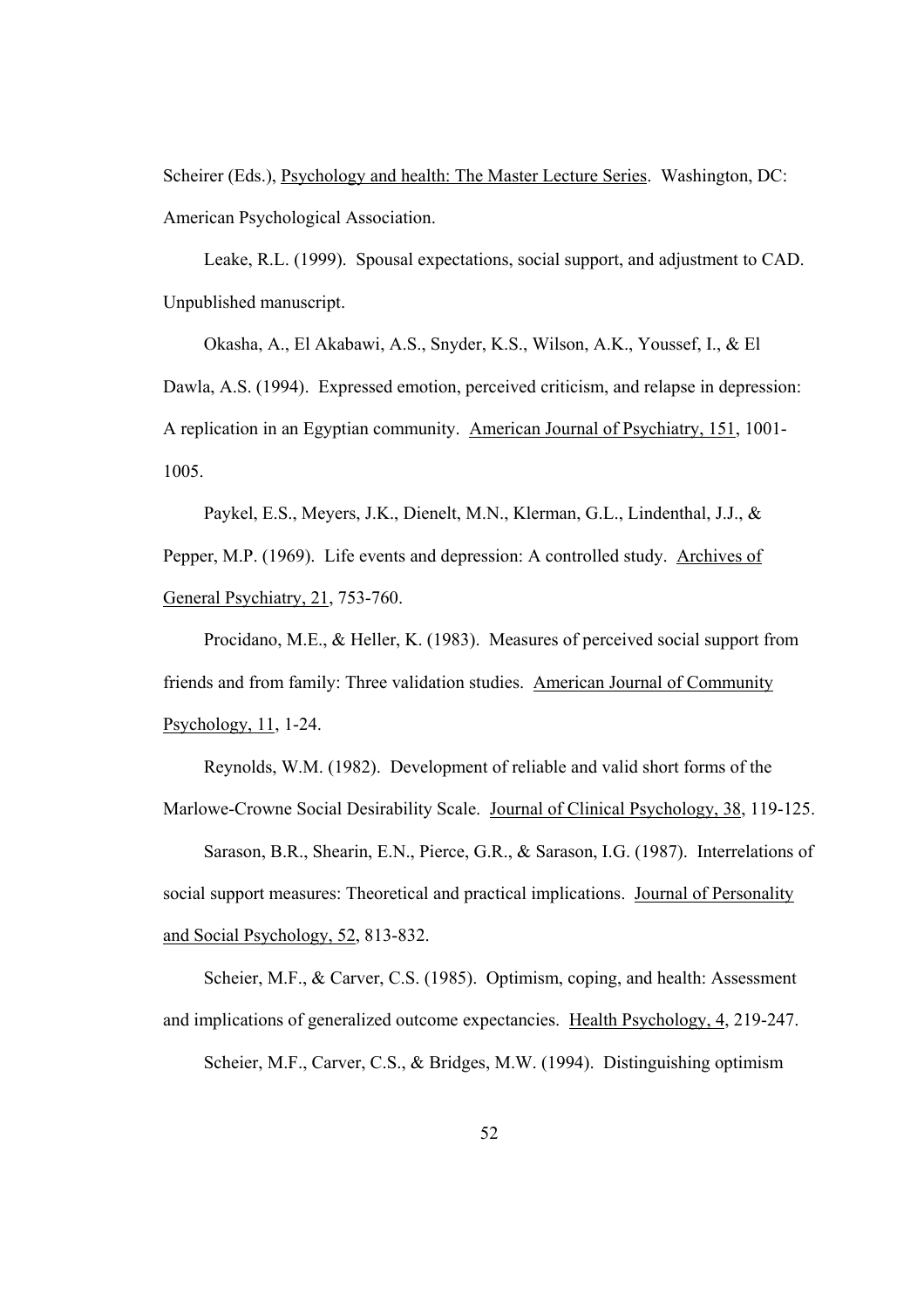Scheirer (Eds.), Psychology and health: The Master Lecture Series. Washington, DC: American Psychological Association.

Leake, R.L. (1999). Spousal expectations, social support, and adjustment to CAD. Unpublished manuscript.

Okasha, A., El Akabawi, A.S., Snyder, K.S., Wilson, A.K., Youssef, I., & El Dawla, A.S. (1994). Expressed emotion, perceived criticism, and relapse in depression: A replication in an Egyptian community. American Journal of Psychiatry, 151, 1001-1005.

Paykel, E.S., Meyers, J.K., Dienelt, M.N., Klerman, G.L., Lindenthal, J.J., & Pepper, M.P. (1969). Life events and depression: A controlled study. Archives of General Psychiatry, 21, 753-760.

Procidano, M.E., & Heller, K. (1983). Measures of perceived social support from friends and from family: Three validation studies. American Journal of Community Psychology, 11, 1-24.

Reynolds, W.M. (1982). Development of reliable and valid short forms of the Marlowe-Crowne Social Desirability Scale. Journal of Clinical Psychology, 38, 119-125.

Sarason, B.R., Shearin, E.N., Pierce, G.R., & Sarason, I.G. (1987). Interrelations of social support measures: Theoretical and practical implications. Journal of Personality and Social Psychology, 52, 813-832.

Scheier, M.F., & Carver, C.S. (1985). Optimism, coping, and health: Assessment and implications of generalized outcome expectancies. Health Psychology, 4, 219-247.

Scheier, M.F., Carver, C.S., & Bridges, M.W. (1994). Distinguishing optimism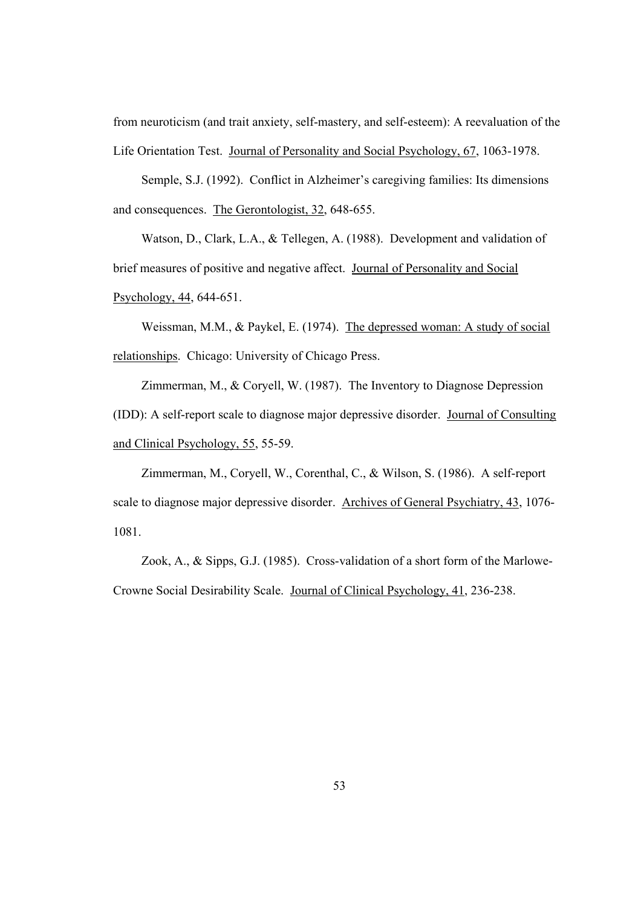from neuroticism (and trait anxiety, self-mastery, and self-esteem): A reevaluation of the Life Orientation Test. Journal of Personality and Social Psychology, 67, 1063-1978.

Semple, S.J. (1992). Conflict in Alzheimer's caregiving families: Its dimensions and consequences. The Gerontologist, 32, 648-655.

Watson, D., Clark, L.A., & Tellegen, A. (1988). Development and validation of brief measures of positive and negative affect. Journal of Personality and Social Psychology, 44, 644-651.

Weissman, M.M., & Paykel, E. (1974). The depressed woman: A study of social relationships. Chicago: University of Chicago Press.

Zimmerman, M., & Coryell, W. (1987). The Inventory to Diagnose Depression (IDD): A self-report scale to diagnose major depressive disorder. Journal of Consulting and Clinical Psychology, 55, 55-59.

Zimmerman, M., Coryell, W., Corenthal, C., & Wilson, S. (1986). A self-report scale to diagnose major depressive disorder. Archives of General Psychiatry, 43, 1076-1081.

Zook, A., & Sipps, G.J. (1985). Cross-validation of a short form of the Marlowe-Crowne Social Desirability Scale. Journal of Clinical Psychology, 41, 236-238.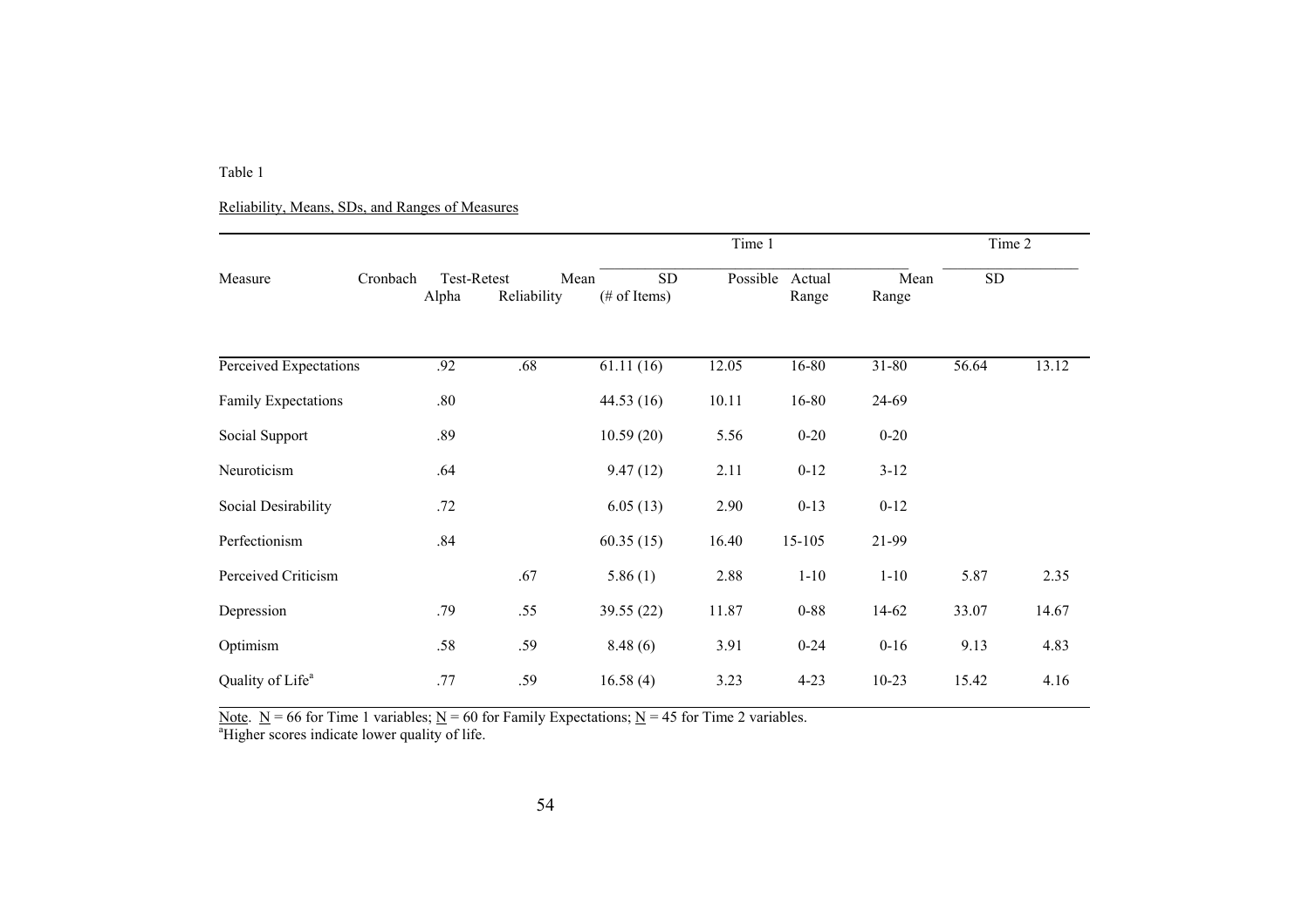Table 1

Reliability, Means, SDs, and Ranges of Measures

| Measure | Cronbach Alpha | Test-Retest Reliability | Time 1 | | | | Time 2 | |
|---|---|---|---|---|---|---|---|---|
| | | | Mean (# of Items) | SD | Possible Range | Actual Range | Mean | SD |
| Perceived Expectations | .92 | .68 | 61.11 (16) | 12.05 | 16-80 | 31-80 | 56.64 | 13.12 |
| Family Expectations | .80 | | 44.53 (16) | 10.11 | 16-80 | 24-69 | | |
| Social Support | .89 | | 10.59 (20) | 5.56 | 0-20 | 0-20 | | |
| Neuroticism | .64 | | 9.47 (12) | 2.11 | 0-12 | 3-12 | | |
| Social Desirability | .72 | | 6.05 (13) | 2.90 | 0-13 | 0-12 | | |
| Perfectionism | .84 | | 60.35 (15) | 16.40 | 15-105 | 21-99 | | |
| Perceived Criticism | | .67 | 5.86 (1) | 2.88 | 1-10 | 1-10 | 5.87 | 2.35 |
| Depression | .79 | .55 | 39.55 (22) | 11.87 | 0-88 | 14-62 | 33.07 | 14.67 |
| Optimism | .58 | .59 | 8.48 (6) | 3.91 | 0-24 | 0-16 | 9.13 | 4.83 |
| Quality of Life[a] | .77 | .59 | 16.58 (4) | 3.23 | 4-23 | 10-23 | 15.42 | 4.16 |

Note. N = 66 for Time 1 variables; N = 60 for Family Expectations; N = 45 for Time 2 variables.
[a]Higher scores indicate lower quality of life.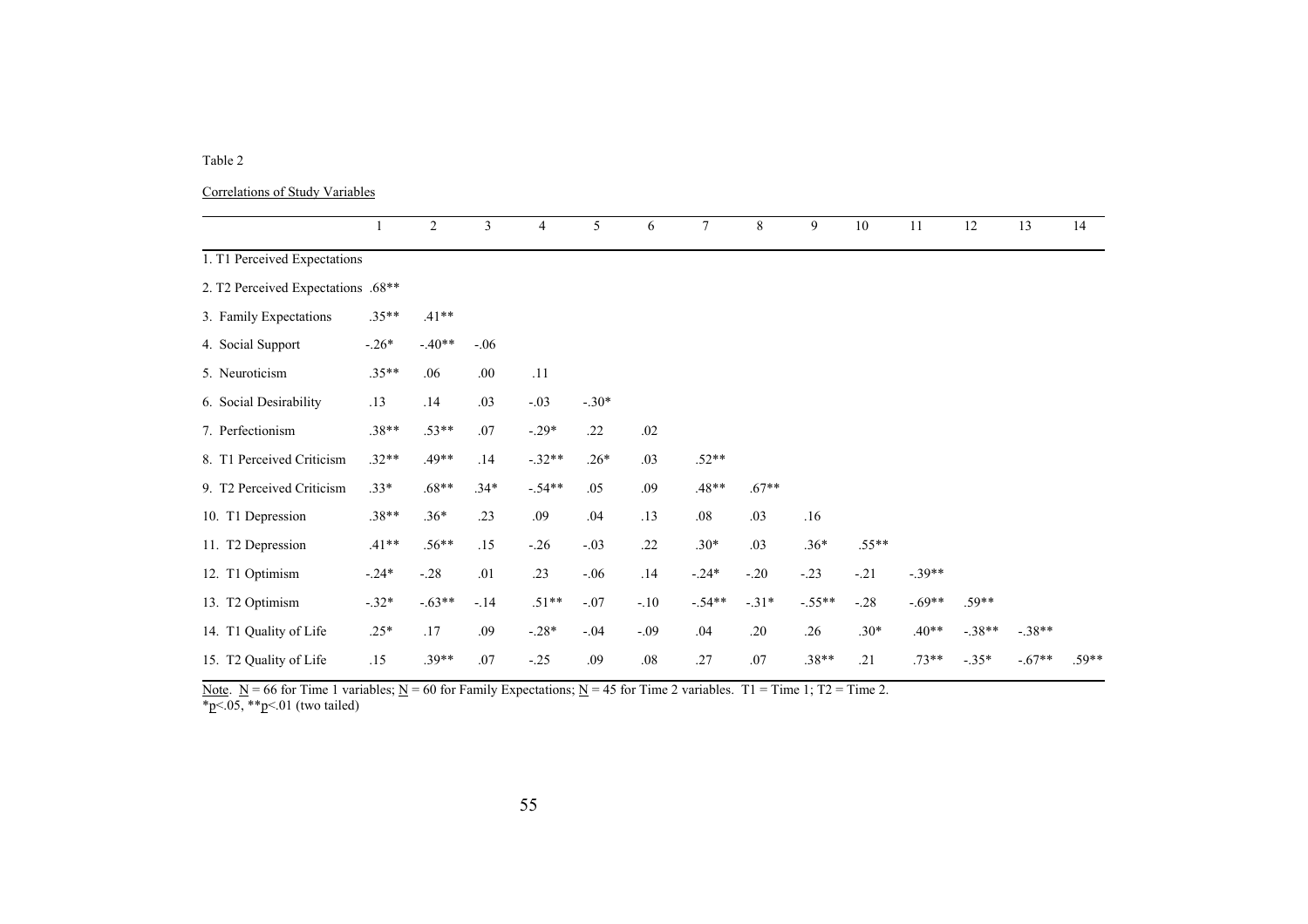Table 2

Correlations of Study Variables

| | 1 | 2 | 3 | 4 | 5 | 6 | 7 | 8 | 9 | 10 | 11 | 12 | 13 | 14 |
|---|---|---|---|---|---|---|---|---|---|---|---|---|---|---|
| 1. T1 Perceived Expectations | | | | | | | | | | | | | | |
| 2. T2 Perceived Expectations | .68** | | | | | | | | | | | | | |
| 3. Family Expectations | .35** | .41** | | | | | | | | | | | | |
| 4. Social Support | -.26* | -.40** | -.06 | | | | | | | | | | | |
| 5. Neuroticism | .35** | .06 | .00 | .11 | | | | | | | | | | |
| 6. Social Desirability | .13 | .14 | .03 | -.03 | -.30* | | | | | | | | | |
| 7. Perfectionism | .38** | .53** | .07 | -.29* | .22 | .02 | | | | | | | | |
| 8. T1 Perceived Criticism | .32** | .49** | .14 | -.32** | .26* | .03 | .52** | | | | | | | |
| 9. T2 Perceived Criticism | .33* | .68** | .34* | -.54** | .05 | .09 | .48** | .67** | | | | | | |
| 10. T1 Depression | .38** | .36* | .23 | .09 | .04 | .13 | .08 | .03 | .16 | | | | | |
| 11. T2 Depression | .41** | .56** | .15 | -.26 | -.03 | .22 | .30* | .03 | .36* | .55** | | | | |
| 12. T1 Optimism | -.24* | -.28 | .01 | .23 | -.06 | .14 | -.24* | -.20 | -.23 | -.21 | -.39** | | | |
| 13. T2 Optimism | -.32* | -.63** | -.14 | .51** | -.07 | -.10 | -.54** | -.31* | -.55** | -.28 | -.69** | .59** | | |
| 14. T1 Quality of Life | .25* | .17 | .09 | -.28* | -.04 | -.09 | .04 | .20 | .26 | .30* | .40** | -.38** | -.38** | |
| 15. T2 Quality of Life | .15 | .39** | .07 | -.25 | .09 | .08 | .27 | .07 | .38** | .21 | .73** | -.35* | -.67** | .59** |

Note. N = 66 for Time 1 variables; N = 60 for Family Expectations; N = 45 for Time 2 variables. T1 = Time 1; T2 = Time 2.
*$p<.05$, **$p<.01$ (two tailed)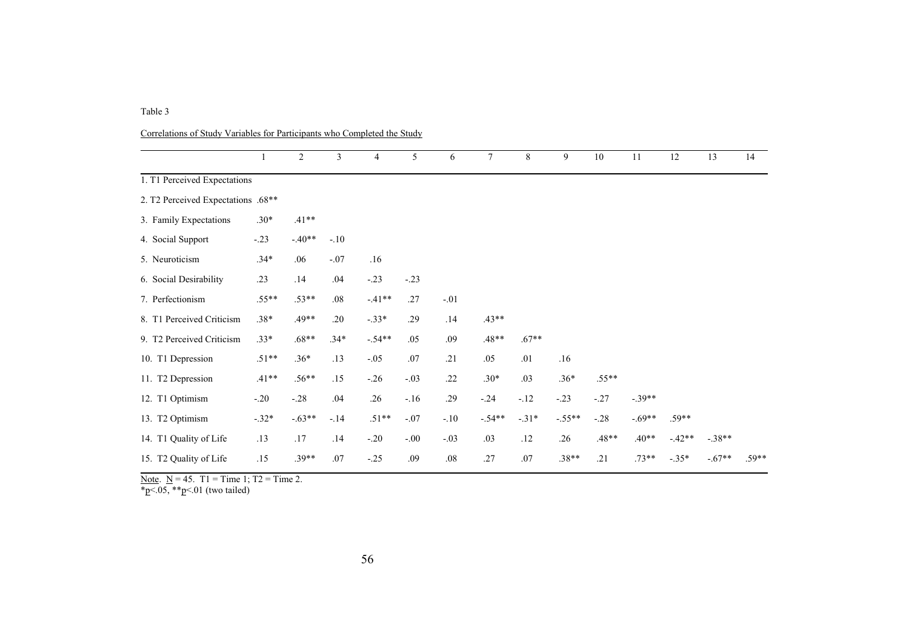Table 3

Correlations of Study Variables for Participants who Completed the Study

| | 1 | 2 | 3 | 4 | 5 | 6 | 7 | 8 | 9 | 10 | 11 | 12 | 13 | 14 |
|---|---|---|---|---|---|---|---|---|---|---|---|---|---|---|
| 1. T1 Perceived Expectations | | | | | | | | | | | | | | |
| 2. T2 Perceived Expectations | .68** | | | | | | | | | | | | | |
| 3. Family Expectations | .30* | .41** | | | | | | | | | | | | |
| 4. Social Support | -.23 | -.40** | -.10 | | | | | | | | | | | |
| 5. Neuroticism | .34* | .06 | -.07 | .16 | | | | | | | | | | |
| 6. Social Desirability | .23 | .14 | .04 | -.23 | -.23 | | | | | | | | | |
| 7. Perfectionism | .55** | .53** | .08 | -.41** | .27 | -.01 | | | | | | | | |
| 8. T1 Perceived Criticism | .38* | .49** | .20 | -.33* | .29 | .14 | .43** | | | | | | | |
| 9. T2 Perceived Criticism | .33* | .68** | .34* | -.54** | .05 | .09 | .48** | .67** | | | | | | |
| 10. T1 Depression | .51** | .36* | .13 | -.05 | .07 | .21 | .05 | .01 | .16 | | | | | |
| 11. T2 Depression | .41** | .56** | .15 | -.26 | -.03 | .22 | .30* | .03 | .36* | .55** | | | | |
| 12. T1 Optimism | -.20 | -.28 | .04 | .26 | -.16 | .29 | -.24 | -.12 | -.23 | -.27 | -.39** | | | |
| 13. T2 Optimism | -.32* | -.63** | -.14 | .51** | -.07 | -.10 | -.54** | -.31* | -.55** | -.28 | -.69** | .59** | | |
| 14. T1 Quality of Life | .13 | .17 | .14 | -.20 | -.00 | -.03 | .03 | .12 | .26 | .48** | .40** | -.42** | -.38** | |
| 15. T2 Quality of Life | .15 | .39** | .07 | -.25 | .09 | .08 | .27 | .07 | .38** | .21 | .73** | -.35* | -.67** | .59** |

Note. N = 45. T1 = Time 1; T2 = Time 2.
*p<.05, **p<.01 (two tailed)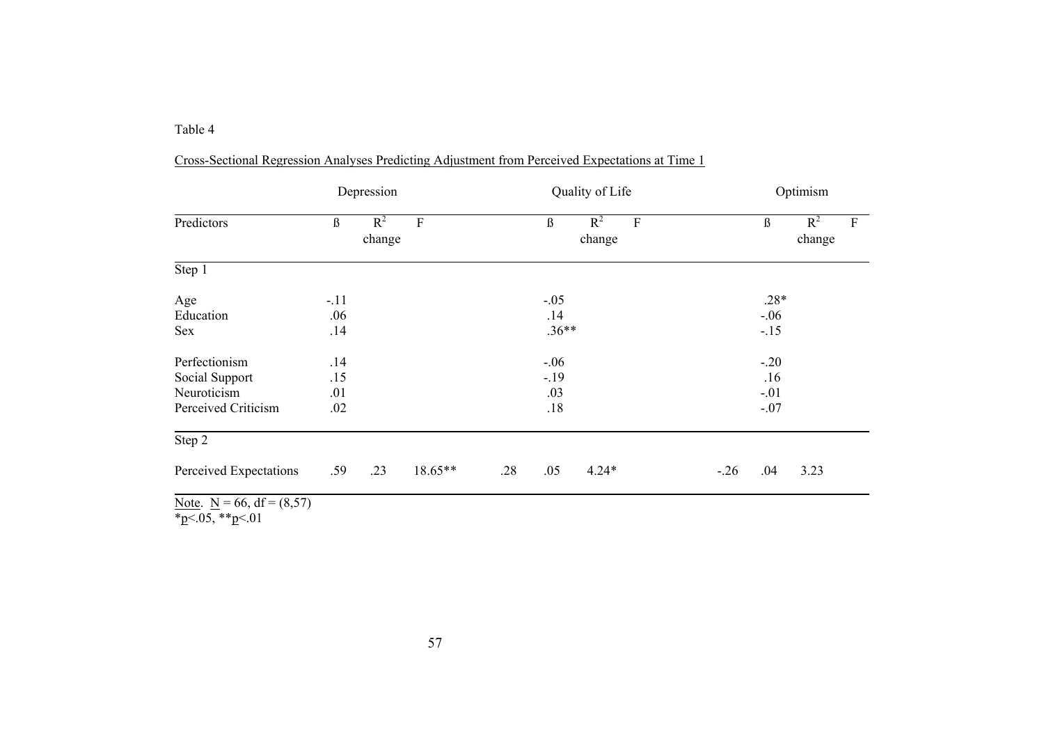Table 4

Cross-Sectional Regression Analyses Predicting Adjustment from Perceived Expectations at Time 1

| | Depression | | | Quality of Life | | | Optimism | | |
|---|---|---|---|---|---|---|---|---|---|
| Predictors | ß | $R^2$ change | F | ß | $R^2$ change | F | ß | $R^2$ change | F |
| Step 1 | | | | | | | | | |
| Age | -.11 | | | -.05 | | | .28* | | |
| Education | .06 | | | .14 | | | -.06 | | |
| Sex | .14 | | | .36** | | | -.15 | | |
| Perfectionism | .14 | | | -.06 | | | -.20 | | |
| Social Support | .15 | | | -.19 | | | .16 | | |
| Neuroticism | .01 | | | .03 | | | -.01 | | |
| Perceived Criticism | .02 | | | .18 | | | -.07 | | |
| Step 2 | | | | | | | | | |
| Perceived Expectations | .59 | .23 | 18.65** | .28 | .05 | 4.24* | -.26 | .04 | 3.23 |

Note. N = 66, df = (8,57)
*$p<.05$, **$p<.01$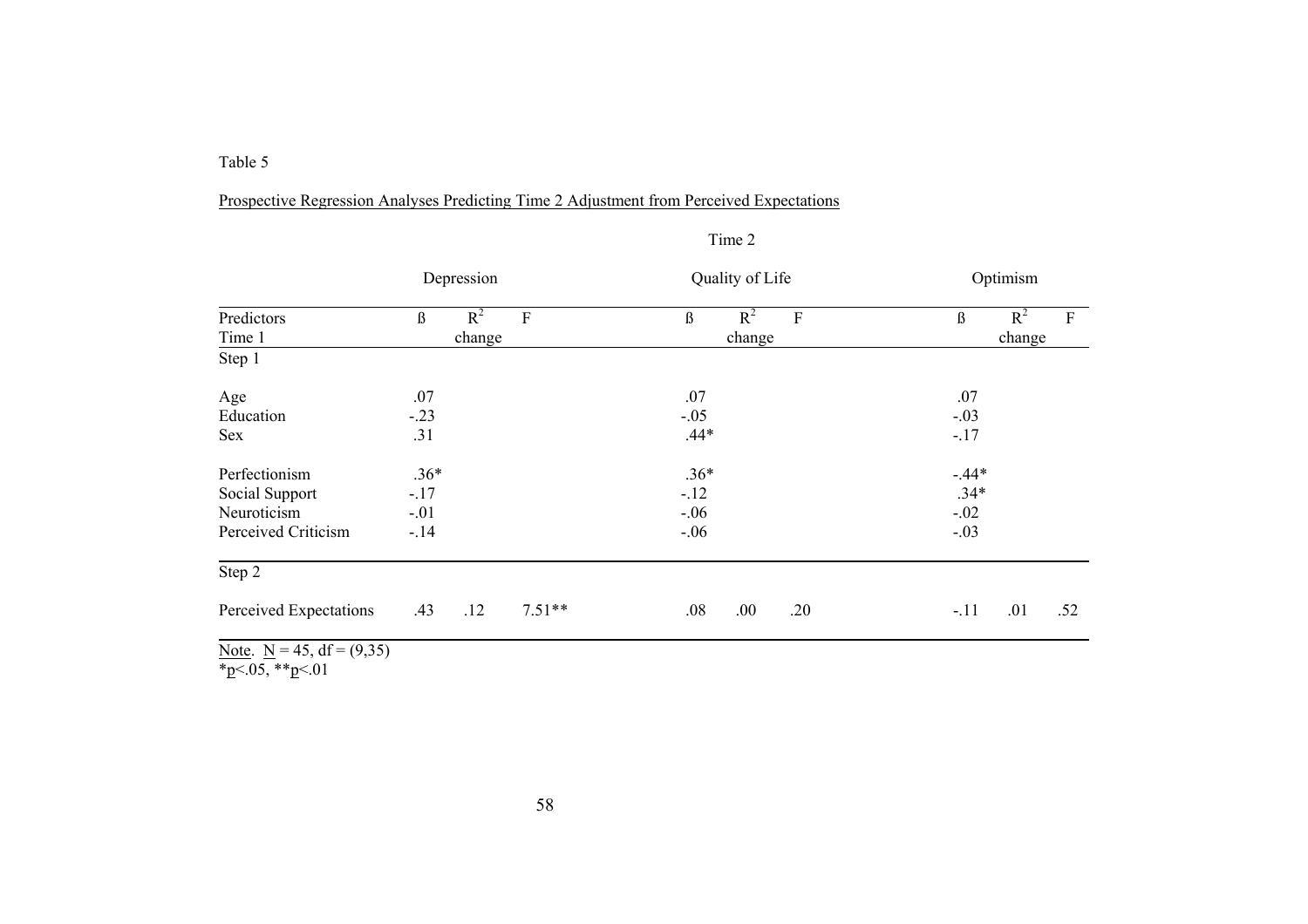Table 5

Prospective Regression Analyses Predicting Time 2 Adjustment from Perceived Expectations

| | Time 2 | | | | | | | | |
|---|---|---|---|---|---|---|---|---|---|
| | Depression | | | Quality of Life | | | Optimism | | |
| Predictors Time 1 | ß | $R^2$ change | F | ß | $R^2$ change | F | ß | $R^2$ change | F |
| Step 1 | | | | | | | | | |
| Age | .07 | | | .07 | | | .07 | | |
| Education | -.23 | | | -.05 | | | -.03 | | |
| Sex | .31 | | | .44* | | | -.17 | | |
| Perfectionism | .36* | | | .36* | | | -.44* | | |
| Social Support | -.17 | | | -.12 | | | .34* | | |
| Neuroticism | -.01 | | | -.06 | | | -.02 | | |
| Perceived Criticism | -.14 | | | -.06 | | | -.03 | | |
| Step 2 | | | | | | | | | |
| Perceived Expectations | .43 | .12 | 7.51** | .08 | .00 | .20 | -.11 | .01 | .52 |

Note. $N = 45$, df = (9,35)
*$p<.05$, **$p<.01$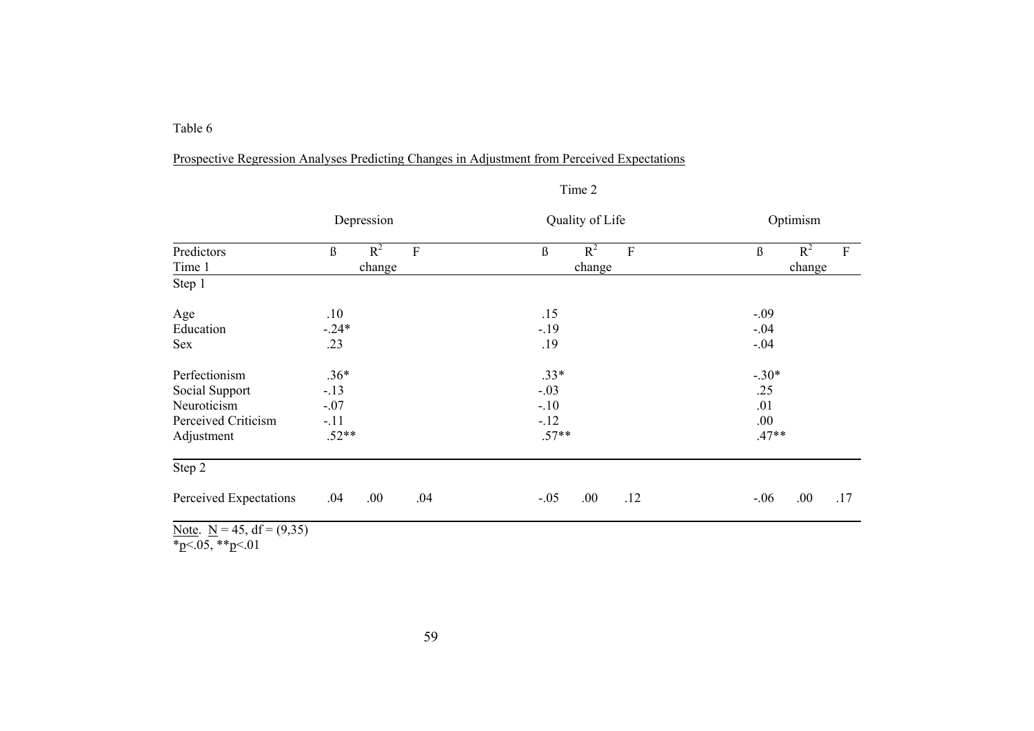Table 6

Prospective Regression Analyses Predicting Changes in Adjustment from Perceived Expectations

| | Time 2 | | | | | | | | |
|---|---|---|---|---|---|---|---|---|---|
| | Depression | | | Quality of Life | | | Optimism | | |
| Predictors Time 1 | ß | $R^2$ change | F | ß | $R^2$ change | F | ß | $R^2$ change | F |
| Step 1 | | | | | | | | | |
| Age | .10 | | | .15 | | | -.09 | | |
| Education | -.24* | | | -.19 | | | -.04 | | |
| Sex | .23 | | | .19 | | | -.04 | | |
| Perfectionism | .36* | | | .33* | | | -.30* | | |
| Social Support | -.13 | | | -.03 | | | .25 | | |
| Neuroticism | -.07 | | | -.10 | | | .01 | | |
| Perceived Criticism | -.11 | | | -.12 | | | .00 | | |
| Adjustment | .52** | | | .57** | | | .47** | | |
| Step 2 | | | | | | | | | |
| Perceived Expectations | .04 | .00 | .04 | -.05 | .00 | .12 | -.06 | .00 | .17 |

Note. N = 45, df = (9,35)
*$p<.05$, **$p<.01$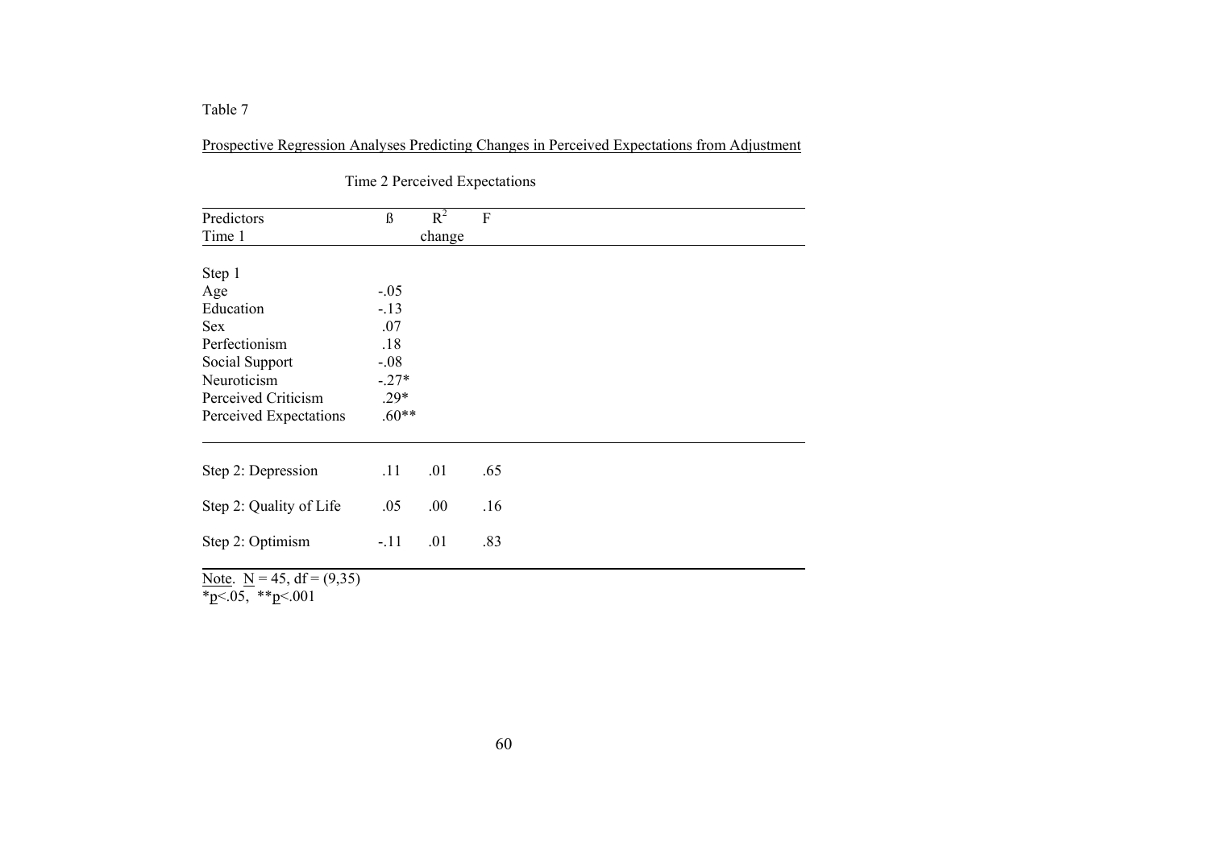Table 7

Prospective Regression Analyses Predicting Changes in Perceived Expectations from Adjustment

| | Time 2 Perceived Expectations | | |
|---|---|---|---|
| Predictors Time 1 | ß | $R^2$ change | F |
| Step 1 | | | |
| Age | -.05 | | |
| Education | -.13 | | |
| Sex | .07 | | |
| Perfectionism | .18 | | |
| Social Support | -.08 | | |
| Neuroticism | -.27* | | |
| Perceived Criticism | .29* | | |
| Perceived Expectations | .60** | | |
| Step 2: Depression | .11 | .01 | .65 |
| Step 2: Quality of Life | .05 | .00 | .16 |
| Step 2: Optimism | -.11 | .01 | .83 |

Note. $N = 45$, df = (9,35)
*$p<.05$, **$p<.001$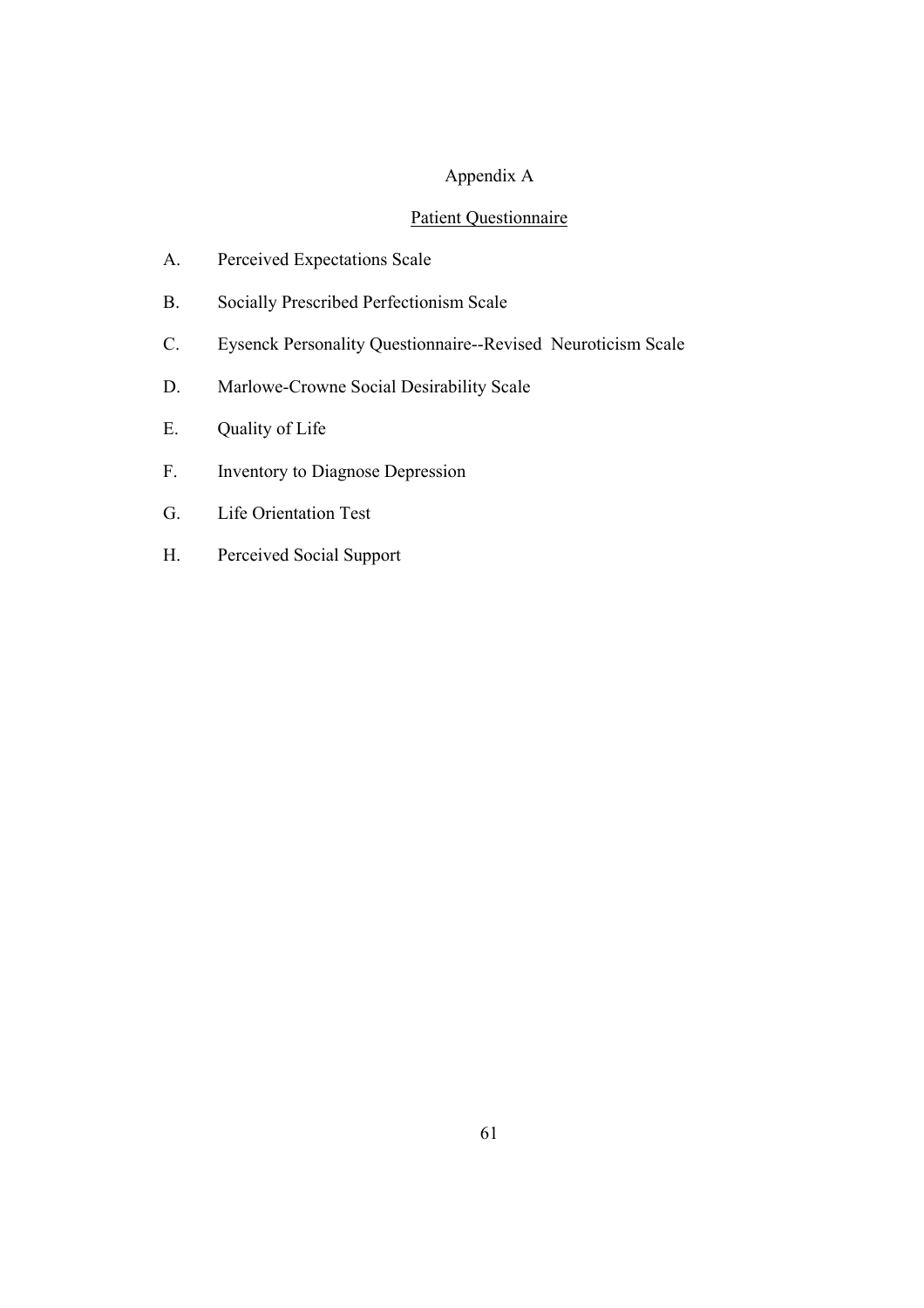# Appendix A

## Patient Questionnaire

A. Perceived Expectations Scale

B. Socially Prescribed Perfectionism Scale

C. Eysenck Personality Questionnaire--Revised Neuroticism Scale

D. Marlowe-Crowne Social Desirability Scale

E. Quality of Life

F. Inventory to Diagnose Depression

G. Life Orientation Test

H. Perceived Social Support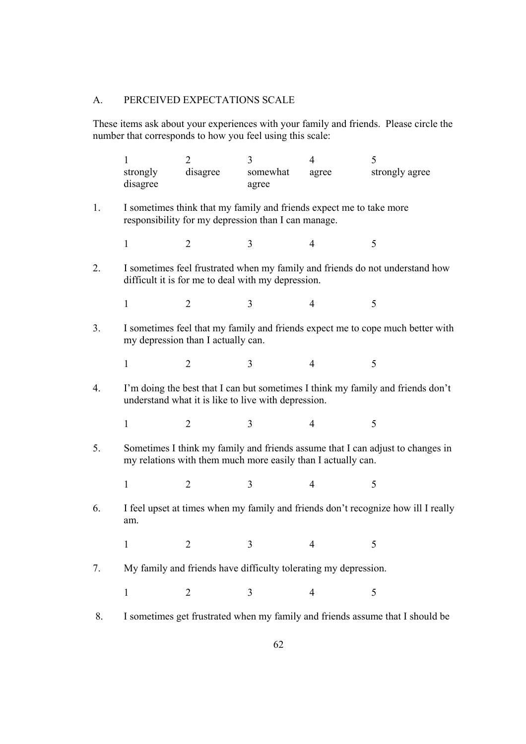## A. PERCEIVED EXPECTATIONS SCALE

These items ask about your experiences with your family and friends. Please circle the number that corresponds to how you feel using this scale:

| 1 | 2 | 3 | 4 | 5 |
|---|---|---|---|---|
| strongly disagree | disagree | somewhat agree | agree | strongly agree |

1. I sometimes think that my family and friends expect me to take more responsibility for my depression than I can manage.

   1 2 3 4 5

2. I sometimes feel frustrated when my family and friends do not understand how difficult it is for me to deal with my depression.

   1 2 3 4 5

3. I sometimes feel that my family and friends expect me to cope much better with my depression than I actually can.

   1 2 3 4 5

4. I'm doing the best that I can but sometimes I think my family and friends don't understand what it is like to live with depression.

   1 2 3 4 5

5. Sometimes I think my family and friends assume that I can adjust to changes in my relations with them much more easily than I actually can.

   1 2 3 4 5

6. I feel upset at times when my family and friends don't recognize how ill I really am.

   1 2 3 4 5

7. My family and friends have difficulty tolerating my depression.

   1 2 3 4 5

8. I sometimes get frustrated when my family and friends assume that I should be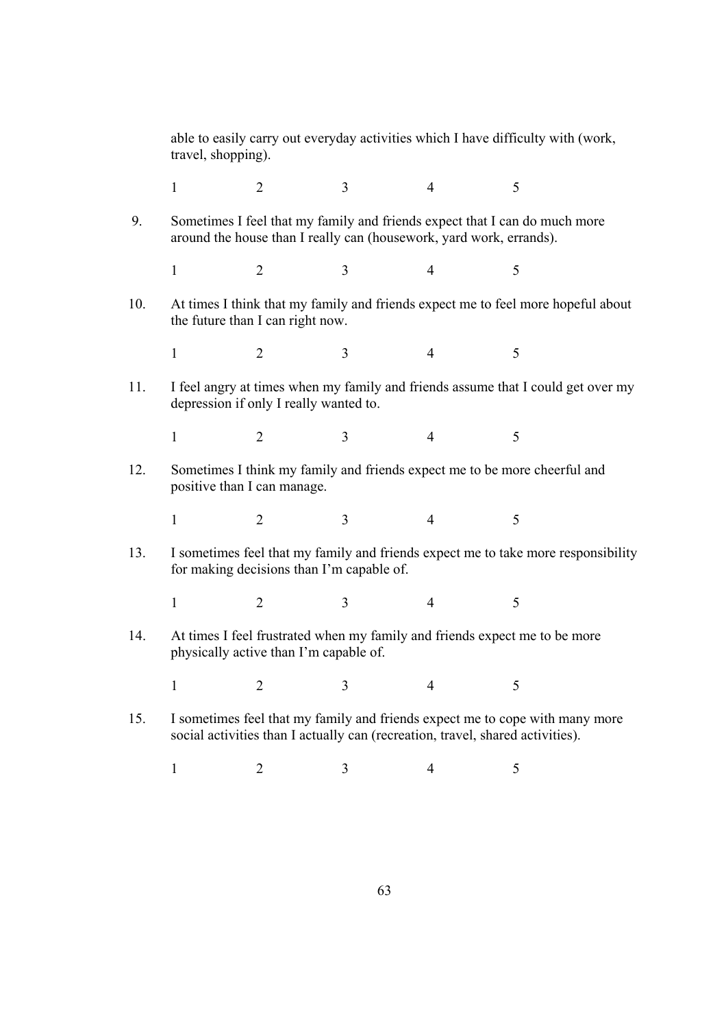able to easily carry out everyday activities which I have difficulty with (work, travel, shopping).

1 2 3 4 5

9. Sometimes I feel that my family and friends expect that I can do much more around the house than I really can (housework, yard work, errands).

1 2 3 4 5

10. At times I think that my family and friends expect me to feel more hopeful about the future than I can right now.

1 2 3 4 5

11. I feel angry at times when my family and friends assume that I could get over my depression if only I really wanted to.

1 2 3 4 5

12. Sometimes I think my family and friends expect me to be more cheerful and positive than I can manage.

1 2 3 4 5

13. I sometimes feel that my family and friends expect me to take more responsibility for making decisions than I'm capable of.

1 2 3 4 5

14. At times I feel frustrated when my family and friends expect me to be more physically active than I'm capable of.

1 2 3 4 5

15. I sometimes feel that my family and friends expect me to cope with many more social activities than I actually can (recreation, travel, shared activities).

1 2 3 4 5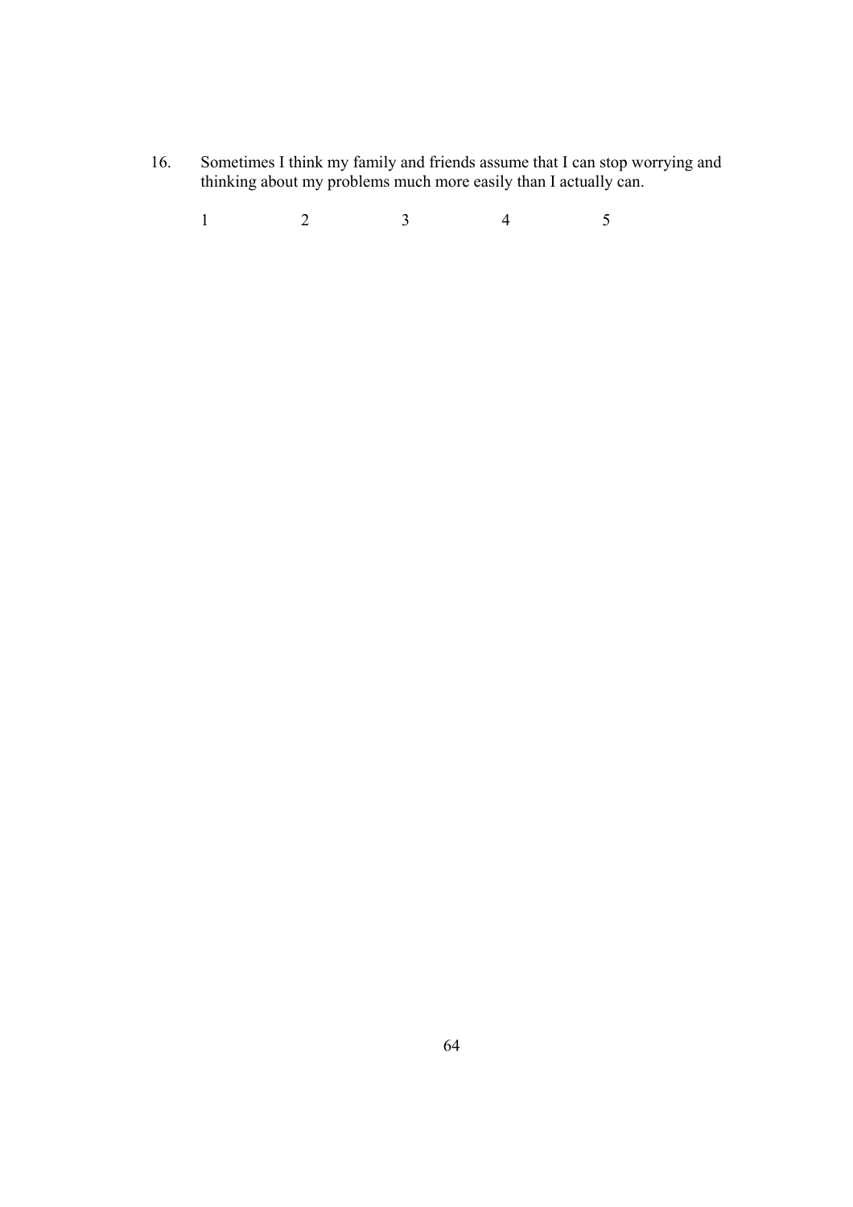16. Sometimes I think my family and friends assume that I can stop worrying and thinking about my problems much more easily than I actually can.

    1 2 3 4 5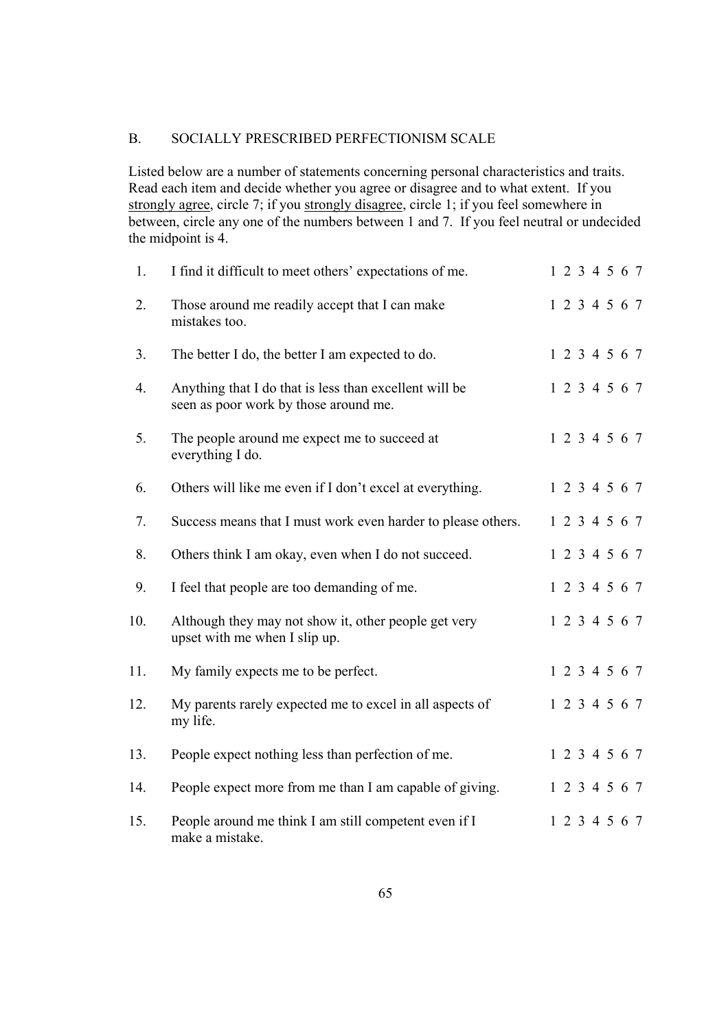## B. SOCIALLY PRESCRIBED PERFECTIONISM SCALE

Listed below are a number of statements concerning personal characteristics and traits. Read each item and decide whether you agree or disagree and to what extent. If you strongly agree, circle 7; if you strongly disagree, circle 1; if you feel somewhere in between, circle any one of the numbers between 1 and 7. If you feel neutral or undecided the midpoint is 4.

| | | |
|---|---|---|
| 1. | I find it difficult to meet others' expectations of me. | 1 2 3 4 5 6 7 |
| 2. | Those around me readily accept that I can make mistakes too. | 1 2 3 4 5 6 7 |
| 3. | The better I do, the better I am expected to do. | 1 2 3 4 5 6 7 |
| 4. | Anything that I do that is less than excellent will be seen as poor work by those around me. | 1 2 3 4 5 6 7 |
| 5. | The people around me expect me to succeed at everything I do. | 1 2 3 4 5 6 7 |
| 6. | Others will like me even if I don't excel at everything. | 1 2 3 4 5 6 7 |
| 7. | Success means that I must work even harder to please others. | 1 2 3 4 5 6 7 |
| 8. | Others think I am okay, even when I do not succeed. | 1 2 3 4 5 6 7 |
| 9. | I feel that people are too demanding of me. | 1 2 3 4 5 6 7 |
| 10. | Although they may not show it, other people get very upset with me when I slip up. | 1 2 3 4 5 6 7 |
| 11. | My family expects me to be perfect. | 1 2 3 4 5 6 7 |
| 12. | My parents rarely expected me to excel in all aspects of my life. | 1 2 3 4 5 6 7 |
| 13. | People expect nothing less than perfection of me. | 1 2 3 4 5 6 7 |
| 14. | People expect more from me than I am capable of giving. | 1 2 3 4 5 6 7 |
| 15. | People around me think I am still competent even if I make a mistake. | 1 2 3 4 5 6 7 |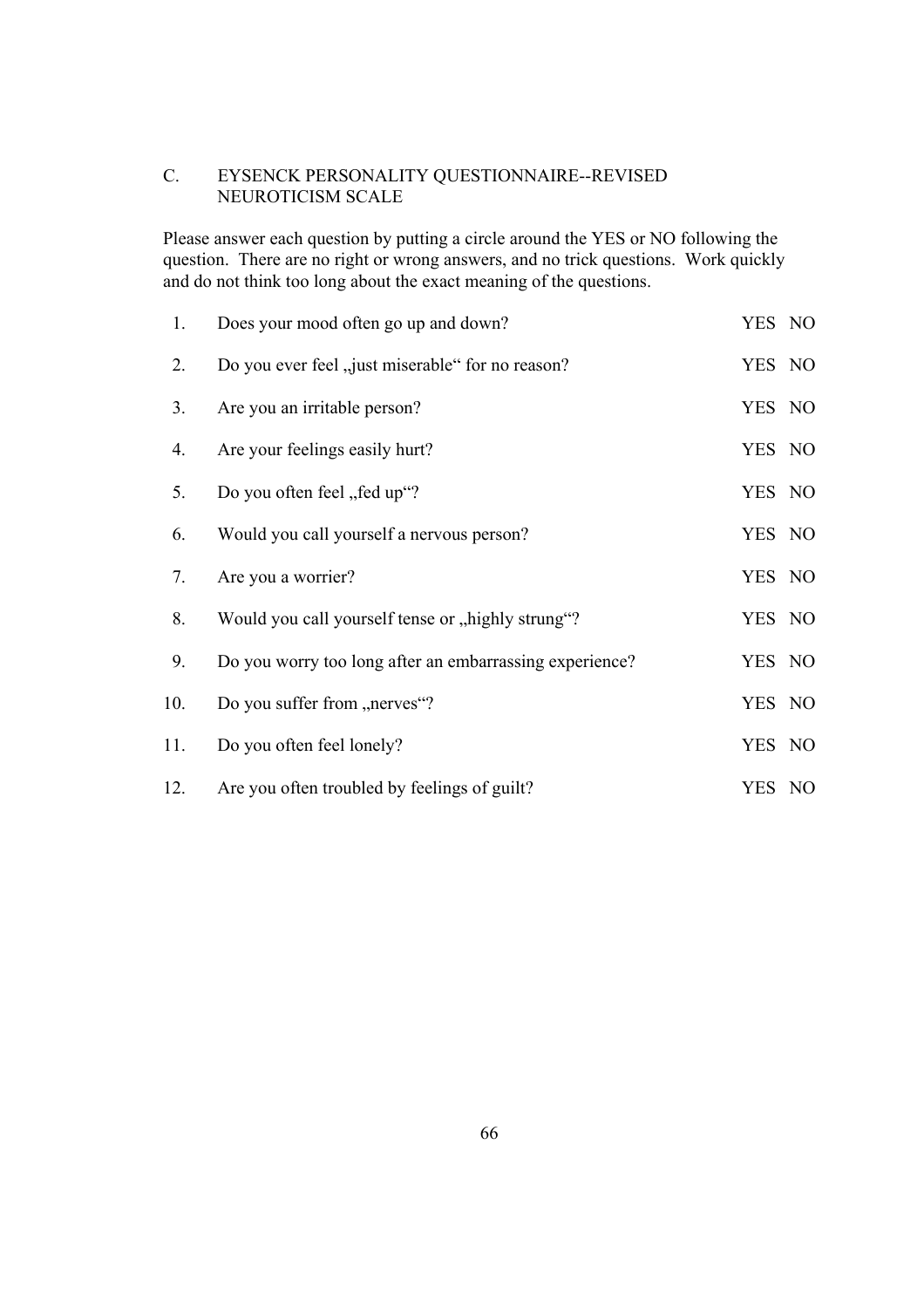## C. EYSENCK PERSONALITY QUESTIONNAIRE--REVISED NEUROTICISM SCALE

Please answer each question by putting a circle around the YES or NO following the question. There are no right or wrong answers, and no trick questions. Work quickly and do not think too long about the exact meaning of the questions.

| | | |
|---|---|---|
| 1. | Does your mood often go up and down? | YES NO |
| 2. | Do you ever feel „just miserable“ for no reason? | YES NO |
| 3. | Are you an irritable person? | YES NO |
| 4. | Are your feelings easily hurt? | YES NO |
| 5. | Do you often feel „fed up“? | YES NO |
| 6. | Would you call yourself a nervous person? | YES NO |
| 7. | Are you a worrier? | YES NO |
| 8. | Would you call yourself tense or „highly strung“? | YES NO |
| 9. | Do you worry too long after an embarrassing experience? | YES NO |
| 10. | Do you suffer from „nerves“? | YES NO |
| 11. | Do you often feel lonely? | YES NO |
| 12. | Are you often troubled by feelings of guilt? | YES NO |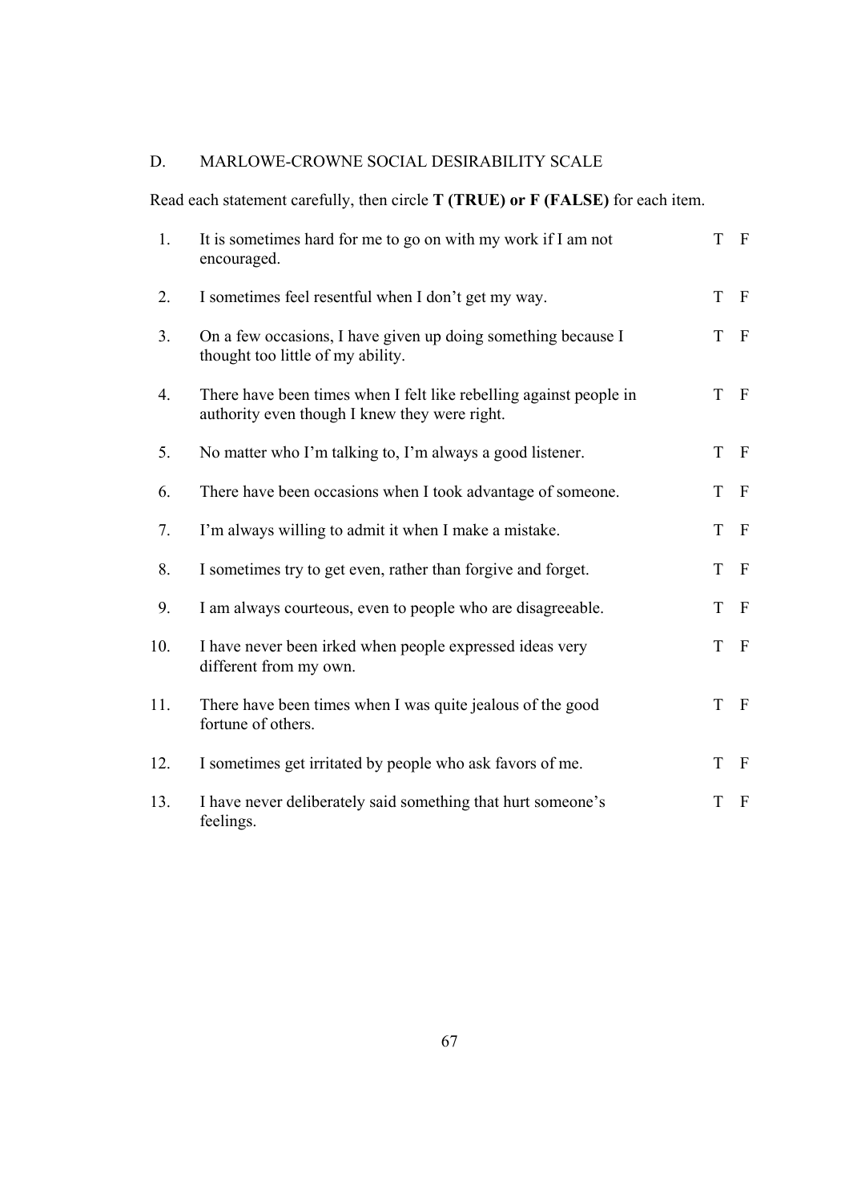## D. MARLOWE-CROWNE SOCIAL DESIRABILITY SCALE

Read each statement carefully, then circle **T (TRUE) or F (FALSE)** for each item.

1. It is sometimes hard for me to go on with my work if I am not encouraged. T F
2. I sometimes feel resentful when I don't get my way. T F
3. On a few occasions, I have given up doing something because I thought too little of my ability. T F
4. There have been times when I felt like rebelling against people in authority even though I knew they were right. T F
5. No matter who I'm talking to, I'm always a good listener. T F
6. There have been occasions when I took advantage of someone. T F
7. I'm always willing to admit it when I make a mistake. T F
8. I sometimes try to get even, rather than forgive and forget. T F
9. I am always courteous, even to people who are disagreeable. T F
10. I have never been irked when people expressed ideas very different from my own. T F
11. There have been times when I was quite jealous of the good fortune of others. T F
12. I sometimes get irritated by people who ask favors of me. T F
13. I have never deliberately said something that hurt someone's feelings. T F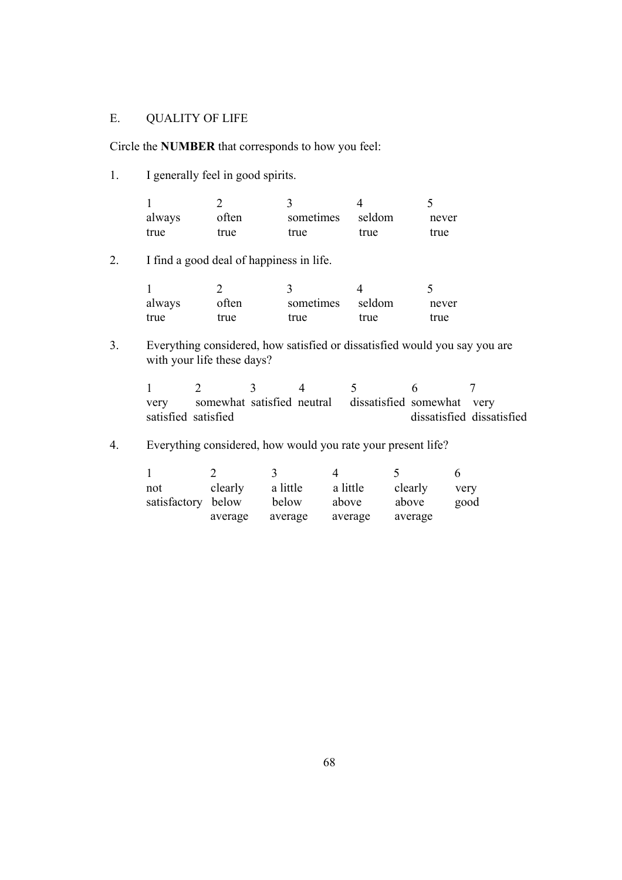## E. QUALITY OF LIFE

Circle the **NUMBER** that corresponds to how you feel:

1. I generally feel in good spirits.

| 1 | 2 | 3 | 4 | 5 |
|---|---|---|---|---|
| always true | often true | sometimes true | seldom true | never true |

2. I find a good deal of happiness in life.

| 1 | 2 | 3 | 4 | 5 |
|---|---|---|---|---|
| always true | often true | sometimes true | seldom true | never true |

3. Everything considered, how satisfied or dissatisfied would you say you are with your life these days?

| 1 | 2 | 3 | 4 | 5 | 6 | 7 |
|---|---|---|---|---|---|---|
| very satisfied | somewhat satisfied | satisfied | neutral | dissatisfied | somewhat dissatisfied | very dissatisfied |

4. Everything considered, how would you rate your present life?

| 1 | 2 | 3 | 4 | 5 | 6 |
|---|---|---|---|---|---|
| not satisfactory | clearly below average | a little below average | a little above average | clearly above average | very good |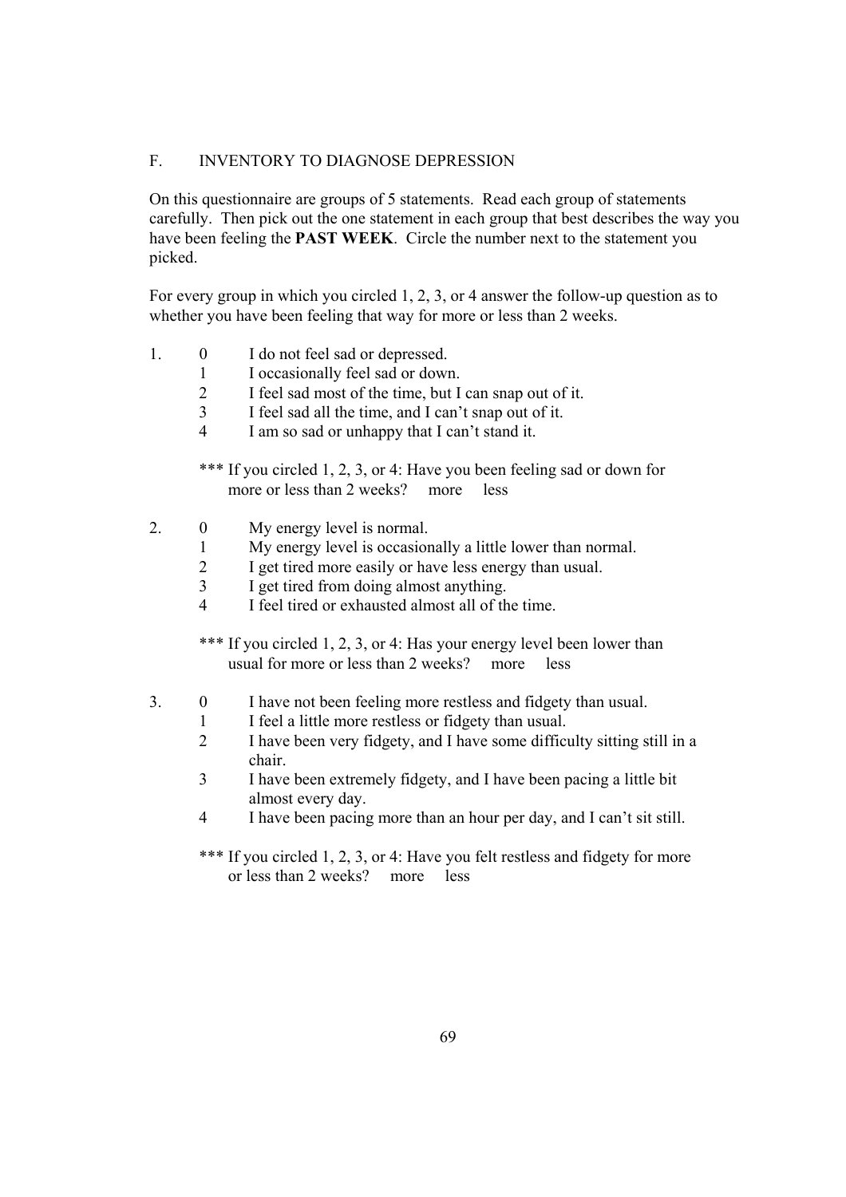## F. INVENTORY TO DIAGNOSE DEPRESSION

On this questionnaire are groups of 5 statements. Read each group of statements carefully. Then pick out the one statement in each group that best describes the way you have been feeling the **PAST WEEK**. Circle the number next to the statement you picked.

For every group in which you circled 1, 2, 3, or 4 answer the follow-up question as to whether you have been feeling that way for more or less than 2 weeks.

1.
   - 0 I do not feel sad or depressed.
   - 1 I occasionally feel sad or down.
   - 2 I feel sad most of the time, but I can snap out of it.
   - 3 I feel sad all the time, and I can't snap out of it.
   - 4 I am so sad or unhappy that I can't stand it.

   *** If you circled 1, 2, 3, or 4: Have you been feeling sad or down for more or less than 2 weeks? more less

2.
   - 0 My energy level is normal.
   - 1 My energy level is occasionally a little lower than normal.
   - 2 I get tired more easily or have less energy than usual.
   - 3 I get tired from doing almost anything.
   - 4 I feel tired or exhausted almost all of the time.

   *** If you circled 1, 2, 3, or 4: Has your energy level been lower than usual for more or less than 2 weeks? more less

3.
   - 0 I have not been feeling more restless and fidgety than usual.
   - 1 I feel a little more restless or fidgety than usual.
   - 2 I have been very fidgety, and I have some difficulty sitting still in a chair.
   - 3 I have been extremely fidgety, and I have been pacing a little bit almost every day.
   - 4 I have been pacing more than an hour per day, and I can't sit still.

   *** If you circled 1, 2, 3, or 4: Have you felt restless and fidgety for more or less than 2 weeks? more less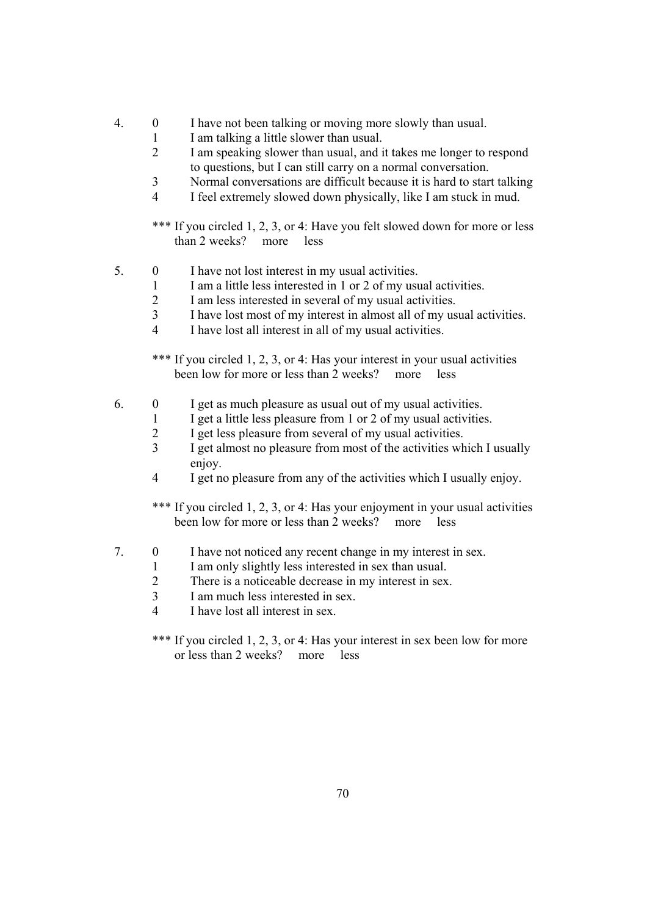4. 0 I have not been talking or moving more slowly than usual.
   1 I am talking a little slower than usual.
   2 I am speaking slower than usual, and it takes me longer to respond to questions, but I can still carry on a normal conversation.
   3 Normal conversations are difficult because it is hard to start talking
   4 I feel extremely slowed down physically, like I am stuck in mud.

   *** If you circled 1, 2, 3, or 4: Have you felt slowed down for more or less than 2 weeks? more less

5. 0 I have not lost interest in my usual activities.
   1 I am a little less interested in 1 or 2 of my usual activities.
   2 I am less interested in several of my usual activities.
   3 I have lost most of my interest in almost all of my usual activities.
   4 I have lost all interest in all of my usual activities.

   *** If you circled 1, 2, 3, or 4: Has your interest in your usual activities been low for more or less than 2 weeks? more less

6. 0 I get as much pleasure as usual out of my usual activities.
   1 I get a little less pleasure from 1 or 2 of my usual activities.
   2 I get less pleasure from several of my usual activities.
   3 I get almost no pleasure from most of the activities which I usually enjoy.
   4 I get no pleasure from any of the activities which I usually enjoy.

   *** If you circled 1, 2, 3, or 4: Has your enjoyment in your usual activities been low for more or less than 2 weeks? more less

7. 0 I have not noticed any recent change in my interest in sex.
   1 I am only slightly less interested in sex than usual.
   2 There is a noticeable decrease in my interest in sex.
   3 I am much less interested in sex.
   4 I have lost all interest in sex.

   *** If you circled 1, 2, 3, or 4: Has your interest in sex been low for more or less than 2 weeks? more less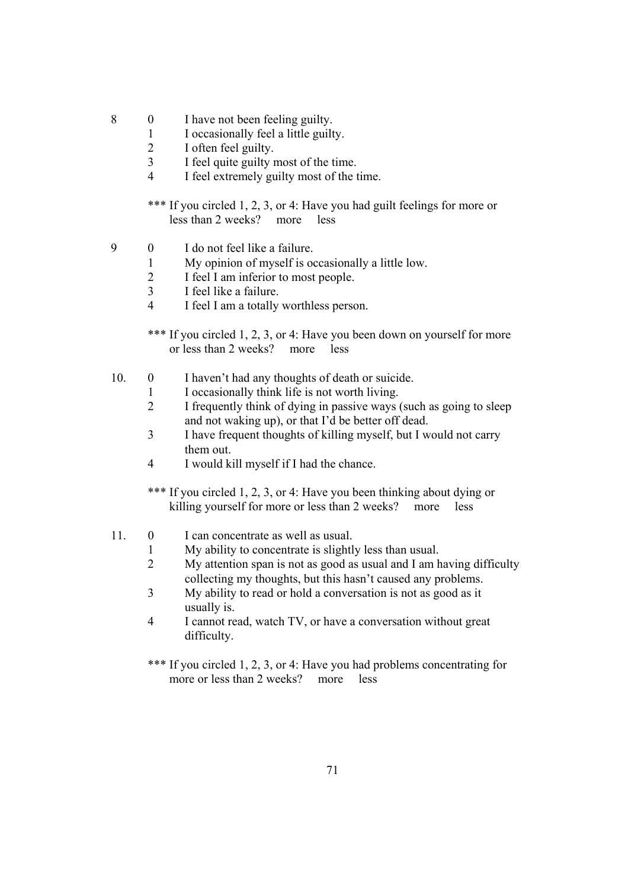8

0 I have not been feeling guilty.
1 I occasionally feel a little guilty.
2 I often feel guilty.
3 I feel quite guilty most of the time.
4 I feel extremely guilty most of the time.

*** If you circled 1, 2, 3, or 4: Have you had guilt feelings for more or less than 2 weeks? more less

9

0 I do not feel like a failure.
1 My opinion of myself is occasionally a little low.
2 I feel I am inferior to most people.
3 I feel like a failure.
4 I feel I am a totally worthless person.

*** If you circled 1, 2, 3, or 4: Have you been down on yourself for more or less than 2 weeks? more less

10.

0 I haven't had any thoughts of death or suicide.
1 I occasionally think life is not worth living.
2 I frequently think of dying in passive ways (such as going to sleep and not waking up), or that I'd be better off dead.
3 I have frequent thoughts of killing myself, but I would not carry them out.
4 I would kill myself if I had the chance.

*** If you circled 1, 2, 3, or 4: Have you been thinking about dying or killing yourself for more or less than 2 weeks? more less

11.

0 I can concentrate as well as usual.
1 My ability to concentrate is slightly less than usual.
2 My attention span is not as good as usual and I am having difficulty collecting my thoughts, but this hasn't caused any problems.
3 My ability to read or hold a conversation is not as good as it usually is.
4 I cannot read, watch TV, or have a conversation without great difficulty.

*** If you circled 1, 2, 3, or 4: Have you had problems concentrating for more or less than 2 weeks? more less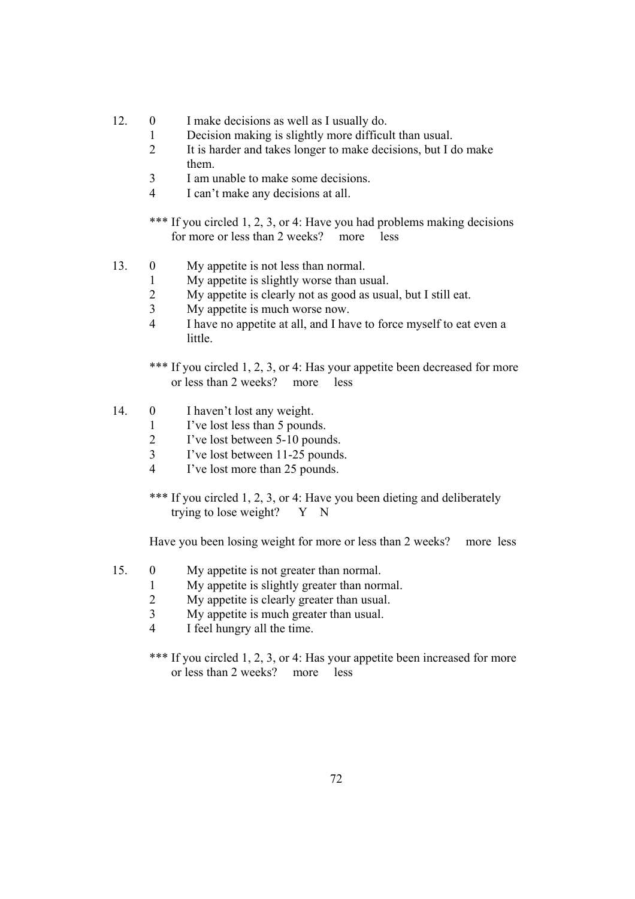12. 0 I make decisions as well as I usually do.
    1 Decision making is slightly more difficult than usual.
    2 It is harder and takes longer to make decisions, but I do make them.
    3 I am unable to make some decisions.
    4 I can't make any decisions at all.

    *** If you circled 1, 2, 3, or 4: Have you had problems making decisions for more or less than 2 weeks? more less

13. 0 My appetite is not less than normal.
    1 My appetite is slightly worse than usual.
    2 My appetite is clearly not as good as usual, but I still eat.
    3 My appetite is much worse now.
    4 I have no appetite at all, and I have to force myself to eat even a little.

    *** If you circled 1, 2, 3, or 4: Has your appetite been decreased for more or less than 2 weeks? more less

14. 0 I haven't lost any weight.
    1 I've lost less than 5 pounds.
    2 I've lost between 5-10 pounds.
    3 I've lost between 11-25 pounds.
    4 I've lost more than 25 pounds.

    *** If you circled 1, 2, 3, or 4: Have you been dieting and deliberately trying to lose weight? Y N

    Have you been losing weight for more or less than 2 weeks? more less

15. 0 My appetite is not greater than normal.
    1 My appetite is slightly greater than normal.
    2 My appetite is clearly greater than usual.
    3 My appetite is much greater than usual.
    4 I feel hungry all the time.

    *** If you circled 1, 2, 3, or 4: Has your appetite been increased for more or less than 2 weeks? more less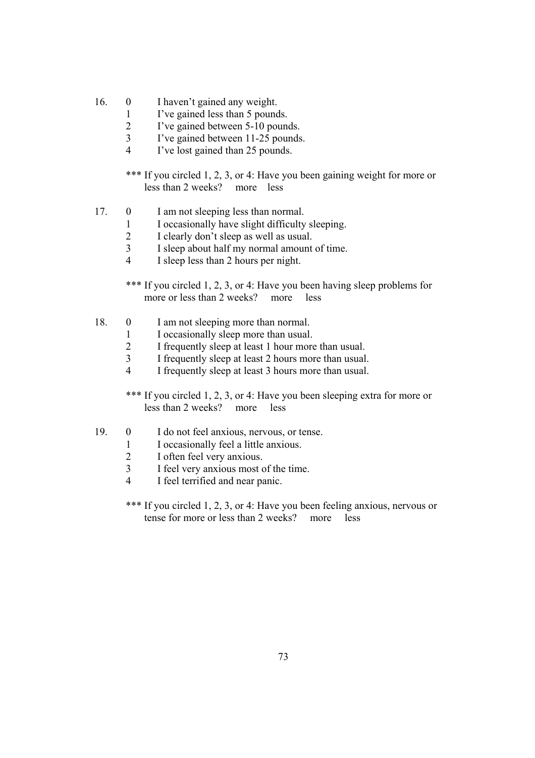16. 0 I haven't gained any weight.
    1 I've gained less than 5 pounds.
    2 I've gained between 5-10 pounds.
    3 I've gained between 11-25 pounds.
    4 I've lost gained than 25 pounds.

    *** If you circled 1, 2, 3, or 4: Have you been gaining weight for more or less than 2 weeks?  more  less

17. 0 I am not sleeping less than normal.
    1 I occasionally have slight difficulty sleeping.
    2 I clearly don't sleep as well as usual.
    3 I sleep about half my normal amount of time.
    4 I sleep less than 2 hours per night.

    *** If you circled 1, 2, 3, or 4: Have you been having sleep problems for more or less than 2 weeks?  more  less

18. 0 I am not sleeping more than normal.
    1 I occasionally sleep more than usual.
    2 I frequently sleep at least 1 hour more than usual.
    3 I frequently sleep at least 2 hours more than usual.
    4 I frequently sleep at least 3 hours more than usual.

    *** If you circled 1, 2, 3, or 4: Have you been sleeping extra for more or less than 2 weeks?  more  less

19. 0 I do not feel anxious, nervous, or tense.
    1 I occasionally feel a little anxious.
    2 I often feel very anxious.
    3 I feel very anxious most of the time.
    4 I feel terrified and near panic.

    *** If you circled 1, 2, 3, or 4: Have you been feeling anxious, nervous or tense for more or less than 2 weeks?  more  less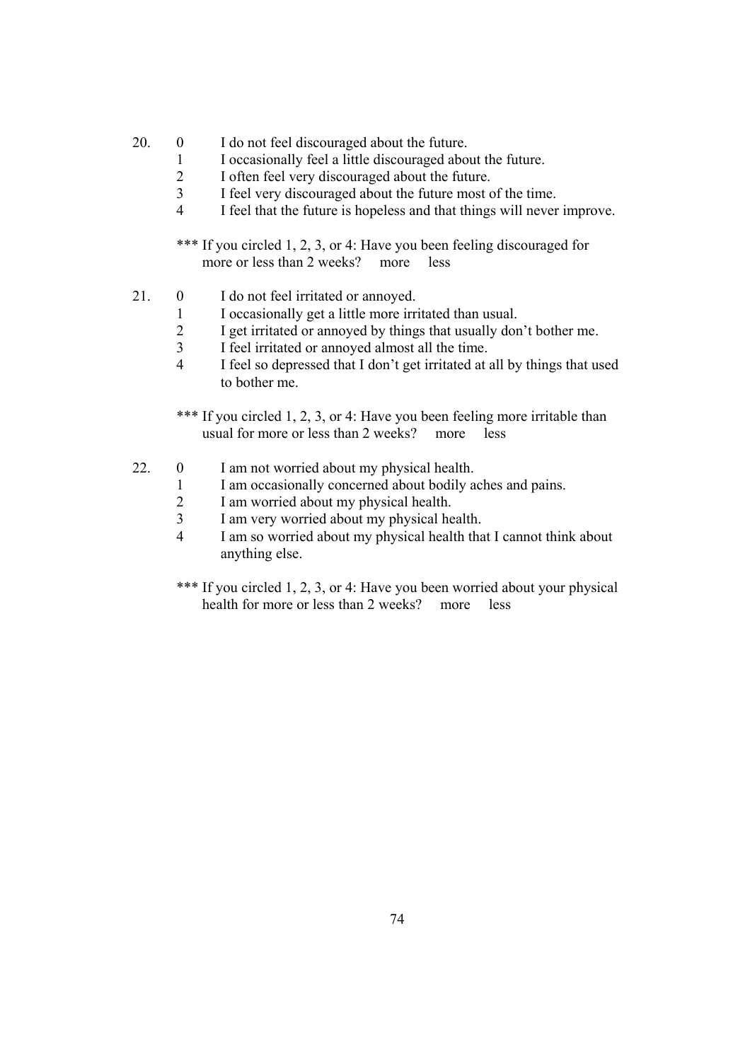20. 0 I do not feel discouraged about the future.
    1 I occasionally feel a little discouraged about the future.
    2 I often feel very discouraged about the future.
    3 I feel very discouraged about the future most of the time.
    4 I feel that the future is hopeless and that things will never improve.

    *** If you circled 1, 2, 3, or 4: Have you been feeling discouraged for more or less than 2 weeks? more less

21. 0 I do not feel irritated or annoyed.
    1 I occasionally get a little more irritated than usual.
    2 I get irritated or annoyed by things that usually don't bother me.
    3 I feel irritated or annoyed almost all the time.
    4 I feel so depressed that I don't get irritated at all by things that used to bother me.

    *** If you circled 1, 2, 3, or 4: Have you been feeling more irritable than usual for more or less than 2 weeks? more less

22. 0 I am not worried about my physical health.
    1 I am occasionally concerned about bodily aches and pains.
    2 I am worried about my physical health.
    3 I am very worried about my physical health.
    4 I am so worried about my physical health that I cannot think about anything else.

    *** If you circled 1, 2, 3, or 4: Have you been worried about your physical health for more or less than 2 weeks? more less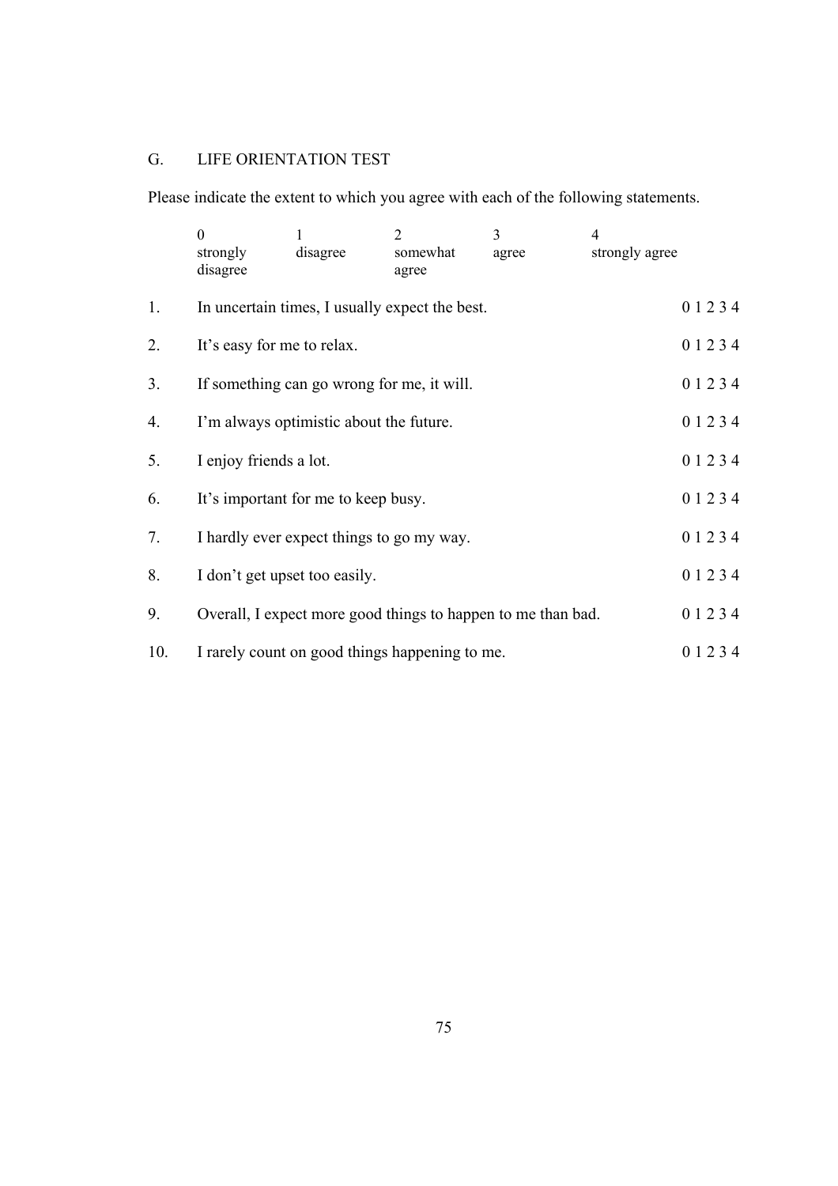## G. LIFE ORIENTATION TEST

Please indicate the extent to which you agree with each of the following statements.

| 0 | 1 | 2 | 3 | 4 |
|---|---|---|---|---|
| strongly disagree | disagree | somewhat agree | agree | strongly agree |

| | | |
|---|---|---|
| 1. | In uncertain times, I usually expect the best. | 0 1 2 3 4 |
| 2. | It's easy for me to relax. | 0 1 2 3 4 |
| 3. | If something can go wrong for me, it will. | 0 1 2 3 4 |
| 4. | I'm always optimistic about the future. | 0 1 2 3 4 |
| 5. | I enjoy friends a lot. | 0 1 2 3 4 |
| 6. | It's important for me to keep busy. | 0 1 2 3 4 |
| 7. | I hardly ever expect things to go my way. | 0 1 2 3 4 |
| 8. | I don't get upset too easily. | 0 1 2 3 4 |
| 9. | Overall, I expect more good things to happen to me than bad. | 0 1 2 3 4 |
| 10. | I rarely count on good things happening to me. | 0 1 2 3 4 |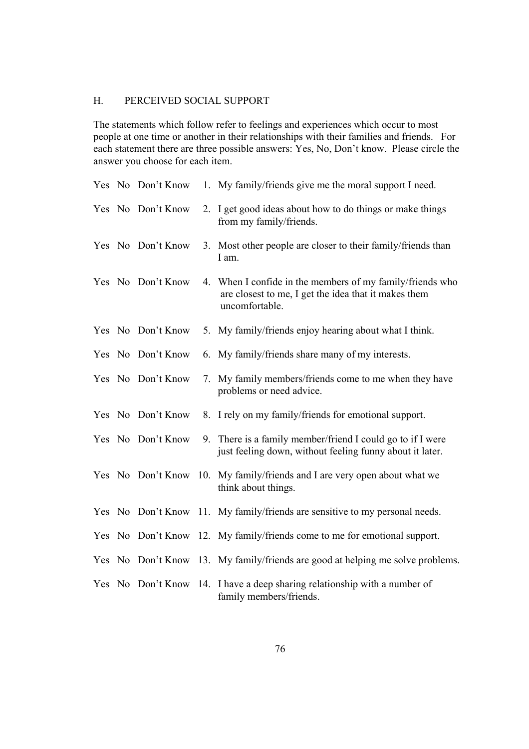## H. PERCEIVED SOCIAL SUPPORT

The statements which follow refer to feelings and experiences which occur to most people at one time or another in their relationships with their families and friends. For each statement there are three possible answers: Yes, No, Don't know. Please circle the answer you choose for each item.

Yes No Don't Know 1. My family/friends give me the moral support I need.

Yes No Don't Know 2. I get good ideas about how to do things or make things from my family/friends.

Yes No Don't Know 3. Most other people are closer to their family/friends than I am.

Yes No Don't Know 4. When I confide in the members of my family/friends who are closest to me, I get the idea that it makes them uncomfortable.

Yes No Don't Know 5. My family/friends enjoy hearing about what I think.

Yes No Don't Know 6. My family/friends share many of my interests.

Yes No Don't Know 7. My family members/friends come to me when they have problems or need advice.

Yes No Don't Know 8. I rely on my family/friends for emotional support.

Yes No Don't Know 9. There is a family member/friend I could go to if I were just feeling down, without feeling funny about it later.

Yes No Don't Know 10. My family/friends and I are very open about what we think about things.

Yes No Don't Know 11. My family/friends are sensitive to my personal needs.

Yes No Don't Know 12. My family/friends come to me for emotional support.

Yes No Don't Know 13. My family/friends are good at helping me solve problems.

Yes No Don't Know 14. I have a deep sharing relationship with a number of family members/friends.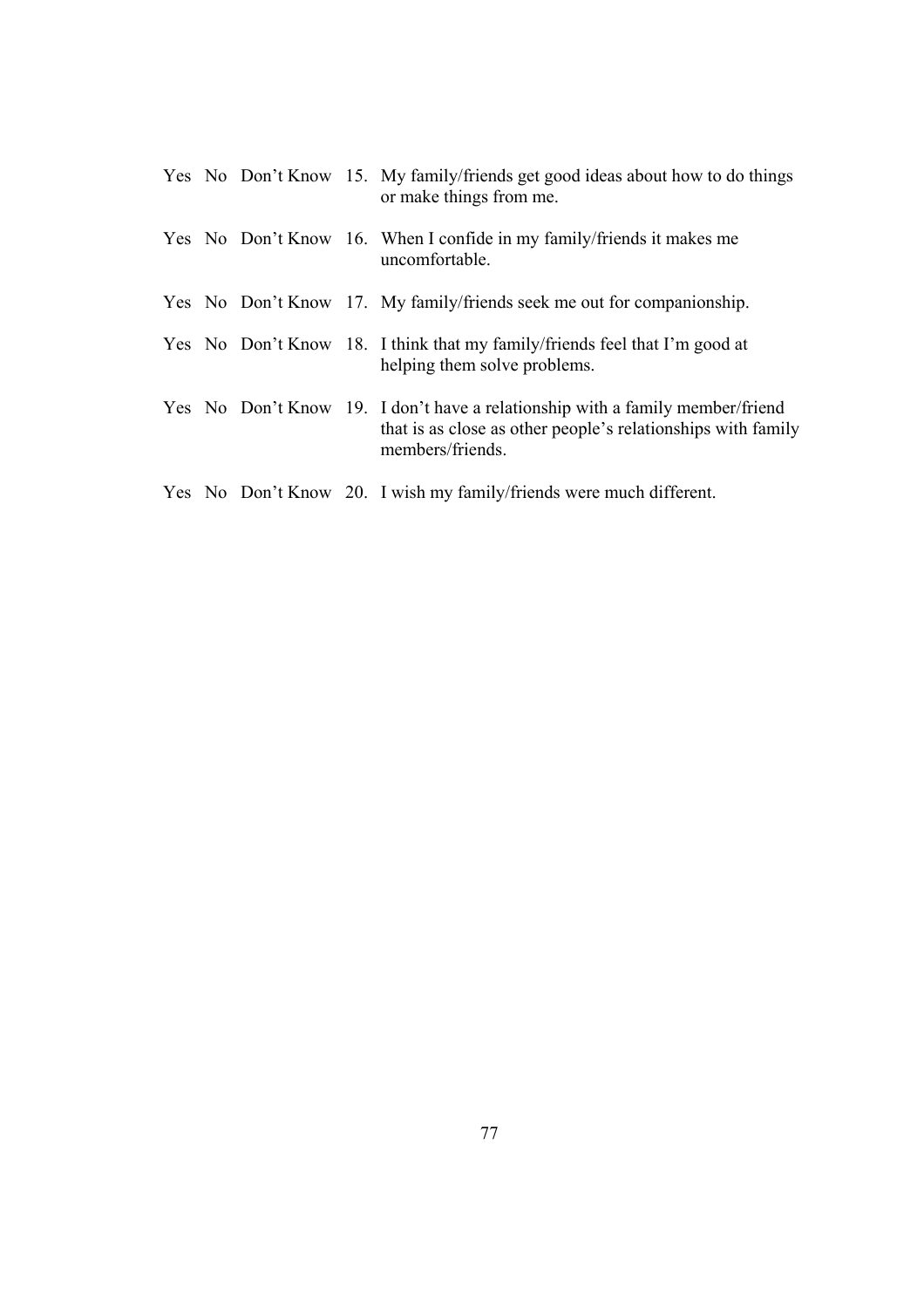Yes No Don't Know 15. My family/friends get good ideas about how to do things or make things from me.

Yes No Don't Know 16. When I confide in my family/friends it makes me uncomfortable.

Yes No Don't Know 17. My family/friends seek me out for companionship.

Yes No Don't Know 18. I think that my family/friends feel that I'm good at helping them solve problems.

Yes No Don't Know 19. I don't have a relationship with a family member/friend that is as close as other people's relationships with family members/friends.

Yes No Don't Know 20. I wish my family/friends were much different.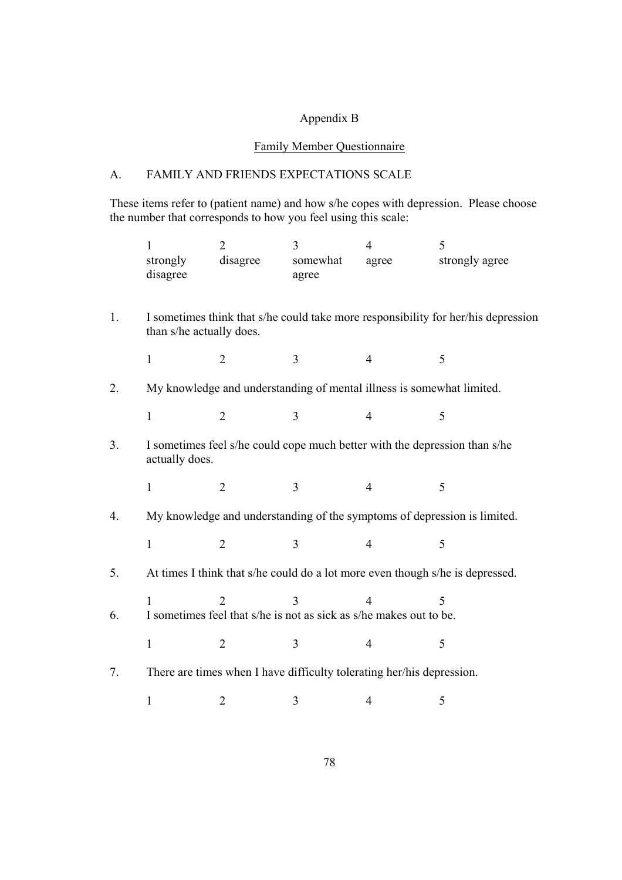Appendix B

Family Member Questionnaire

A. FAMILY AND FRIENDS EXPECTATIONS SCALE

These items refer to (patient name) and how s/he copes with depression. Please choose the number that corresponds to how you feel using this scale:

| 1 | 2 | 3 | 4 | 5 |
|---|---|---|---|---|
| strongly disagree | disagree | somewhat agree | agree | strongly agree |

1. I sometimes think that s/he could take more responsibility for her/his depression than s/he actually does.

   1 2 3 4 5

2. My knowledge and understanding of mental illness is somewhat limited.

   1 2 3 4 5

3. I sometimes feel s/he could cope much better with the depression than s/he actually does.

   1 2 3 4 5

4. My knowledge and understanding of the symptoms of depression is limited.

   1 2 3 4 5

5. At times I think that s/he could do a lot more even though s/he is depressed.

   1 2 3 4 5

6. I sometimes feel that s/he is not as sick as s/he makes out to be.

   1 2 3 4 5

7. There are times when I have difficulty tolerating her/his depression.

   1 2 3 4 5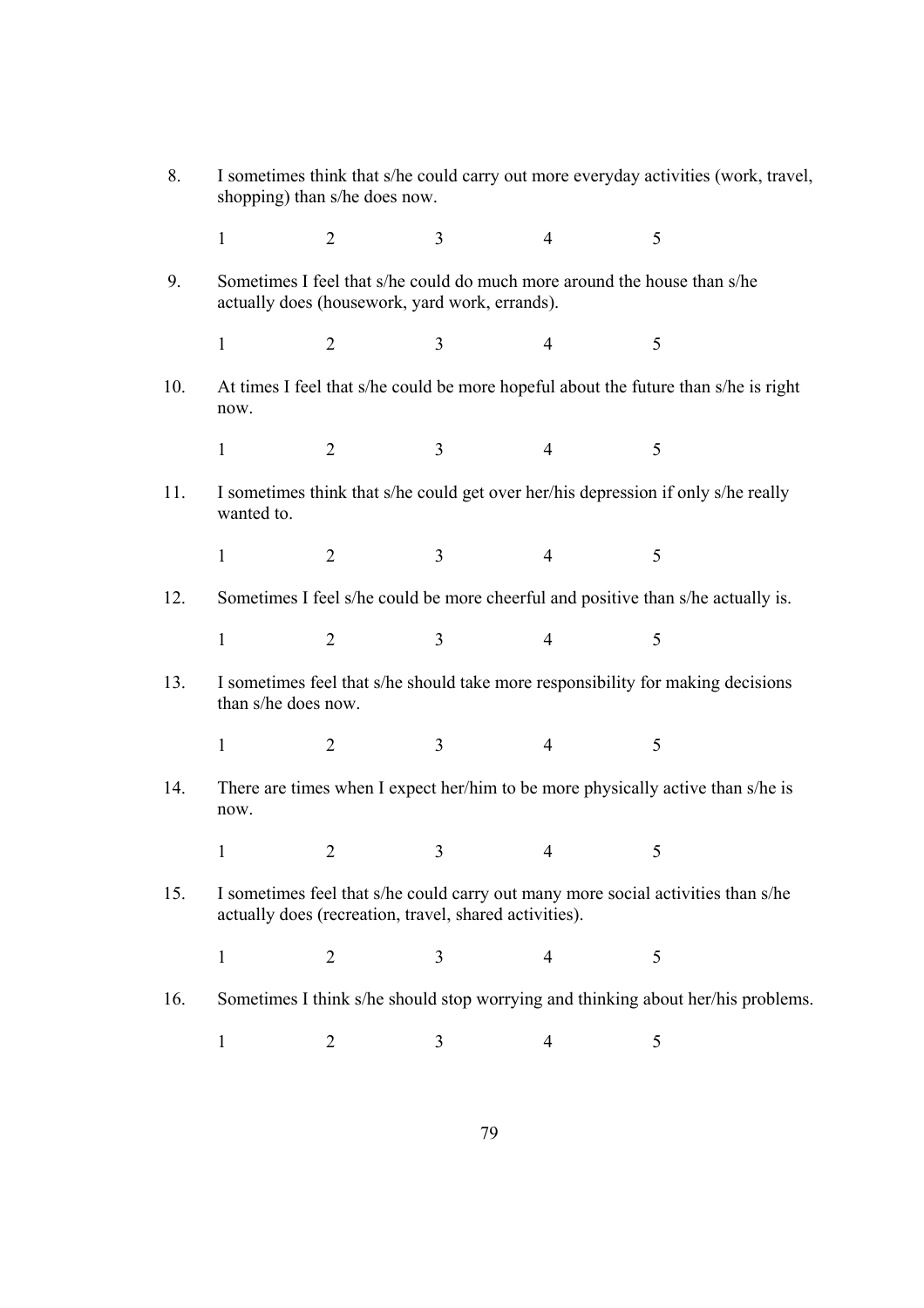8. I sometimes think that s/he could carry out more everyday activities (work, travel, shopping) than s/he does now.

   1 2 3 4 5

9. Sometimes I feel that s/he could do much more around the house than s/he actually does (housework, yard work, errands).

   1 2 3 4 5

10. At times I feel that s/he could be more hopeful about the future than s/he is right now.

    1 2 3 4 5

11. I sometimes think that s/he could get over her/his depression if only s/he really wanted to.

    1 2 3 4 5

12. Sometimes I feel s/he could be more cheerful and positive than s/he actually is.

    1 2 3 4 5

13. I sometimes feel that s/he should take more responsibility for making decisions than s/he does now.

    1 2 3 4 5

14. There are times when I expect her/him to be more physically active than s/he is now.

    1 2 3 4 5

15. I sometimes feel that s/he could carry out many more social activities than s/he actually does (recreation, travel, shared activities).

    1 2 3 4 5

16. Sometimes I think s/he should stop worrying and thinking about her/his problems.

    1 2 3 4 5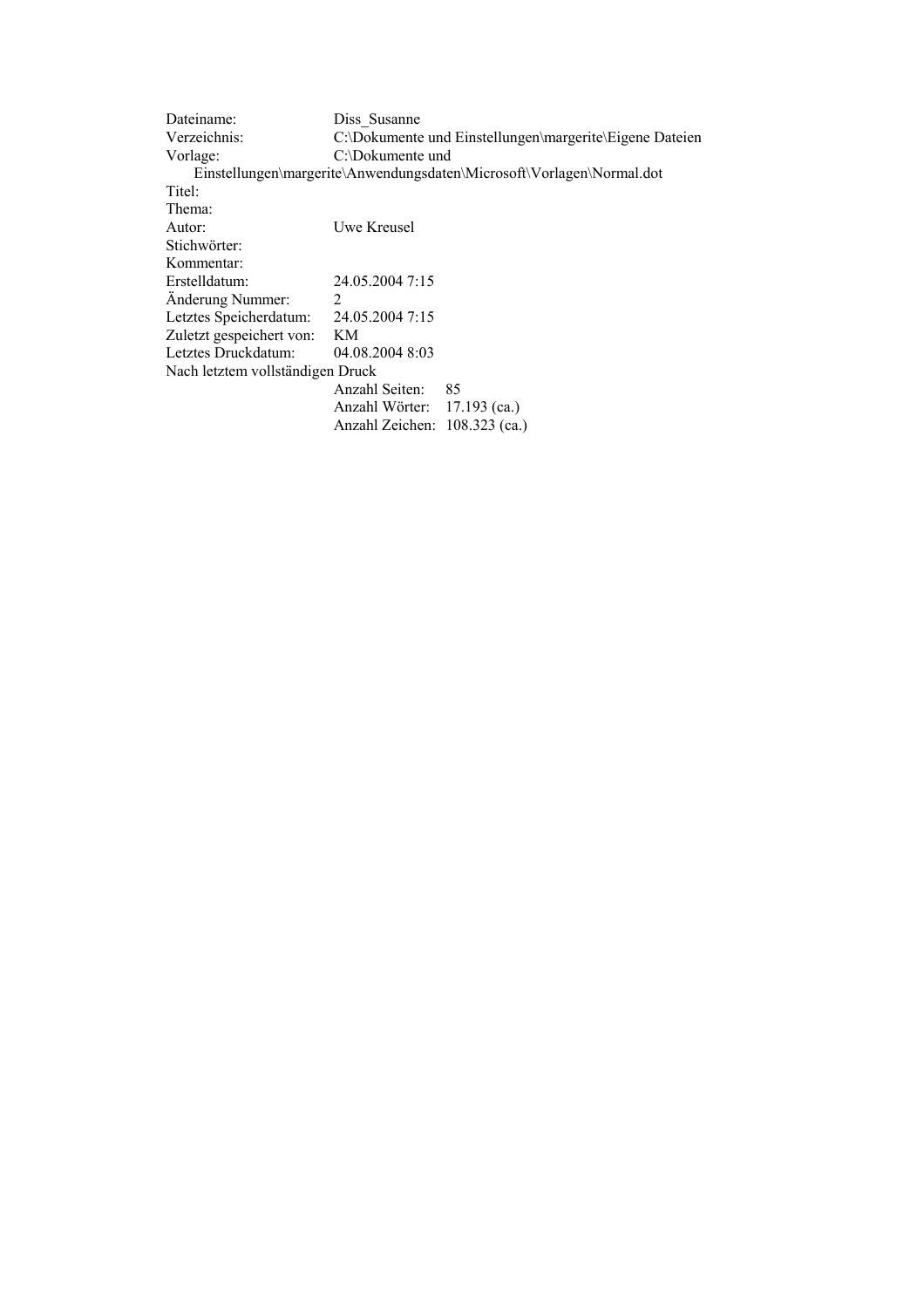| | |
|---|---|
| Dateiname: | Diss_Susanne |
| Verzeichnis: | C:\Dokumente und Einstellungen\margerite\Eigene Dateien |
| Vorlage: | C:\Dokumente und Einstellungen\margerite\Anwendungsdaten\Microsoft\Vorlagen\Normal.dot |
| Titel: | |
| Thema: | |
| Autor: | Uwe Kreusel |
| Stichwörter: | |
| Kommentar: | |
| Erstelldatum: | 24.05.2004 7:15 |
| Änderung Nummer: | 2 |
| Letztes Speicherdatum: | 24.05.2004 7:15 |
| Zuletzt gespeichert von: | KM |
| Letztes Druckdatum: | 04.08.2004 8:03 |

Nach letztem vollständigen Druck

| | |
|---|---|
| Anzahl Seiten: | 85 |
| Anzahl Wörter: | 17.193 (ca.) |
| Anzahl Zeichen: | 108.323 (ca.) |